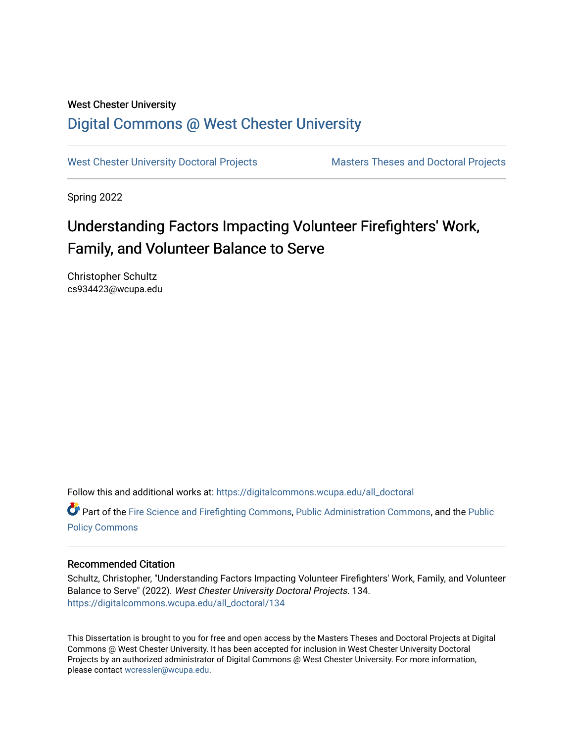West Chester University

# Digital Commons @ West Chester University

West Chester University Doctoral Projects | Masters Theses and Doctoral Projects

Spring 2022

## Understanding Factors Impacting Volunteer Firefighters' Work, Family, and Volunteer Balance to Serve

Christopher Schultz
cs934423@wcupa.edu

Follow this and additional works at: https://digitalcommons.wcupa.edu/all_doctoral

Part of the Fire Science and Firefighting Commons, Public Administration Commons, and the Public Policy Commons

### Recommended Citation

Schultz, Christopher, "Understanding Factors Impacting Volunteer Firefighters' Work, Family, and Volunteer Balance to Serve" (2022). *West Chester University Doctoral Projects*. 134.
https://digitalcommons.wcupa.edu/all_doctoral/134

This Dissertation is brought to you for free and open access by the Masters Theses and Doctoral Projects at Digital Commons @ West Chester University. It has been accepted for inclusion in West Chester University Doctoral Projects by an authorized administrator of Digital Commons @ West Chester University. For more information, please contact wcressler@wcupa.edu.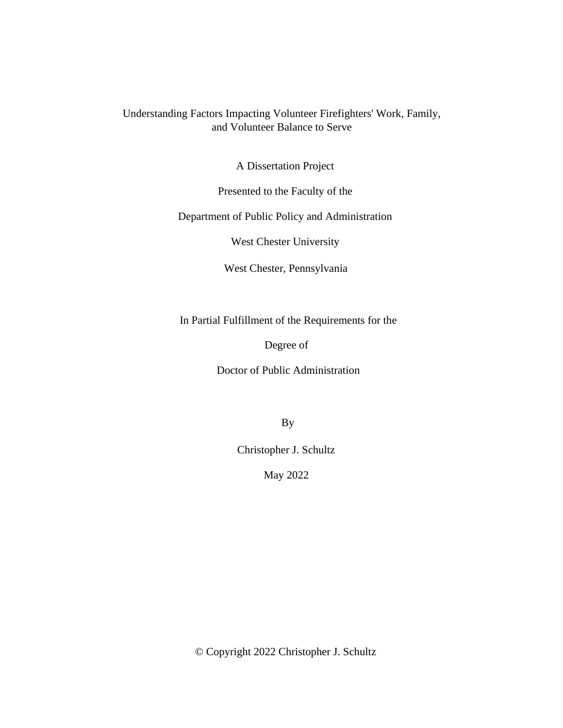# Understanding Factors Impacting Volunteer Firefighters' Work, Family, and Volunteer Balance to Serve

A Dissertation Project

Presented to the Faculty of the

Department of Public Policy and Administration

West Chester University

West Chester, Pennsylvania

In Partial Fulfillment of the Requirements for the

Degree of

Doctor of Public Administration

By

Christopher J. Schultz

May 2022

© Copyright 2022 Christopher J. Schultz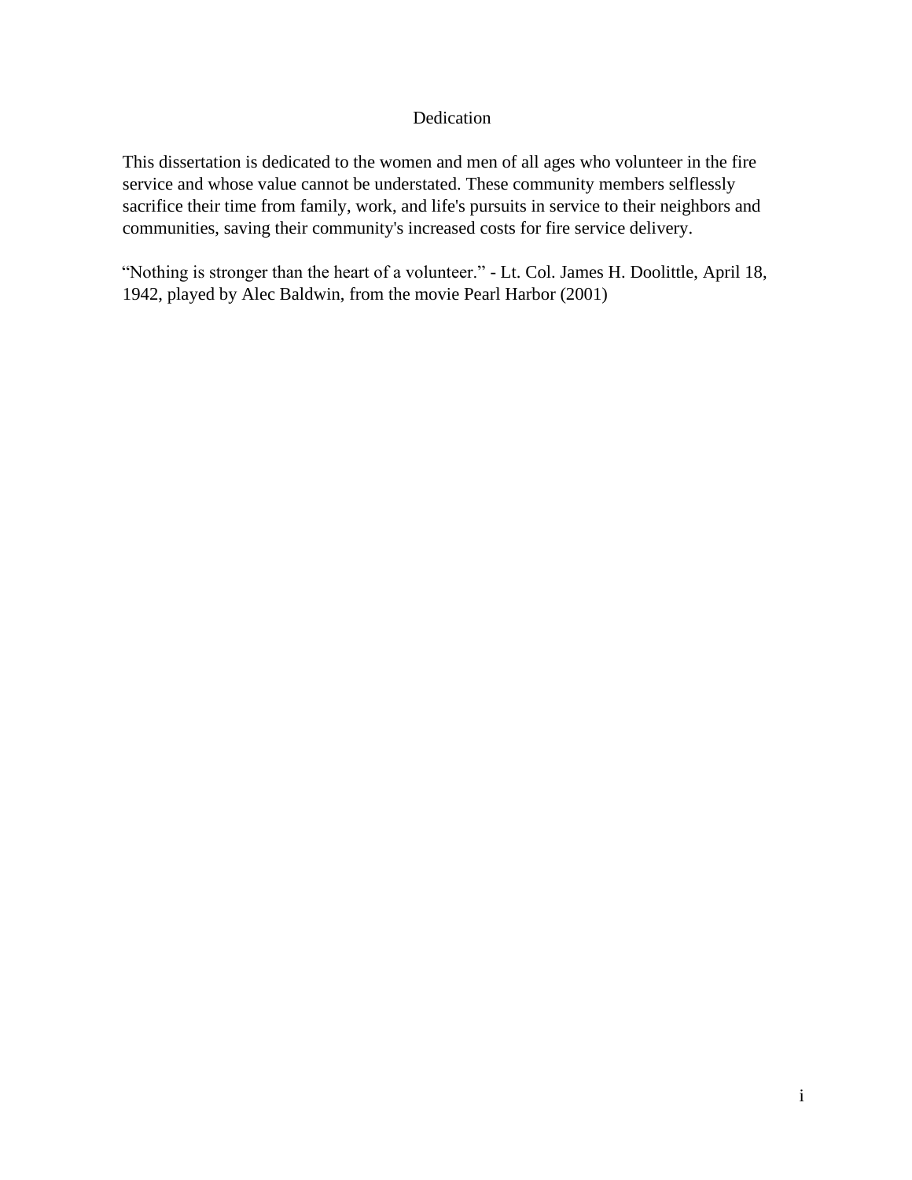# Dedication

This dissertation is dedicated to the women and men of all ages who volunteer in the fire service and whose value cannot be understated. These community members selflessly sacrifice their time from family, work, and life's pursuits in service to their neighbors and communities, saving their community's increased costs for fire service delivery.

"Nothing is stronger than the heart of a volunteer." - Lt. Col. James H. Doolittle, April 18, 1942, played by Alec Baldwin, from the movie Pearl Harbor (2001)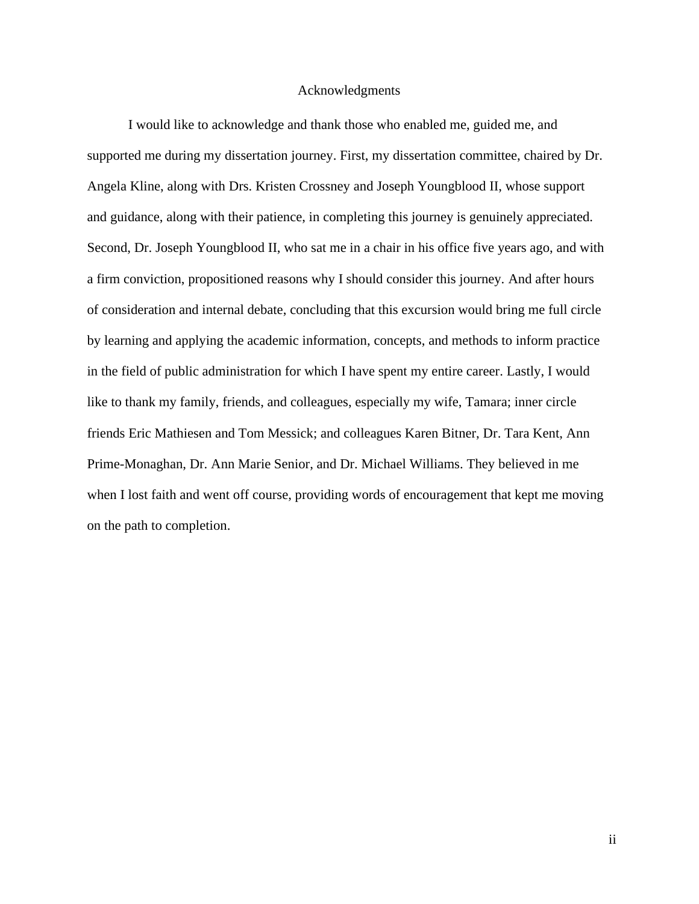# Acknowledgments

I would like to acknowledge and thank those who enabled me, guided me, and supported me during my dissertation journey. First, my dissertation committee, chaired by Dr. Angela Kline, along with Drs. Kristen Crossney and Joseph Youngblood II, whose support and guidance, along with their patience, in completing this journey is genuinely appreciated. Second, Dr. Joseph Youngblood II, who sat me in a chair in his office five years ago, and with a firm conviction, propositioned reasons why I should consider this journey. And after hours of consideration and internal debate, concluding that this excursion would bring me full circle by learning and applying the academic information, concepts, and methods to inform practice in the field of public administration for which I have spent my entire career. Lastly, I would like to thank my family, friends, and colleagues, especially my wife, Tamara; inner circle friends Eric Mathiesen and Tom Messick; and colleagues Karen Bitner, Dr. Tara Kent, Ann Prime-Monaghan, Dr. Ann Marie Senior, and Dr. Michael Williams. They believed in me when I lost faith and went off course, providing words of encouragement that kept me moving on the path to completion.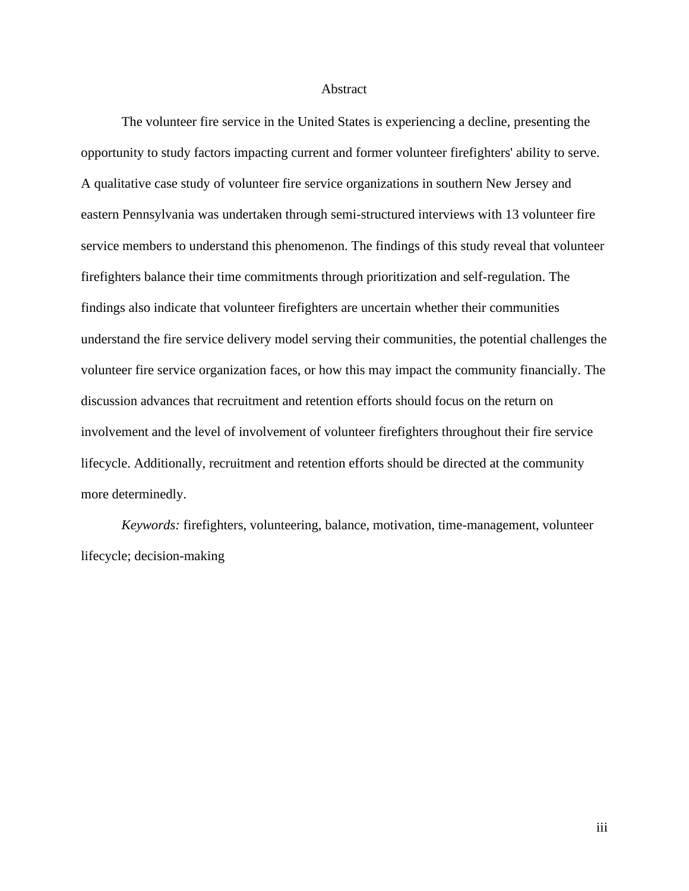# Abstract

The volunteer fire service in the United States is experiencing a decline, presenting the opportunity to study factors impacting current and former volunteer firefighters' ability to serve. A qualitative case study of volunteer fire service organizations in southern New Jersey and eastern Pennsylvania was undertaken through semi-structured interviews with 13 volunteer fire service members to understand this phenomenon. The findings of this study reveal that volunteer firefighters balance their time commitments through prioritization and self-regulation. The findings also indicate that volunteer firefighters are uncertain whether their communities understand the fire service delivery model serving their communities, the potential challenges the volunteer fire service organization faces, or how this may impact the community financially. The discussion advances that recruitment and retention efforts should focus on the return on involvement and the level of involvement of volunteer firefighters throughout their fire service lifecycle. Additionally, recruitment and retention efforts should be directed at the community more determinedly.

*Keywords:* firefighters, volunteering, balance, motivation, time-management, volunteer lifecycle; decision-making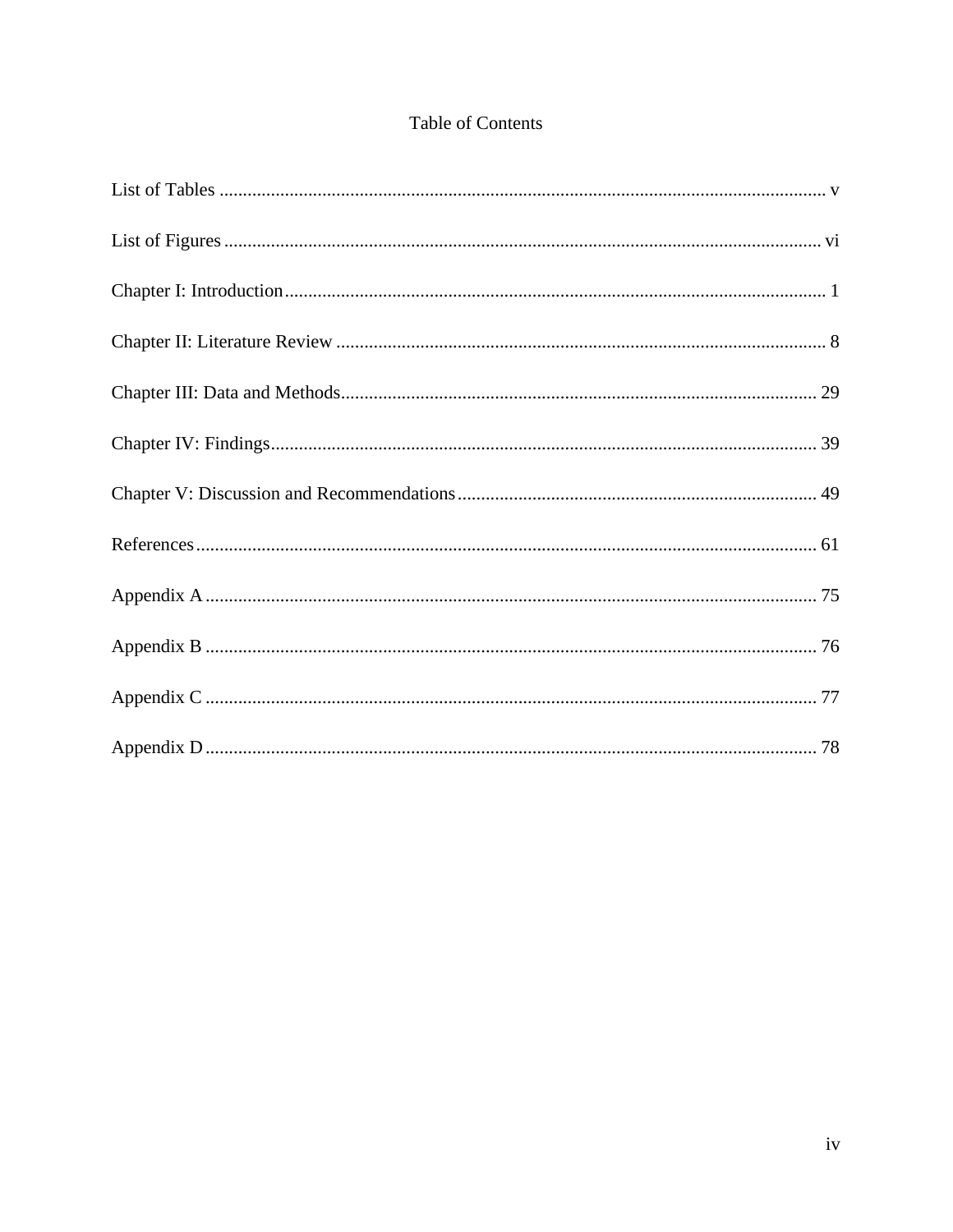# Table of Contents

List of Tables ........................................................................................................................ v

List of Figures ...................................................................................................................... vi

Chapter I: Introduction ......................................................................................................... 1

Chapter II: Literature Review .............................................................................................. 8

Chapter III: Data and Methods ............................................................................................ 29

Chapter IV: Findings ........................................................................................................... 39

Chapter V: Discussion and Recommendations .................................................................... 49

References ........................................................................................................................... 61

Appendix A ......................................................................................................................... 75

Appendix B ......................................................................................................................... 76

Appendix C ......................................................................................................................... 77

Appendix D ......................................................................................................................... 78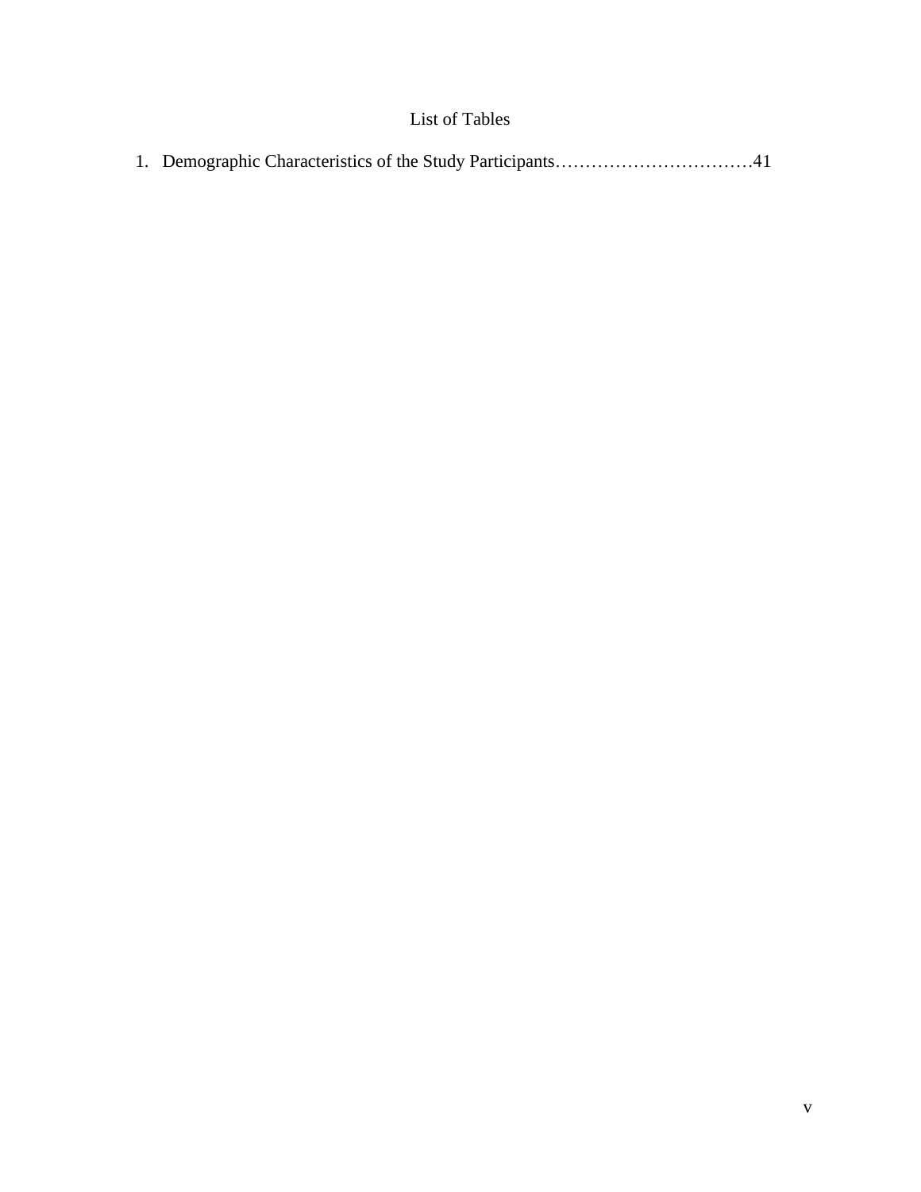# List of Tables

1. Demographic Characteristics of the Study Participants……………………………41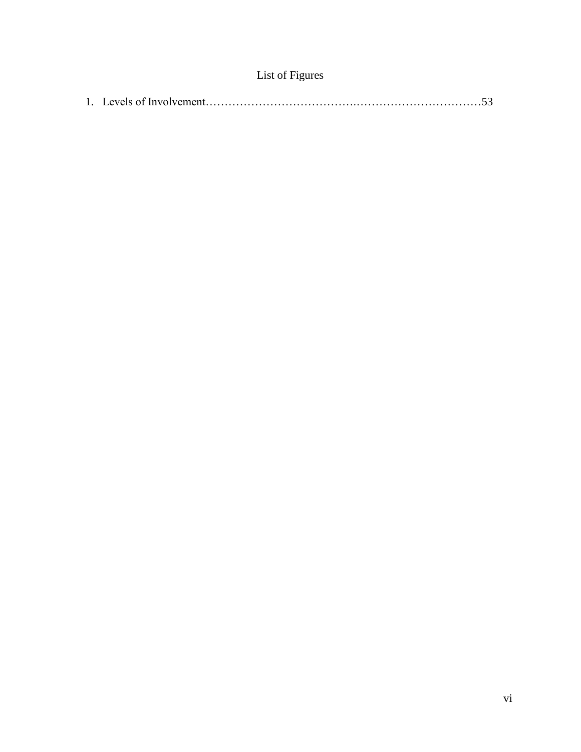# List of Figures

1. Levels of Involvement……………………………….……………………………53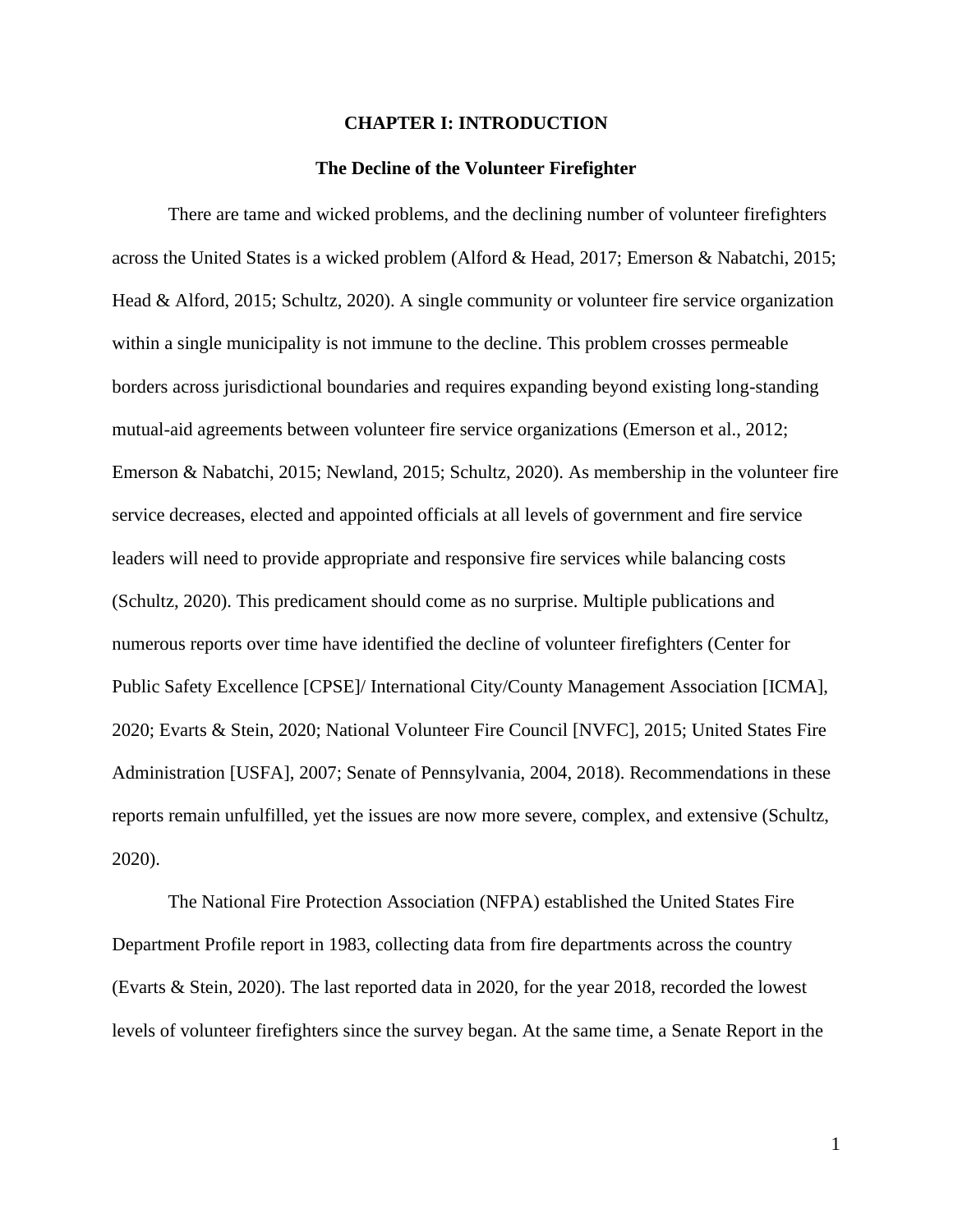# CHAPTER I: INTRODUCTION

## The Decline of the Volunteer Firefighter

There are tame and wicked problems, and the declining number of volunteer firefighters across the United States is a wicked problem (Alford & Head, 2017; Emerson & Nabatchi, 2015; Head & Alford, 2015; Schultz, 2020). A single community or volunteer fire service organization within a single municipality is not immune to the decline. This problem crosses permeable borders across jurisdictional boundaries and requires expanding beyond existing long-standing mutual-aid agreements between volunteer fire service organizations (Emerson et al., 2012; Emerson & Nabatchi, 2015; Newland, 2015; Schultz, 2020). As membership in the volunteer fire service decreases, elected and appointed officials at all levels of government and fire service leaders will need to provide appropriate and responsive fire services while balancing costs (Schultz, 2020). This predicament should come as no surprise. Multiple publications and numerous reports over time have identified the decline of volunteer firefighters (Center for Public Safety Excellence [CPSE]/ International City/County Management Association [ICMA], 2020; Evarts & Stein, 2020; National Volunteer Fire Council [NVFC], 2015; United States Fire Administration [USFA], 2007; Senate of Pennsylvania, 2004, 2018). Recommendations in these reports remain unfulfilled, yet the issues are now more severe, complex, and extensive (Schultz, 2020).

The National Fire Protection Association (NFPA) established the United States Fire Department Profile report in 1983, collecting data from fire departments across the country (Evarts & Stein, 2020). The last reported data in 2020, for the year 2018, recorded the lowest levels of volunteer firefighters since the survey began. At the same time, a Senate Report in the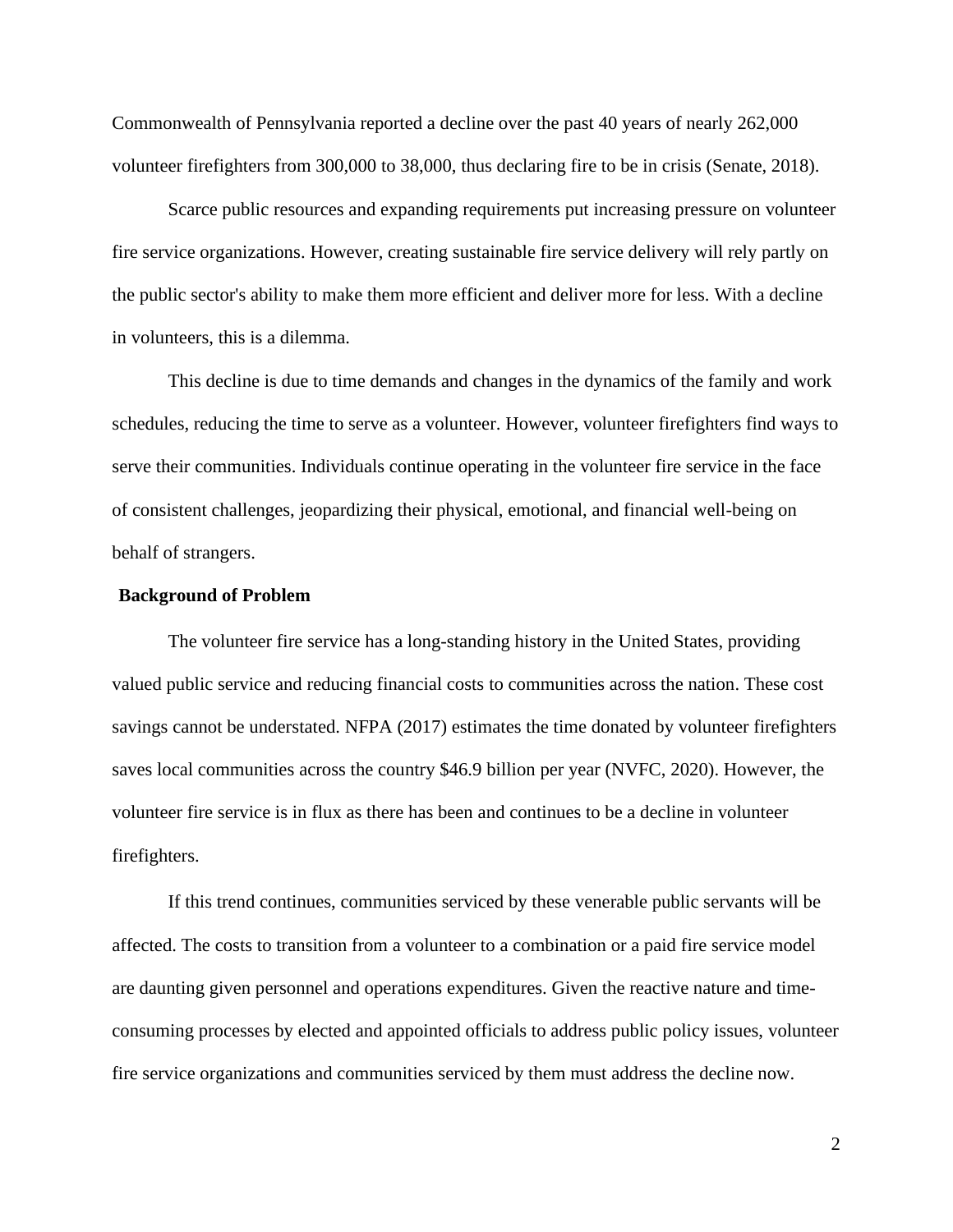Commonwealth of Pennsylvania reported a decline over the past 40 years of nearly 262,000 volunteer firefighters from 300,000 to 38,000, thus declaring fire to be in crisis (Senate, 2018).

Scarce public resources and expanding requirements put increasing pressure on volunteer fire service organizations. However, creating sustainable fire service delivery will rely partly on the public sector's ability to make them more efficient and deliver more for less. With a decline in volunteers, this is a dilemma.

This decline is due to time demands and changes in the dynamics of the family and work schedules, reducing the time to serve as a volunteer. However, volunteer firefighters find ways to serve their communities. Individuals continue operating in the volunteer fire service in the face of consistent challenges, jeopardizing their physical, emotional, and financial well-being on behalf of strangers.

**Background of Problem**

The volunteer fire service has a long-standing history in the United States, providing valued public service and reducing financial costs to communities across the nation. These cost savings cannot be understated. NFPA (2017) estimates the time donated by volunteer firefighters saves local communities across the country $46.9 billion per year (NVFC, 2020). However, the volunteer fire service is in flux as there has been and continues to be a decline in volunteer firefighters.

If this trend continues, communities serviced by these venerable public servants will be affected. The costs to transition from a volunteer to a combination or a paid fire service model are daunting given personnel and operations expenditures. Given the reactive nature and time-consuming processes by elected and appointed officials to address public policy issues, volunteer fire service organizations and communities serviced by them must address the decline now.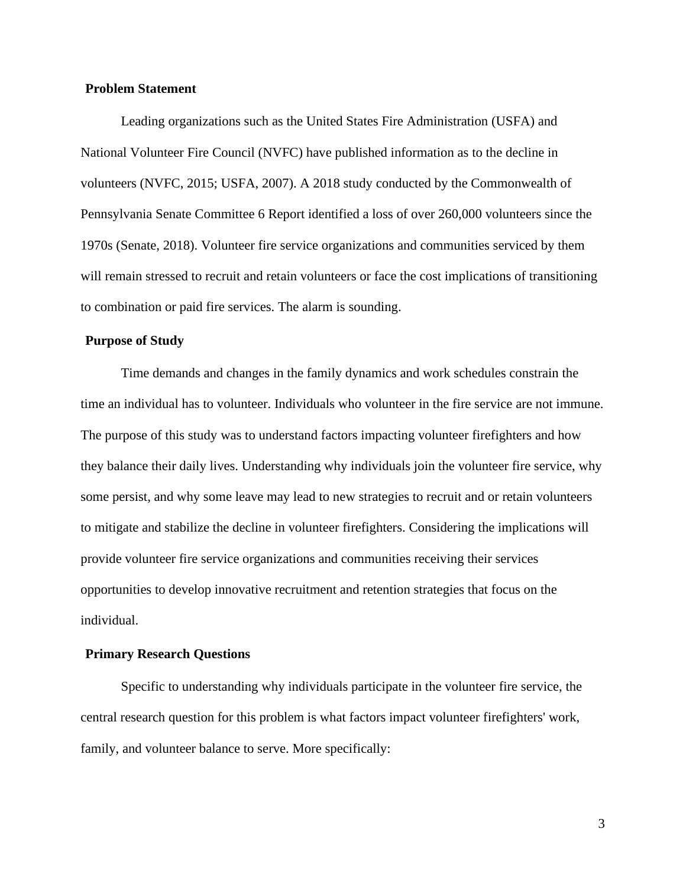### Problem Statement

Leading organizations such as the United States Fire Administration (USFA) and National Volunteer Fire Council (NVFC) have published information as to the decline in volunteers (NVFC, 2015; USFA, 2007). A 2018 study conducted by the Commonwealth of Pennsylvania Senate Committee 6 Report identified a loss of over 260,000 volunteers since the 1970s (Senate, 2018). Volunteer fire service organizations and communities serviced by them will remain stressed to recruit and retain volunteers or face the cost implications of transitioning to combination or paid fire services. The alarm is sounding.

### Purpose of Study

Time demands and changes in the family dynamics and work schedules constrain the time an individual has to volunteer. Individuals who volunteer in the fire service are not immune. The purpose of this study was to understand factors impacting volunteer firefighters and how they balance their daily lives. Understanding why individuals join the volunteer fire service, why some persist, and why some leave may lead to new strategies to recruit and or retain volunteers to mitigate and stabilize the decline in volunteer firefighters. Considering the implications will provide volunteer fire service organizations and communities receiving their services opportunities to develop innovative recruitment and retention strategies that focus on the individual.

### Primary Research Questions

Specific to understanding why individuals participate in the volunteer fire service, the central research question for this problem is what factors impact volunteer firefighters' work, family, and volunteer balance to serve. More specifically: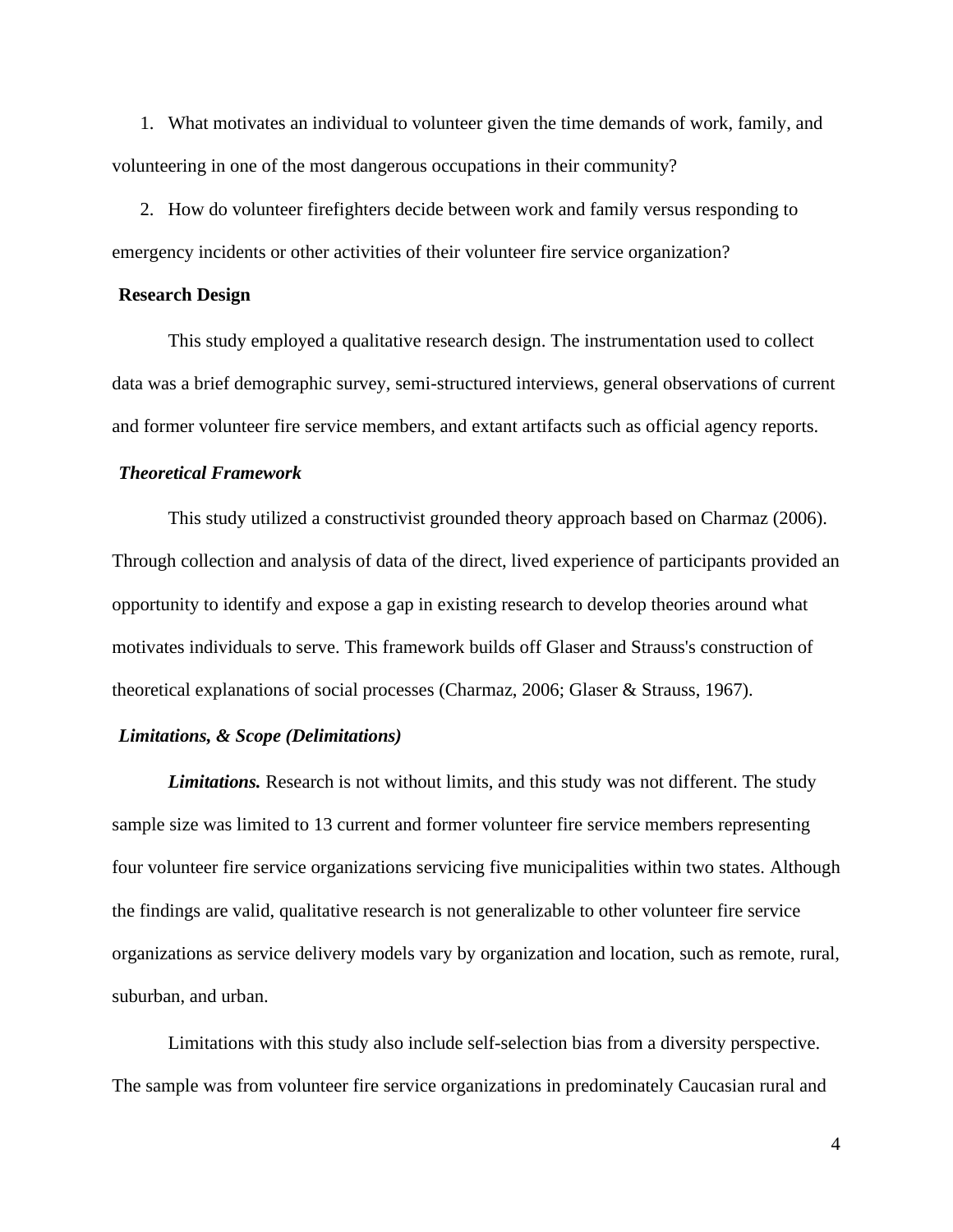1. What motivates an individual to volunteer given the time demands of work, family, and volunteering in one of the most dangerous occupations in their community?
2. How do volunteer firefighters decide between work and family versus responding to emergency incidents or other activities of their volunteer fire service organization?

## Research Design

This study employed a qualitative research design. The instrumentation used to collect data was a brief demographic survey, semi-structured interviews, general observations of current and former volunteer fire service members, and extant artifacts such as official agency reports.

### *Theoretical Framework*

This study utilized a constructivist grounded theory approach based on Charmaz (2006). Through collection and analysis of data of the direct, lived experience of participants provided an opportunity to identify and expose a gap in existing research to develop theories around what motivates individuals to serve. This framework builds off Glaser and Strauss's construction of theoretical explanations of social processes (Charmaz, 2006; Glaser & Strauss, 1967).

### *Limitations, & Scope (Delimitations)*

***Limitations.*** Research is not without limits, and this study was not different. The study sample size was limited to 13 current and former volunteer fire service members representing four volunteer fire service organizations servicing five municipalities within two states. Although the findings are valid, qualitative research is not generalizable to other volunteer fire service organizations as service delivery models vary by organization and location, such as remote, rural, suburban, and urban.

Limitations with this study also include self-selection bias from a diversity perspective. The sample was from volunteer fire service organizations in predominately Caucasian rural and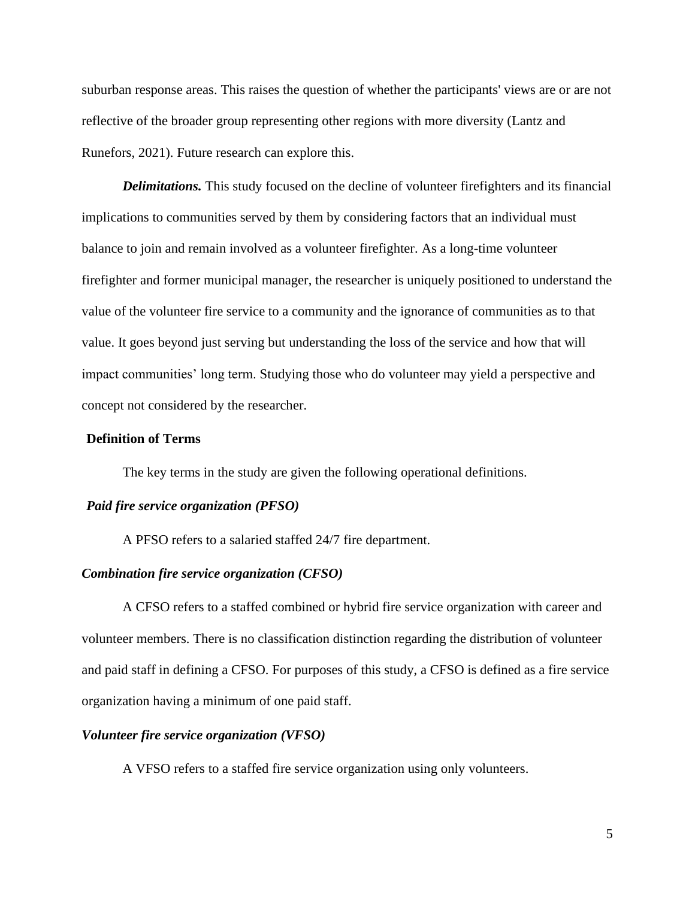suburban response areas. This raises the question of whether the participants' views are or are not reflective of the broader group representing other regions with more diversity (Lantz and Runefors, 2021). Future research can explore this.

***Delimitations.*** This study focused on the decline of volunteer firefighters and its financial implications to communities served by them by considering factors that an individual must balance to join and remain involved as a volunteer firefighter. As a long-time volunteer firefighter and former municipal manager, the researcher is uniquely positioned to understand the value of the volunteer fire service to a community and the ignorance of communities as to that value. It goes beyond just serving but understanding the loss of the service and how that will impact communities' long term. Studying those who do volunteer may yield a perspective and concept not considered by the researcher.

## Definition of Terms

The key terms in the study are given the following operational definitions.

### *Paid fire service organization (PFSO)*

A PFSO refers to a salaried staffed 24/7 fire department.

### *Combination fire service organization (CFSO)*

A CFSO refers to a staffed combined or hybrid fire service organization with career and volunteer members. There is no classification distinction regarding the distribution of volunteer and paid staff in defining a CFSO. For purposes of this study, a CFSO is defined as a fire service organization having a minimum of one paid staff.

### *Volunteer fire service organization (VFSO)*

A VFSO refers to a staffed fire service organization using only volunteers.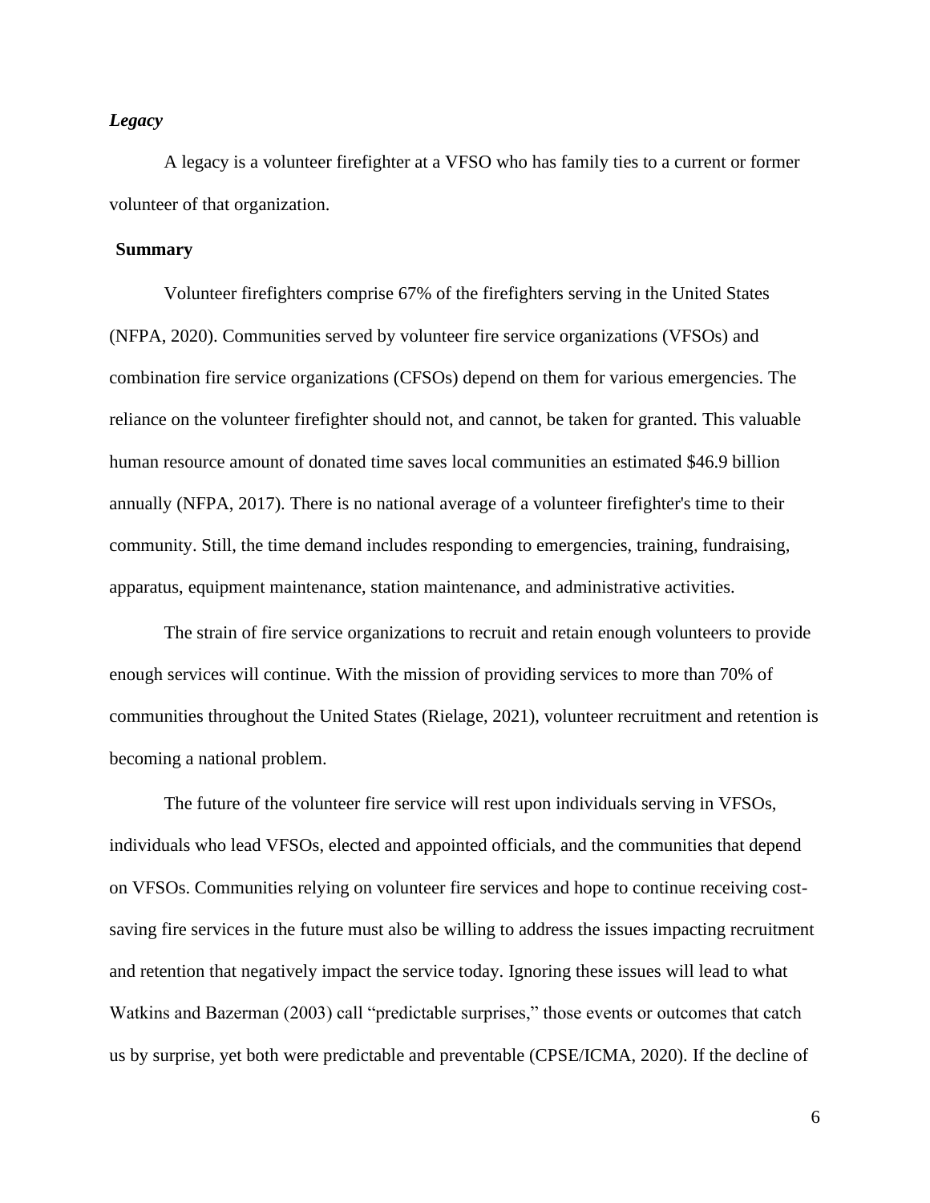### *Legacy*

A legacy is a volunteer firefighter at a VFSO who has family ties to a current or former volunteer of that organization.

## Summary

Volunteer firefighters comprise 67% of the firefighters serving in the United States (NFPA, 2020). Communities served by volunteer fire service organizations (VFSOs) and combination fire service organizations (CFSOs) depend on them for various emergencies. The reliance on the volunteer firefighter should not, and cannot, be taken for granted. This valuable human resource amount of donated time saves local communities an estimated $46.9 billion annually (NFPA, 2017). There is no national average of a volunteer firefighter's time to their community. Still, the time demand includes responding to emergencies, training, fundraising, apparatus, equipment maintenance, station maintenance, and administrative activities.

The strain of fire service organizations to recruit and retain enough volunteers to provide enough services will continue. With the mission of providing services to more than 70% of communities throughout the United States (Rielage, 2021), volunteer recruitment and retention is becoming a national problem.

The future of the volunteer fire service will rest upon individuals serving in VFSOs, individuals who lead VFSOs, elected and appointed officials, and the communities that depend on VFSOs. Communities relying on volunteer fire services and hope to continue receiving cost-saving fire services in the future must also be willing to address the issues impacting recruitment and retention that negatively impact the service today. Ignoring these issues will lead to what Watkins and Bazerman (2003) call "predictable surprises," those events or outcomes that catch us by surprise, yet both were predictable and preventable (CPSE/ICMA, 2020). If the decline of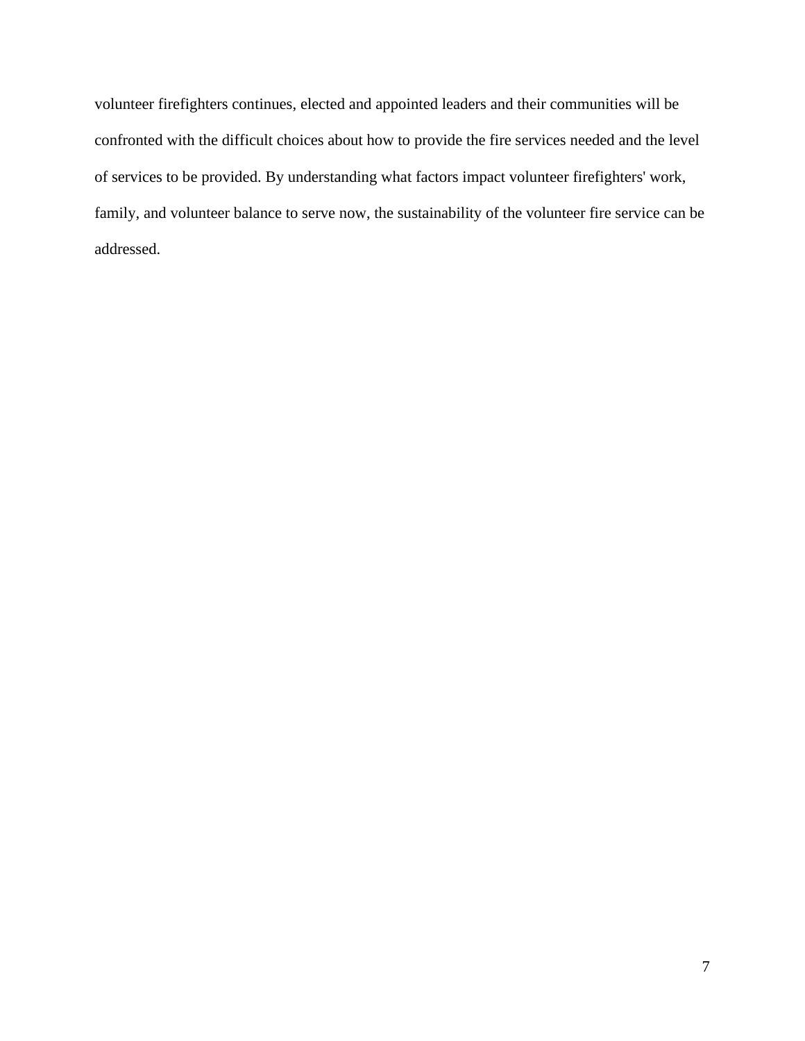volunteer firefighters continues, elected and appointed leaders and their communities will be confronted with the difficult choices about how to provide the fire services needed and the level of services to be provided. By understanding what factors impact volunteer firefighters' work, family, and volunteer balance to serve now, the sustainability of the volunteer fire service can be addressed.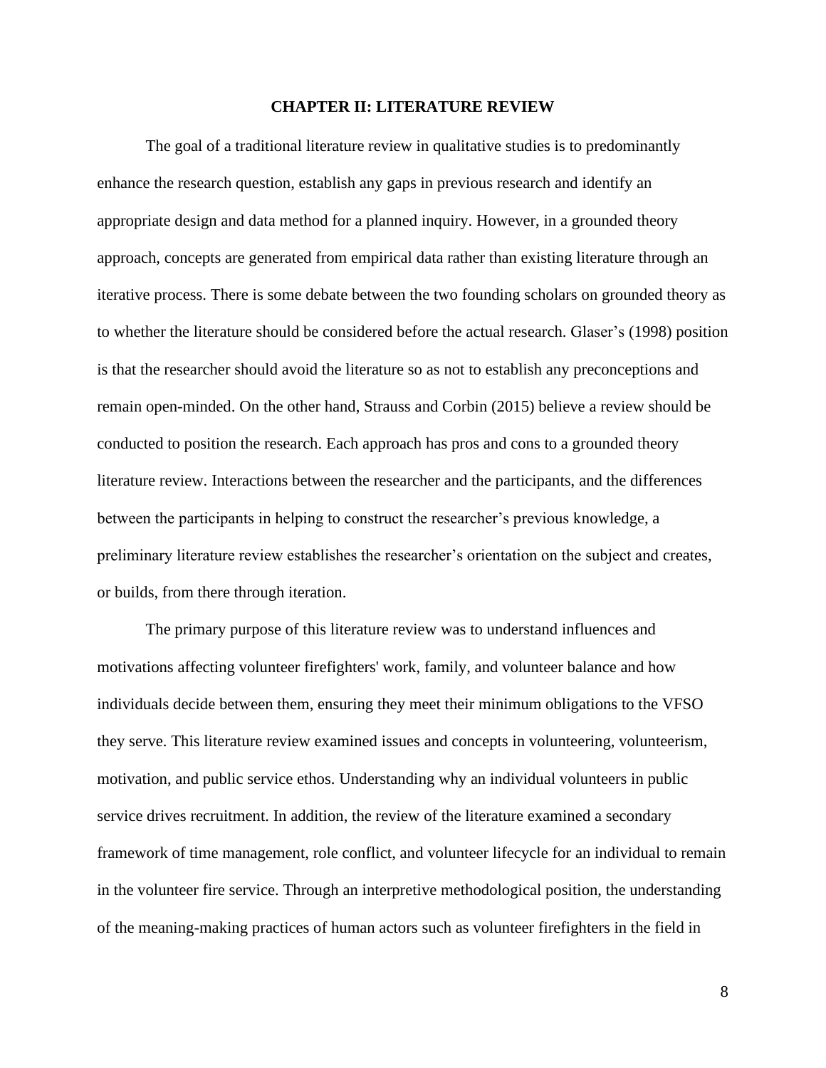# CHAPTER II: LITERATURE REVIEW

The goal of a traditional literature review in qualitative studies is to predominantly enhance the research question, establish any gaps in previous research and identify an appropriate design and data method for a planned inquiry. However, in a grounded theory approach, concepts are generated from empirical data rather than existing literature through an iterative process. There is some debate between the two founding scholars on grounded theory as to whether the literature should be considered before the actual research. Glaser's (1998) position is that the researcher should avoid the literature so as not to establish any preconceptions and remain open-minded. On the other hand, Strauss and Corbin (2015) believe a review should be conducted to position the research. Each approach has pros and cons to a grounded theory literature review. Interactions between the researcher and the participants, and the differences between the participants in helping to construct the researcher's previous knowledge, a preliminary literature review establishes the researcher's orientation on the subject and creates, or builds, from there through iteration.

The primary purpose of this literature review was to understand influences and motivations affecting volunteer firefighters' work, family, and volunteer balance and how individuals decide between them, ensuring they meet their minimum obligations to the VFSO they serve. This literature review examined issues and concepts in volunteering, volunteerism, motivation, and public service ethos. Understanding why an individual volunteers in public service drives recruitment. In addition, the review of the literature examined a secondary framework of time management, role conflict, and volunteer lifecycle for an individual to remain in the volunteer fire service. Through an interpretive methodological position, the understanding of the meaning-making practices of human actors such as volunteer firefighters in the field in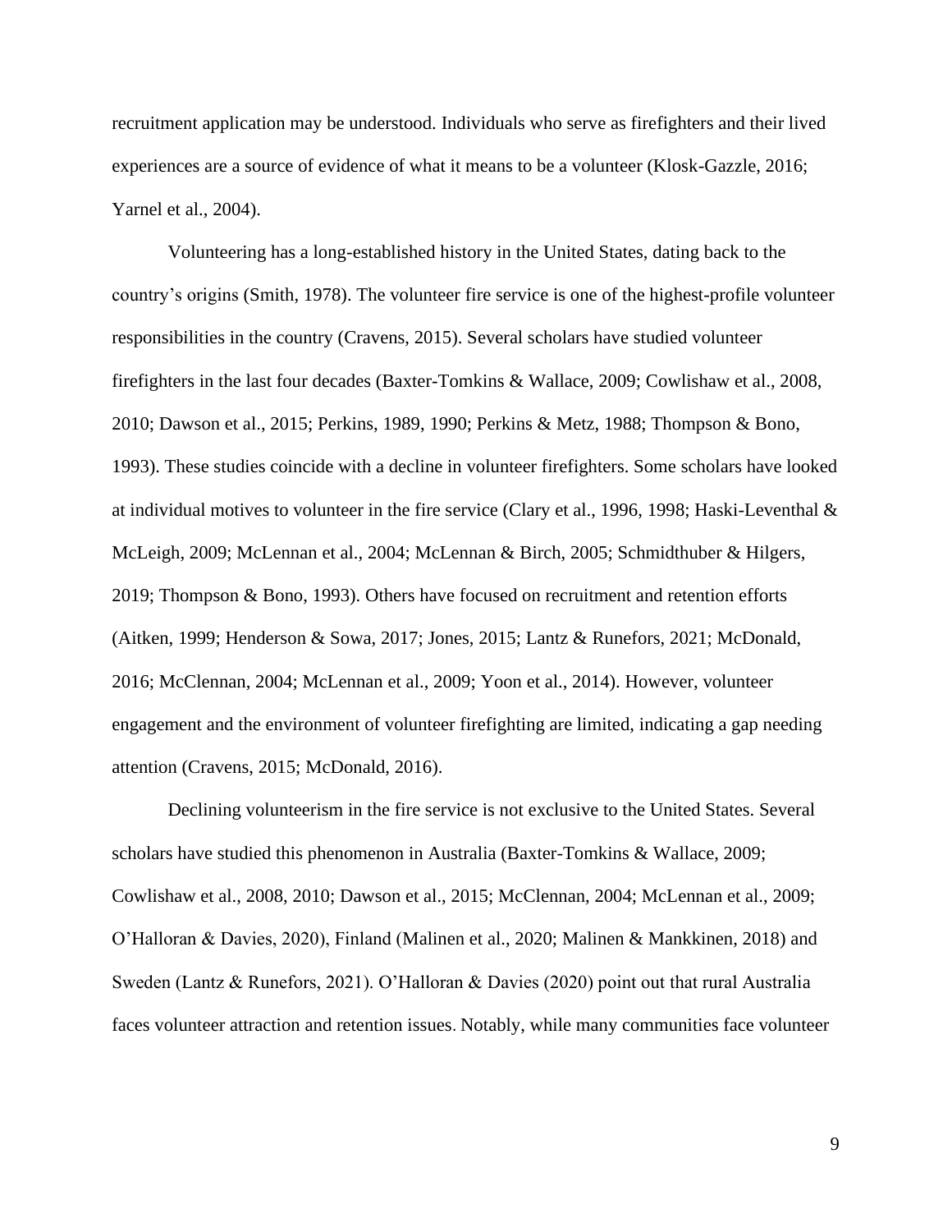recruitment application may be understood. Individuals who serve as firefighters and their lived experiences are a source of evidence of what it means to be a volunteer (Klosk-Gazzle, 2016; Yarnel et al., 2004).

Volunteering has a long-established history in the United States, dating back to the country's origins (Smith, 1978). The volunteer fire service is one of the highest-profile volunteer responsibilities in the country (Cravens, 2015). Several scholars have studied volunteer firefighters in the last four decades (Baxter-Tomkins & Wallace, 2009; Cowlishaw et al., 2008, 2010; Dawson et al., 2015; Perkins, 1989, 1990; Perkins & Metz, 1988; Thompson & Bono, 1993). These studies coincide with a decline in volunteer firefighters. Some scholars have looked at individual motives to volunteer in the fire service (Clary et al., 1996, 1998; Haski-Leventhal & McLeigh, 2009; McLennan et al., 2004; McLennan & Birch, 2005; Schmidthuber & Hilgers, 2019; Thompson & Bono, 1993). Others have focused on recruitment and retention efforts (Aitken, 1999; Henderson & Sowa, 2017; Jones, 2015; Lantz & Runefors, 2021; McDonald, 2016; McClennan, 2004; McLennan et al., 2009; Yoon et al., 2014). However, volunteer engagement and the environment of volunteer firefighting are limited, indicating a gap needing attention (Cravens, 2015; McDonald, 2016).

Declining volunteerism in the fire service is not exclusive to the United States. Several scholars have studied this phenomenon in Australia (Baxter-Tomkins & Wallace, 2009; Cowlishaw et al., 2008, 2010; Dawson et al., 2015; McClennan, 2004; McLennan et al., 2009; O'Halloran & Davies, 2020), Finland (Malinen et al., 2020; Malinen & Mankkinen, 2018) and Sweden (Lantz & Runefors, 2021). O'Halloran & Davies (2020) point out that rural Australia faces volunteer attraction and retention issues. Notably, while many communities face volunteer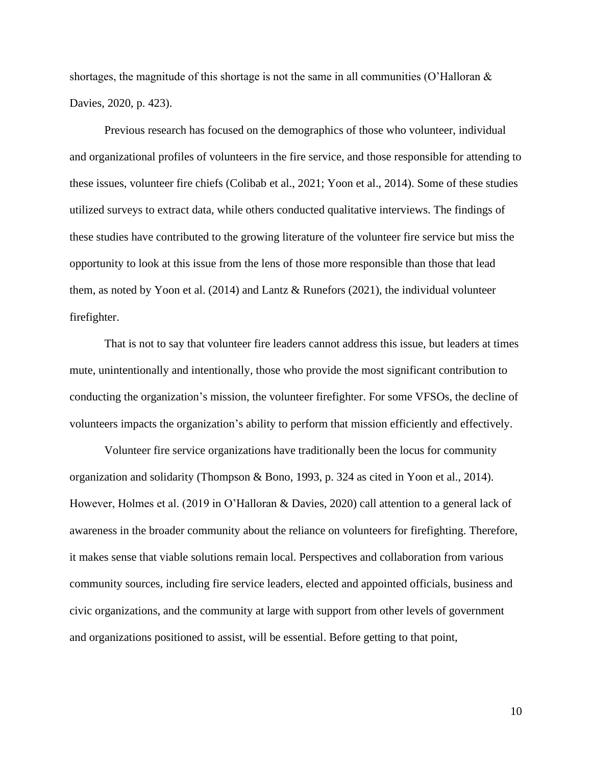shortages, the magnitude of this shortage is not the same in all communities (O'Halloran & Davies, 2020, p. 423).

Previous research has focused on the demographics of those who volunteer, individual and organizational profiles of volunteers in the fire service, and those responsible for attending to these issues, volunteer fire chiefs (Colibab et al., 2021; Yoon et al., 2014). Some of these studies utilized surveys to extract data, while others conducted qualitative interviews. The findings of these studies have contributed to the growing literature of the volunteer fire service but miss the opportunity to look at this issue from the lens of those more responsible than those that lead them, as noted by Yoon et al. (2014) and Lantz & Runefors (2021), the individual volunteer firefighter.

That is not to say that volunteer fire leaders cannot address this issue, but leaders at times mute, unintentionally and intentionally, those who provide the most significant contribution to conducting the organization's mission, the volunteer firefighter. For some VFSOs, the decline of volunteers impacts the organization's ability to perform that mission efficiently and effectively.

Volunteer fire service organizations have traditionally been the locus for community organization and solidarity (Thompson & Bono, 1993, p. 324 as cited in Yoon et al., 2014). However, Holmes et al. (2019 in O'Halloran & Davies, 2020) call attention to a general lack of awareness in the broader community about the reliance on volunteers for firefighting. Therefore, it makes sense that viable solutions remain local. Perspectives and collaboration from various community sources, including fire service leaders, elected and appointed officials, business and civic organizations, and the community at large with support from other levels of government and organizations positioned to assist, will be essential. Before getting to that point,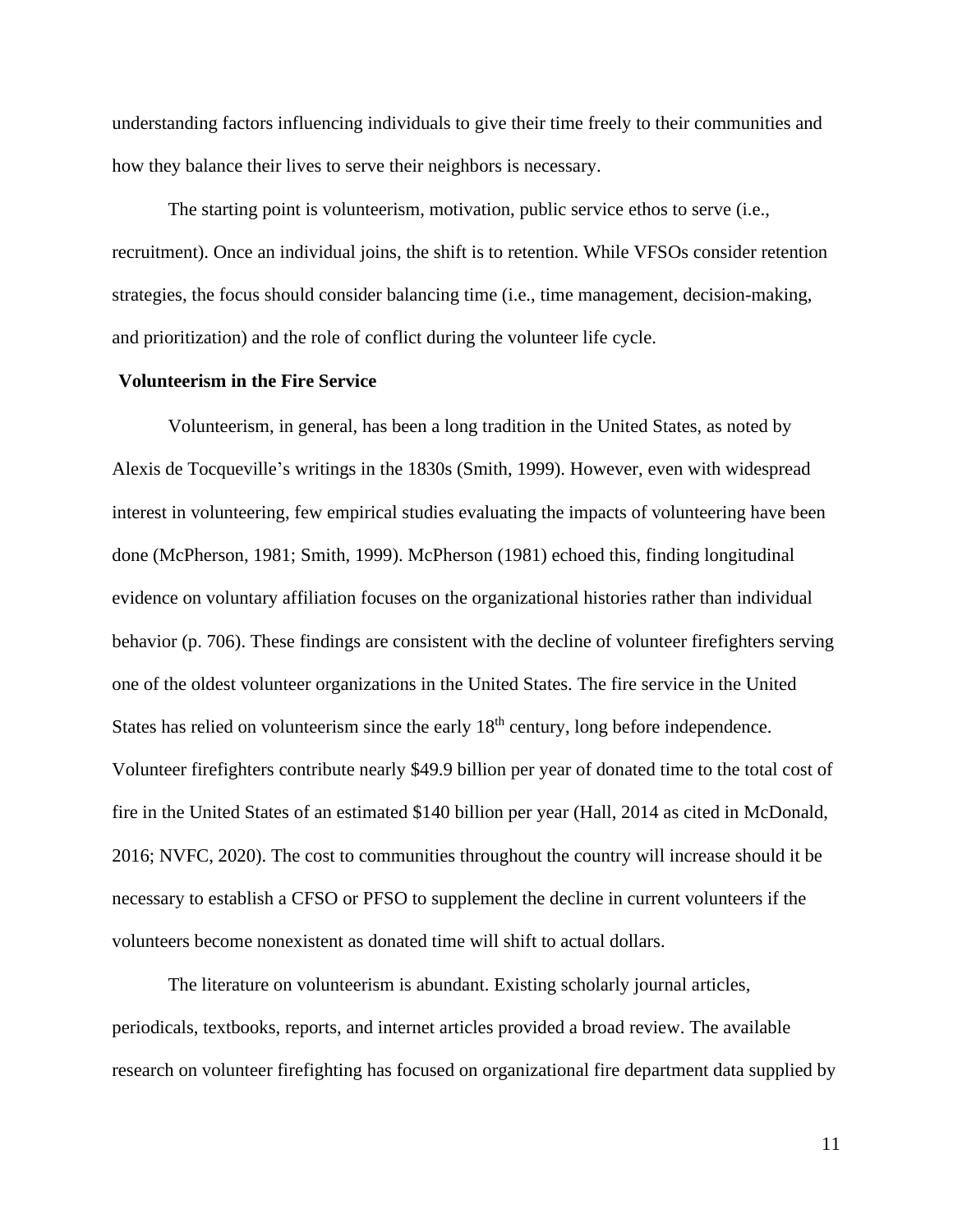understanding factors influencing individuals to give their time freely to their communities and how they balance their lives to serve their neighbors is necessary.

The starting point is volunteerism, motivation, public service ethos to serve (i.e., recruitment). Once an individual joins, the shift is to retention. While VFSOs consider retention strategies, the focus should consider balancing time (i.e., time management, decision-making, and prioritization) and the role of conflict during the volunteer life cycle.

**Volunteerism in the Fire Service**

Volunteerism, in general, has been a long tradition in the United States, as noted by Alexis de Tocqueville's writings in the 1830s (Smith, 1999). However, even with widespread interest in volunteering, few empirical studies evaluating the impacts of volunteering have been done (McPherson, 1981; Smith, 1999). McPherson (1981) echoed this, finding longitudinal evidence on voluntary affiliation focuses on the organizational histories rather than individual behavior (p. 706). These findings are consistent with the decline of volunteer firefighters serving one of the oldest volunteer organizations in the United States. The fire service in the United States has relied on volunteerism since the early 18th century, long before independence. Volunteer firefighters contribute nearly $49.9 billion per year of donated time to the total cost of fire in the United States of an estimated $140 billion per year (Hall, 2014 as cited in McDonald, 2016; NVFC, 2020). The cost to communities throughout the country will increase should it be necessary to establish a CFSO or PFSO to supplement the decline in current volunteers if the volunteers become nonexistent as donated time will shift to actual dollars.

The literature on volunteerism is abundant. Existing scholarly journal articles, periodicals, textbooks, reports, and internet articles provided a broad review. The available research on volunteer firefighting has focused on organizational fire department data supplied by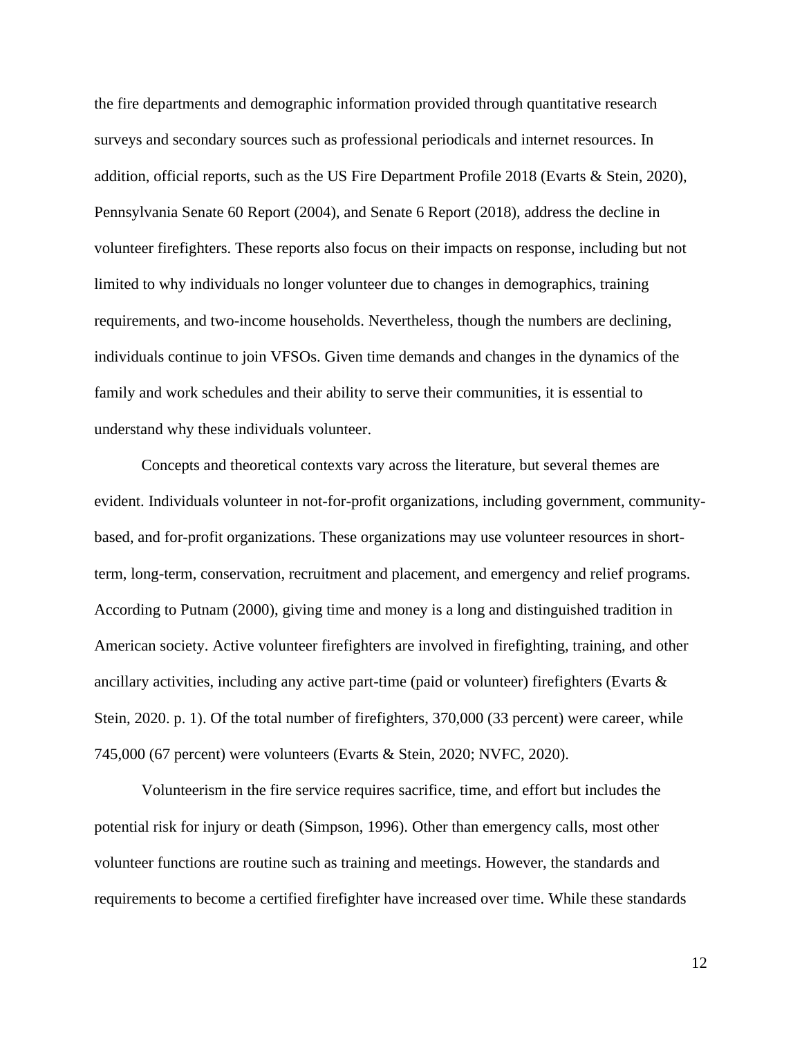the fire departments and demographic information provided through quantitative research surveys and secondary sources such as professional periodicals and internet resources. In addition, official reports, such as the US Fire Department Profile 2018 (Evarts & Stein, 2020), Pennsylvania Senate 60 Report (2004), and Senate 6 Report (2018), address the decline in volunteer firefighters. These reports also focus on their impacts on response, including but not limited to why individuals no longer volunteer due to changes in demographics, training requirements, and two-income households. Nevertheless, though the numbers are declining, individuals continue to join VFSOs. Given time demands and changes in the dynamics of the family and work schedules and their ability to serve their communities, it is essential to understand why these individuals volunteer.

Concepts and theoretical contexts vary across the literature, but several themes are evident. Individuals volunteer in not-for-profit organizations, including government, community-based, and for-profit organizations. These organizations may use volunteer resources in short-term, long-term, conservation, recruitment and placement, and emergency and relief programs. According to Putnam (2000), giving time and money is a long and distinguished tradition in American society. Active volunteer firefighters are involved in firefighting, training, and other ancillary activities, including any active part-time (paid or volunteer) firefighters (Evarts & Stein, 2020. p. 1). Of the total number of firefighters, 370,000 (33 percent) were career, while 745,000 (67 percent) were volunteers (Evarts & Stein, 2020; NVFC, 2020).

Volunteerism in the fire service requires sacrifice, time, and effort but includes the potential risk for injury or death (Simpson, 1996). Other than emergency calls, most other volunteer functions are routine such as training and meetings. However, the standards and requirements to become a certified firefighter have increased over time. While these standards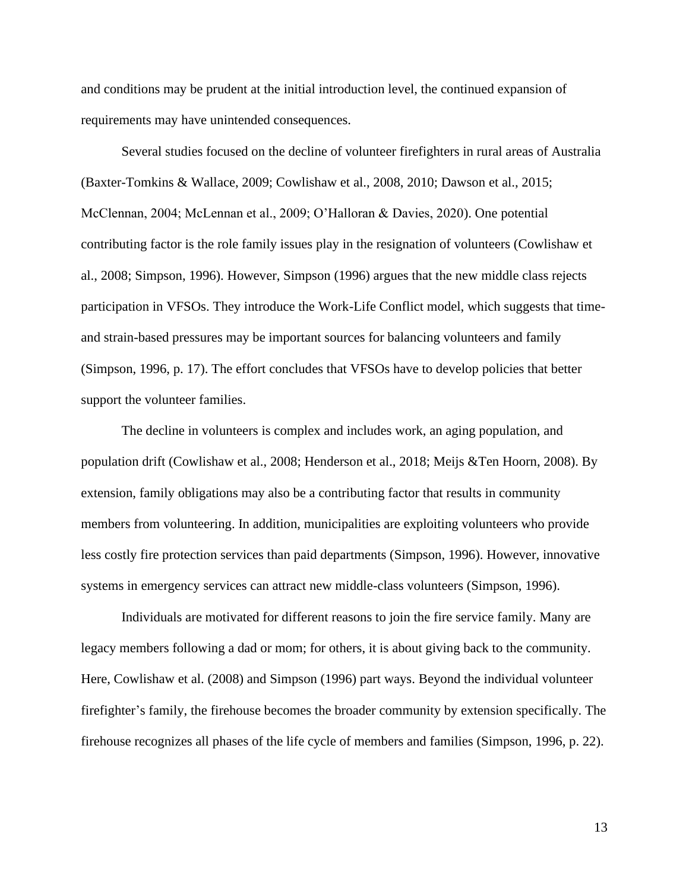and conditions may be prudent at the initial introduction level, the continued expansion of requirements may have unintended consequences.

Several studies focused on the decline of volunteer firefighters in rural areas of Australia (Baxter-Tomkins & Wallace, 2009; Cowlishaw et al., 2008, 2010; Dawson et al., 2015; McClennan, 2004; McLennan et al., 2009; O'Halloran & Davies, 2020). One potential contributing factor is the role family issues play in the resignation of volunteers (Cowlishaw et al., 2008; Simpson, 1996). However, Simpson (1996) argues that the new middle class rejects participation in VFSOs. They introduce the Work-Life Conflict model, which suggests that time- and strain-based pressures may be important sources for balancing volunteers and family (Simpson, 1996, p. 17). The effort concludes that VFSOs have to develop policies that better support the volunteer families.

The decline in volunteers is complex and includes work, an aging population, and population drift (Cowlishaw et al., 2008; Henderson et al., 2018; Meijs &Ten Hoorn, 2008). By extension, family obligations may also be a contributing factor that results in community members from volunteering. In addition, municipalities are exploiting volunteers who provide less costly fire protection services than paid departments (Simpson, 1996). However, innovative systems in emergency services can attract new middle-class volunteers (Simpson, 1996).

Individuals are motivated for different reasons to join the fire service family. Many are legacy members following a dad or mom; for others, it is about giving back to the community. Here, Cowlishaw et al. (2008) and Simpson (1996) part ways. Beyond the individual volunteer firefighter's family, the firehouse becomes the broader community by extension specifically. The firehouse recognizes all phases of the life cycle of members and families (Simpson, 1996, p. 22).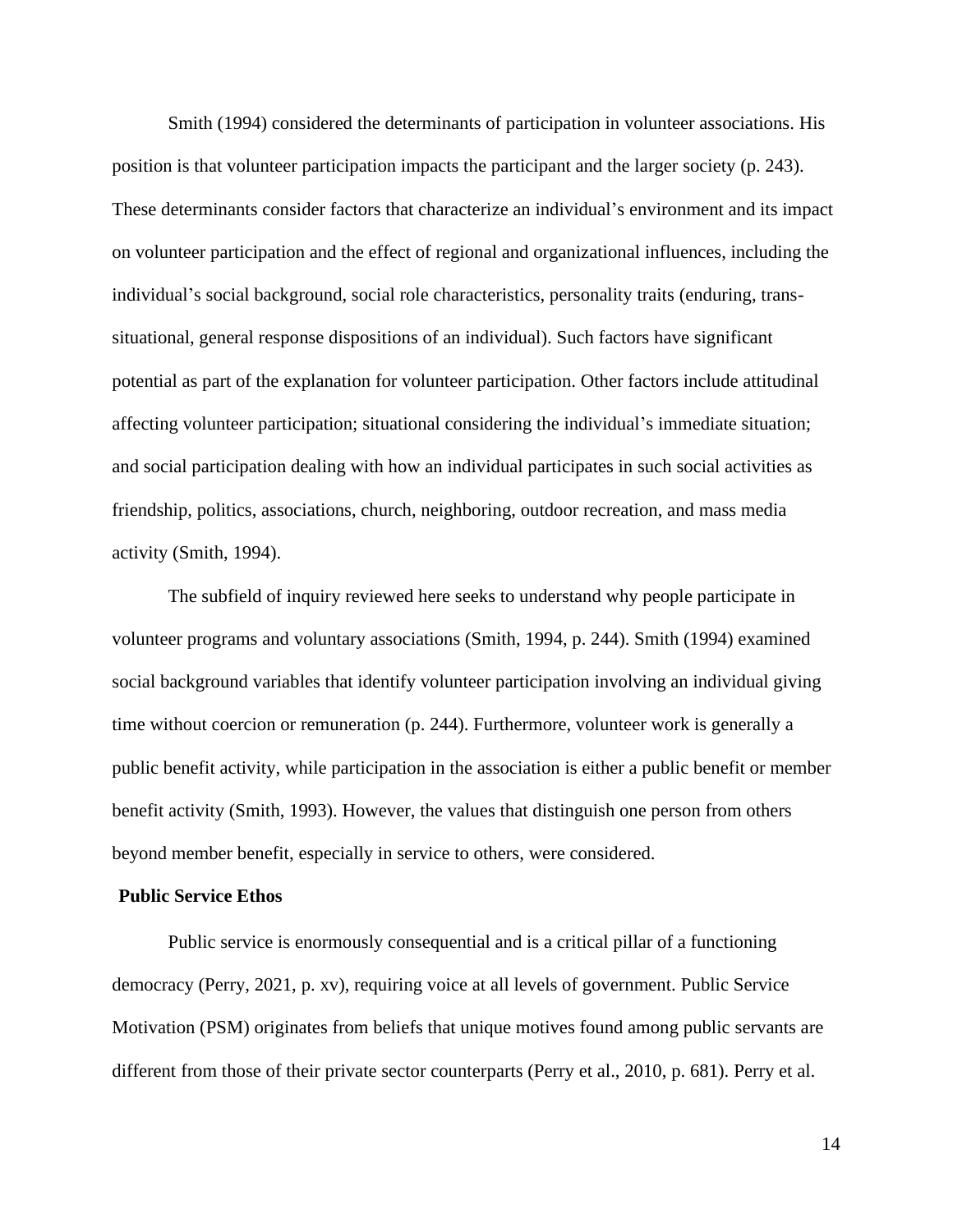Smith (1994) considered the determinants of participation in volunteer associations. His position is that volunteer participation impacts the participant and the larger society (p. 243). These determinants consider factors that characterize an individual's environment and its impact on volunteer participation and the effect of regional and organizational influences, including the individual's social background, social role characteristics, personality traits (enduring, trans-situational, general response dispositions of an individual). Such factors have significant potential as part of the explanation for volunteer participation. Other factors include attitudinal affecting volunteer participation; situational considering the individual's immediate situation; and social participation dealing with how an individual participates in such social activities as friendship, politics, associations, church, neighboring, outdoor recreation, and mass media activity (Smith, 1994).

The subfield of inquiry reviewed here seeks to understand why people participate in volunteer programs and voluntary associations (Smith, 1994, p. 244). Smith (1994) examined social background variables that identify volunteer participation involving an individual giving time without coercion or remuneration (p. 244). Furthermore, volunteer work is generally a public benefit activity, while participation in the association is either a public benefit or member benefit activity (Smith, 1993). However, the values that distinguish one person from others beyond member benefit, especially in service to others, were considered.

### Public Service Ethos

Public service is enormously consequential and is a critical pillar of a functioning democracy (Perry, 2021, p. xv), requiring voice at all levels of government. Public Service Motivation (PSM) originates from beliefs that unique motives found among public servants are different from those of their private sector counterparts (Perry et al., 2010, p. 681). Perry et al.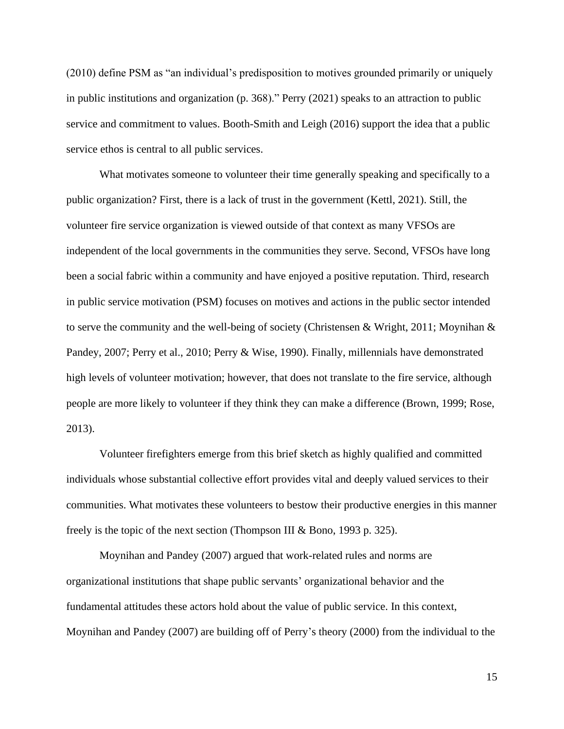(2010) define PSM as "an individual's predisposition to motives grounded primarily or uniquely in public institutions and organization (p. 368)." Perry (2021) speaks to an attraction to public service and commitment to values. Booth-Smith and Leigh (2016) support the idea that a public service ethos is central to all public services.

What motivates someone to volunteer their time generally speaking and specifically to a public organization? First, there is a lack of trust in the government (Kettl, 2021). Still, the volunteer fire service organization is viewed outside of that context as many VFSOs are independent of the local governments in the communities they serve. Second, VFSOs have long been a social fabric within a community and have enjoyed a positive reputation. Third, research in public service motivation (PSM) focuses on motives and actions in the public sector intended to serve the community and the well-being of society (Christensen & Wright, 2011; Moynihan & Pandey, 2007; Perry et al., 2010; Perry & Wise, 1990). Finally, millennials have demonstrated high levels of volunteer motivation; however, that does not translate to the fire service, although people are more likely to volunteer if they think they can make a difference (Brown, 1999; Rose, 2013).

Volunteer firefighters emerge from this brief sketch as highly qualified and committed individuals whose substantial collective effort provides vital and deeply valued services to their communities. What motivates these volunteers to bestow their productive energies in this manner freely is the topic of the next section (Thompson III & Bono, 1993 p. 325).

Moynihan and Pandey (2007) argued that work-related rules and norms are organizational institutions that shape public servants' organizational behavior and the fundamental attitudes these actors hold about the value of public service. In this context, Moynihan and Pandey (2007) are building off of Perry's theory (2000) from the individual to the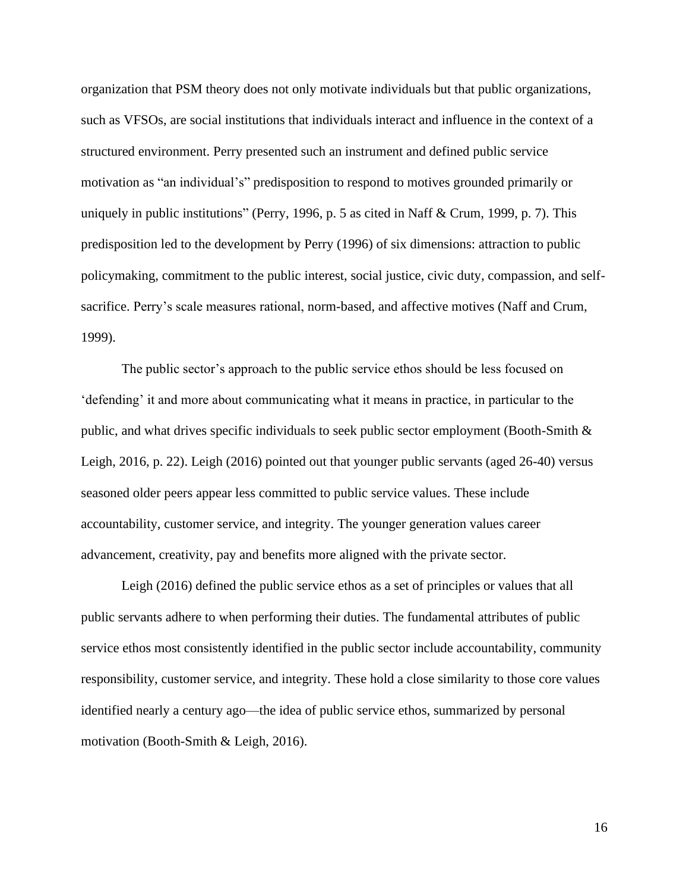organization that PSM theory does not only motivate individuals but that public organizations, such as VFSOs, are social institutions that individuals interact and influence in the context of a structured environment. Perry presented such an instrument and defined public service motivation as "an individual's" predisposition to respond to motives grounded primarily or uniquely in public institutions" (Perry, 1996, p. 5 as cited in Naff & Crum, 1999, p. 7). This predisposition led to the development by Perry (1996) of six dimensions: attraction to public policymaking, commitment to the public interest, social justice, civic duty, compassion, and self-sacrifice. Perry's scale measures rational, norm-based, and affective motives (Naff and Crum, 1999).

The public sector's approach to the public service ethos should be less focused on 'defending' it and more about communicating what it means in practice, in particular to the public, and what drives specific individuals to seek public sector employment (Booth-Smith & Leigh, 2016, p. 22). Leigh (2016) pointed out that younger public servants (aged 26-40) versus seasoned older peers appear less committed to public service values. These include accountability, customer service, and integrity. The younger generation values career advancement, creativity, pay and benefits more aligned with the private sector.

Leigh (2016) defined the public service ethos as a set of principles or values that all public servants adhere to when performing their duties. The fundamental attributes of public service ethos most consistently identified in the public sector include accountability, community responsibility, customer service, and integrity. These hold a close similarity to those core values identified nearly a century ago—the idea of public service ethos, summarized by personal motivation (Booth-Smith & Leigh, 2016).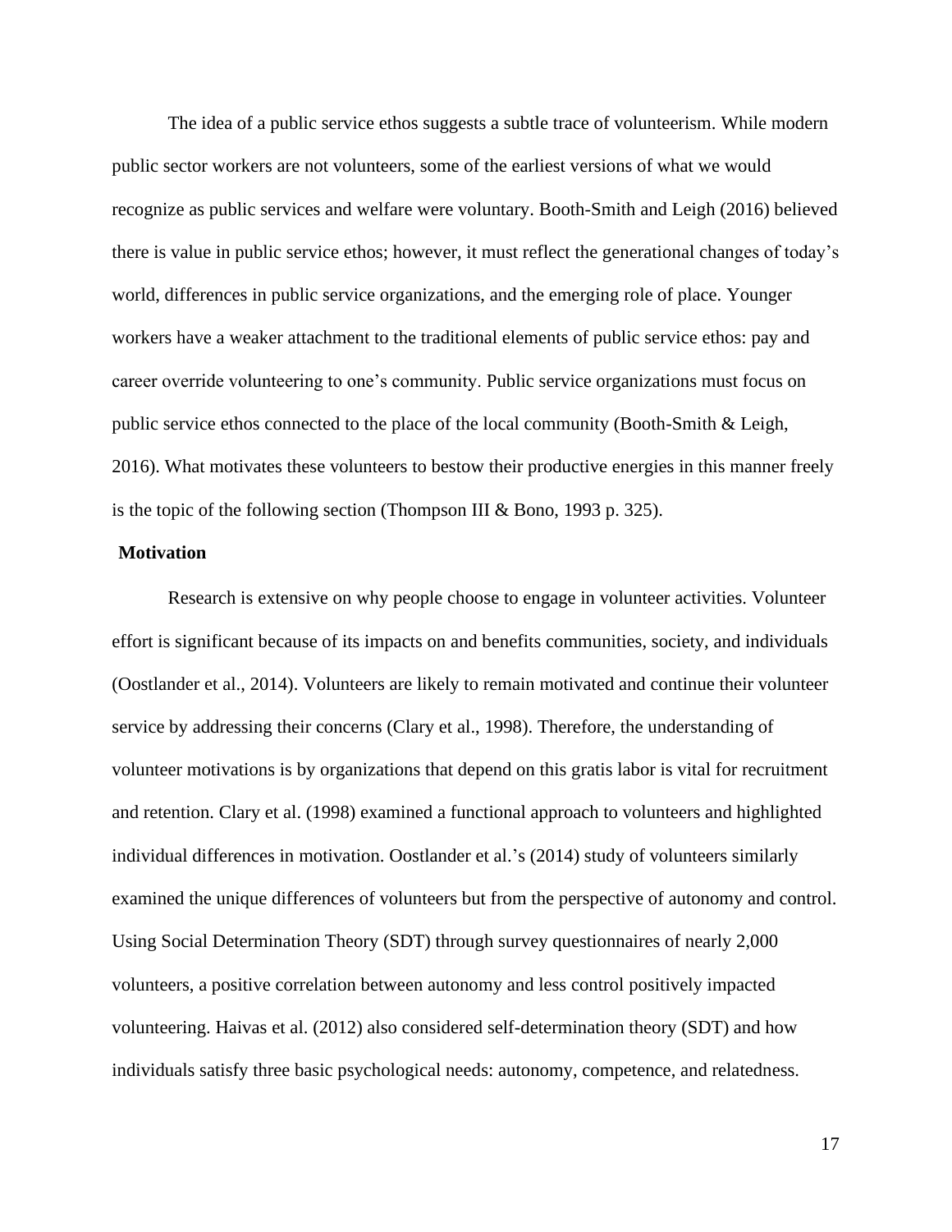The idea of a public service ethos suggests a subtle trace of volunteerism. While modern public sector workers are not volunteers, some of the earliest versions of what we would recognize as public services and welfare were voluntary. Booth-Smith and Leigh (2016) believed there is value in public service ethos; however, it must reflect the generational changes of today's world, differences in public service organizations, and the emerging role of place. Younger workers have a weaker attachment to the traditional elements of public service ethos: pay and career override volunteering to one's community. Public service organizations must focus on public service ethos connected to the place of the local community (Booth-Smith & Leigh, 2016). What motivates these volunteers to bestow their productive energies in this manner freely is the topic of the following section (Thompson III & Bono, 1993 p. 325).

## Motivation

Research is extensive on why people choose to engage in volunteer activities. Volunteer effort is significant because of its impacts on and benefits communities, society, and individuals (Oostlander et al., 2014). Volunteers are likely to remain motivated and continue their volunteer service by addressing their concerns (Clary et al., 1998). Therefore, the understanding of volunteer motivations is by organizations that depend on this gratis labor is vital for recruitment and retention. Clary et al. (1998) examined a functional approach to volunteers and highlighted individual differences in motivation. Oostlander et al.'s (2014) study of volunteers similarly examined the unique differences of volunteers but from the perspective of autonomy and control. Using Social Determination Theory (SDT) through survey questionnaires of nearly 2,000 volunteers, a positive correlation between autonomy and less control positively impacted volunteering. Haivas et al. (2012) also considered self-determination theory (SDT) and how individuals satisfy three basic psychological needs: autonomy, competence, and relatedness.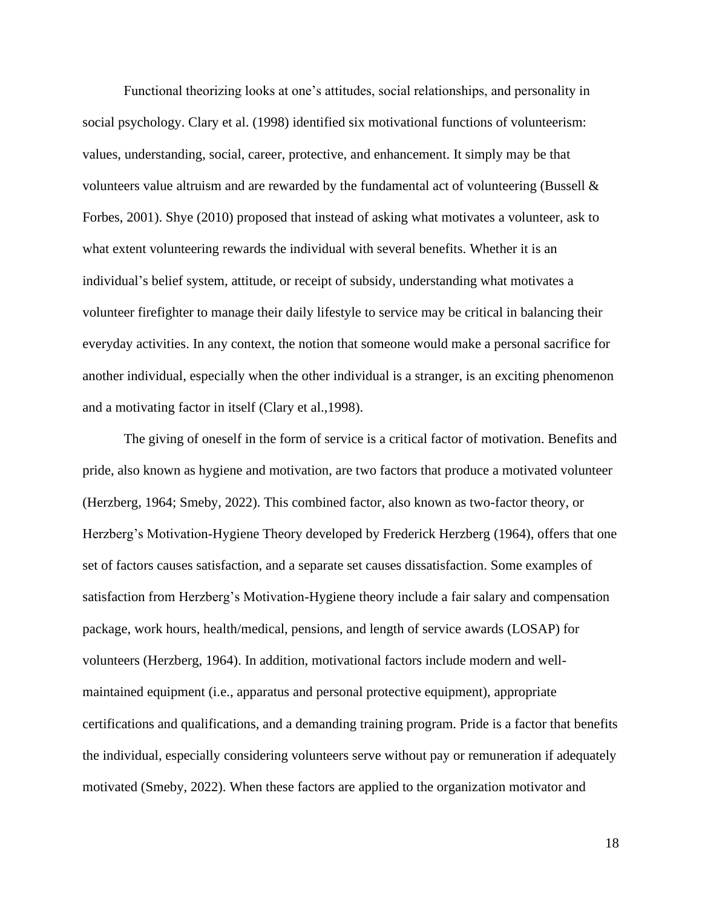Functional theorizing looks at one's attitudes, social relationships, and personality in social psychology. Clary et al. (1998) identified six motivational functions of volunteerism: values, understanding, social, career, protective, and enhancement. It simply may be that volunteers value altruism and are rewarded by the fundamental act of volunteering (Bussell & Forbes, 2001). Shye (2010) proposed that instead of asking what motivates a volunteer, ask to what extent volunteering rewards the individual with several benefits. Whether it is an individual's belief system, attitude, or receipt of subsidy, understanding what motivates a volunteer firefighter to manage their daily lifestyle to service may be critical in balancing their everyday activities. In any context, the notion that someone would make a personal sacrifice for another individual, especially when the other individual is a stranger, is an exciting phenomenon and a motivating factor in itself (Clary et al.,1998).

The giving of oneself in the form of service is a critical factor of motivation. Benefits and pride, also known as hygiene and motivation, are two factors that produce a motivated volunteer (Herzberg, 1964; Smeby, 2022). This combined factor, also known as two-factor theory, or Herzberg's Motivation-Hygiene Theory developed by Frederick Herzberg (1964), offers that one set of factors causes satisfaction, and a separate set causes dissatisfaction. Some examples of satisfaction from Herzberg's Motivation-Hygiene theory include a fair salary and compensation package, work hours, health/medical, pensions, and length of service awards (LOSAP) for volunteers (Herzberg, 1964). In addition, motivational factors include modern and well-maintained equipment (i.e., apparatus and personal protective equipment), appropriate certifications and qualifications, and a demanding training program. Pride is a factor that benefits the individual, especially considering volunteers serve without pay or remuneration if adequately motivated (Smeby, 2022). When these factors are applied to the organization motivator and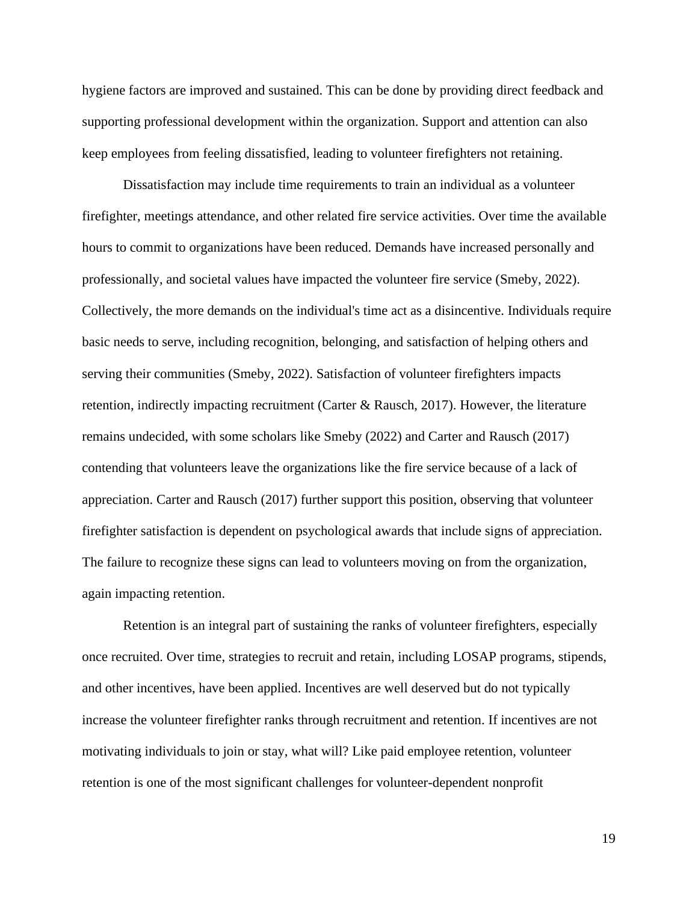hygiene factors are improved and sustained. This can be done by providing direct feedback and supporting professional development within the organization. Support and attention can also keep employees from feeling dissatisfied, leading to volunteer firefighters not retaining.

Dissatisfaction may include time requirements to train an individual as a volunteer firefighter, meetings attendance, and other related fire service activities. Over time the available hours to commit to organizations have been reduced. Demands have increased personally and professionally, and societal values have impacted the volunteer fire service (Smeby, 2022). Collectively, the more demands on the individual's time act as a disincentive. Individuals require basic needs to serve, including recognition, belonging, and satisfaction of helping others and serving their communities (Smeby, 2022). Satisfaction of volunteer firefighters impacts retention, indirectly impacting recruitment (Carter & Rausch, 2017). However, the literature remains undecided, with some scholars like Smeby (2022) and Carter and Rausch (2017) contending that volunteers leave the organizations like the fire service because of a lack of appreciation. Carter and Rausch (2017) further support this position, observing that volunteer firefighter satisfaction is dependent on psychological awards that include signs of appreciation. The failure to recognize these signs can lead to volunteers moving on from the organization, again impacting retention.

Retention is an integral part of sustaining the ranks of volunteer firefighters, especially once recruited. Over time, strategies to recruit and retain, including LOSAP programs, stipends, and other incentives, have been applied. Incentives are well deserved but do not typically increase the volunteer firefighter ranks through recruitment and retention. If incentives are not motivating individuals to join or stay, what will? Like paid employee retention, volunteer retention is one of the most significant challenges for volunteer-dependent nonprofit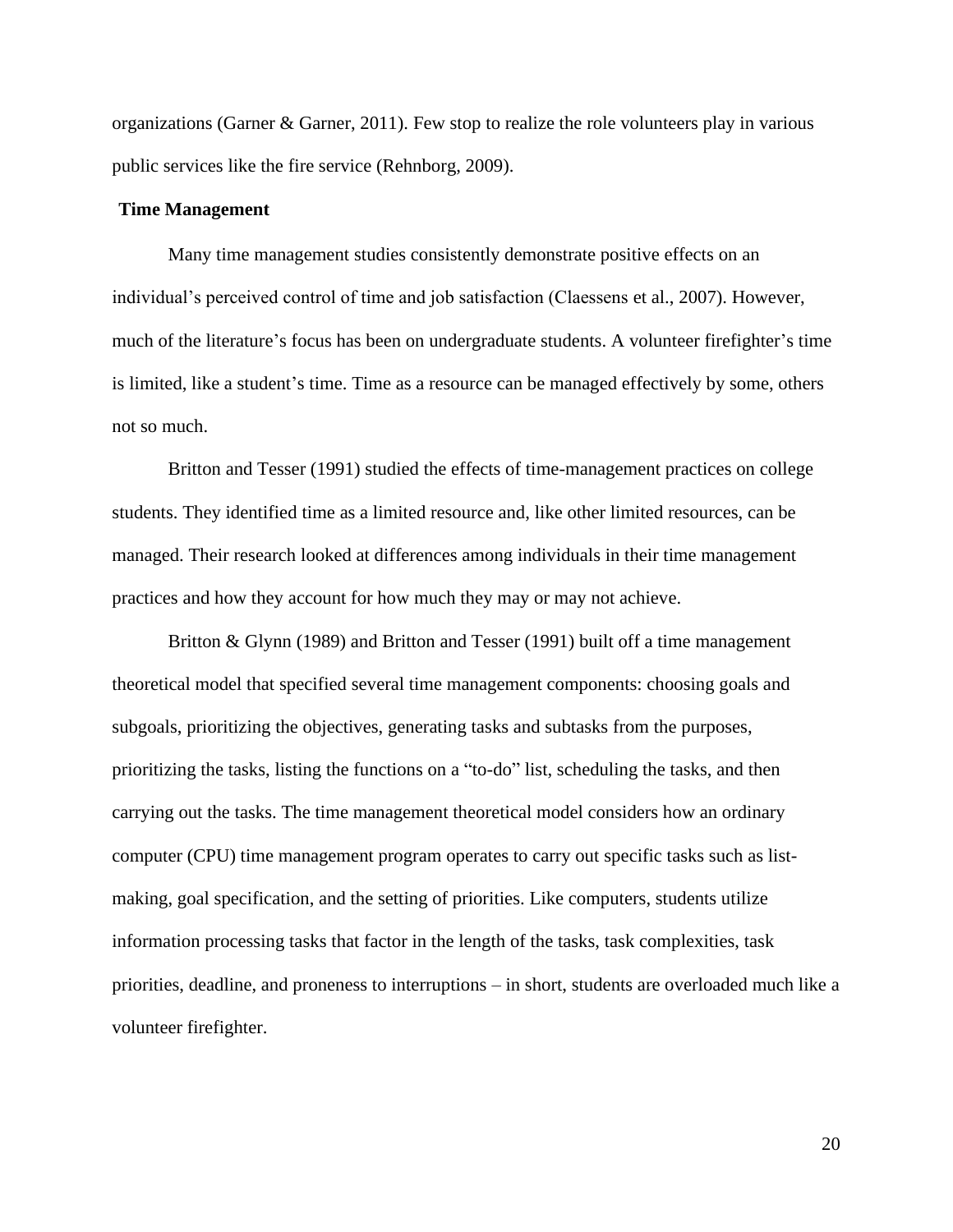organizations (Garner & Garner, 2011). Few stop to realize the role volunteers play in various public services like the fire service (Rehnborg, 2009).

**Time Management**

Many time management studies consistently demonstrate positive effects on an individual's perceived control of time and job satisfaction (Claessens et al., 2007). However, much of the literature's focus has been on undergraduate students. A volunteer firefighter's time is limited, like a student's time. Time as a resource can be managed effectively by some, others not so much.

Britton and Tesser (1991) studied the effects of time-management practices on college students. They identified time as a limited resource and, like other limited resources, can be managed. Their research looked at differences among individuals in their time management practices and how they account for how much they may or may not achieve.

Britton & Glynn (1989) and Britton and Tesser (1991) built off a time management theoretical model that specified several time management components: choosing goals and subgoals, prioritizing the objectives, generating tasks and subtasks from the purposes, prioritizing the tasks, listing the functions on a "to-do" list, scheduling the tasks, and then carrying out the tasks. The time management theoretical model considers how an ordinary computer (CPU) time management program operates to carry out specific tasks such as list-making, goal specification, and the setting of priorities. Like computers, students utilize information processing tasks that factor in the length of the tasks, task complexities, task priorities, deadline, and proneness to interruptions – in short, students are overloaded much like a volunteer firefighter.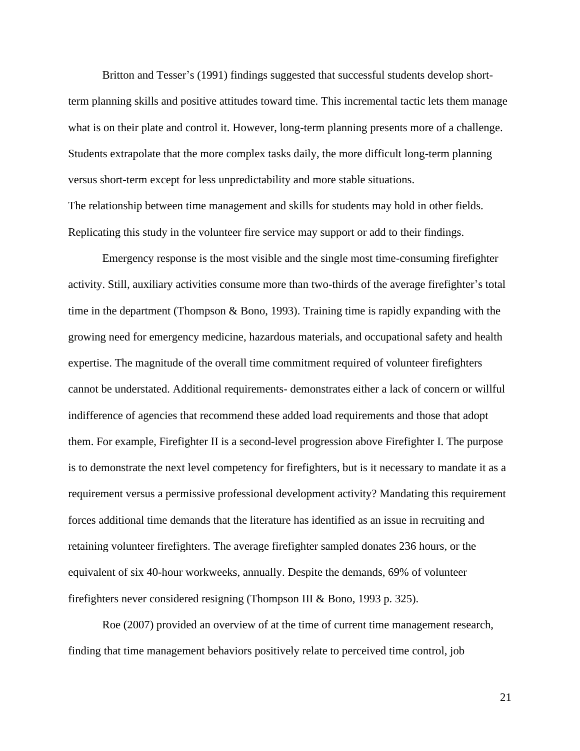Britton and Tesser's (1991) findings suggested that successful students develop short-term planning skills and positive attitudes toward time. This incremental tactic lets them manage what is on their plate and control it. However, long-term planning presents more of a challenge. Students extrapolate that the more complex tasks daily, the more difficult long-term planning versus short-term except for less unpredictability and more stable situations.

The relationship between time management and skills for students may hold in other fields. Replicating this study in the volunteer fire service may support or add to their findings.

Emergency response is the most visible and the single most time-consuming firefighter activity. Still, auxiliary activities consume more than two-thirds of the average firefighter's total time in the department (Thompson & Bono, 1993). Training time is rapidly expanding with the growing need for emergency medicine, hazardous materials, and occupational safety and health expertise. The magnitude of the overall time commitment required of volunteer firefighters cannot be understated. Additional requirements- demonstrates either a lack of concern or willful indifference of agencies that recommend these added load requirements and those that adopt them. For example, Firefighter II is a second-level progression above Firefighter I. The purpose is to demonstrate the next level competency for firefighters, but is it necessary to mandate it as a requirement versus a permissive professional development activity? Mandating this requirement forces additional time demands that the literature has identified as an issue in recruiting and retaining volunteer firefighters. The average firefighter sampled donates 236 hours, or the equivalent of six 40-hour workweeks, annually. Despite the demands, 69% of volunteer firefighters never considered resigning (Thompson III & Bono, 1993 p. 325).

Roe (2007) provided an overview of at the time of current time management research, finding that time management behaviors positively relate to perceived time control, job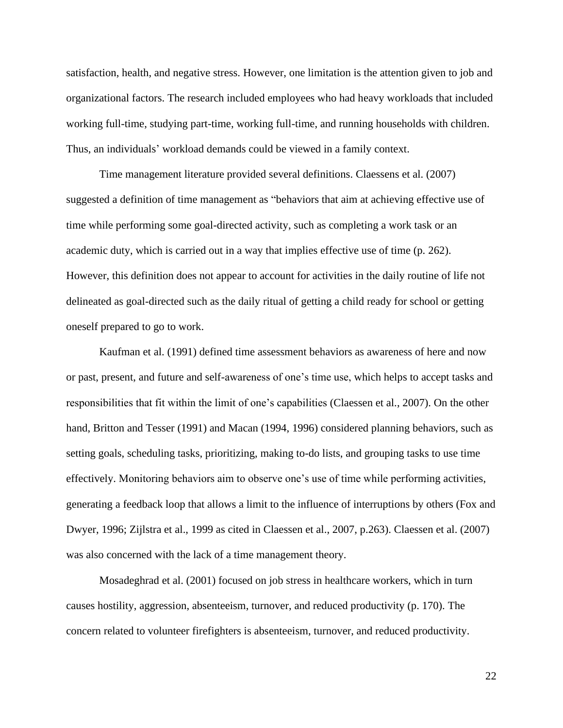satisfaction, health, and negative stress. However, one limitation is the attention given to job and organizational factors. The research included employees who had heavy workloads that included working full-time, studying part-time, working full-time, and running households with children. Thus, an individuals' workload demands could be viewed in a family context.

Time management literature provided several definitions. Claessens et al. (2007) suggested a definition of time management as "behaviors that aim at achieving effective use of time while performing some goal-directed activity, such as completing a work task or an academic duty, which is carried out in a way that implies effective use of time (p. 262). However, this definition does not appear to account for activities in the daily routine of life not delineated as goal-directed such as the daily ritual of getting a child ready for school or getting oneself prepared to go to work.

Kaufman et al. (1991) defined time assessment behaviors as awareness of here and now or past, present, and future and self-awareness of one's time use, which helps to accept tasks and responsibilities that fit within the limit of one's capabilities (Claessen et al., 2007). On the other hand, Britton and Tesser (1991) and Macan (1994, 1996) considered planning behaviors, such as setting goals, scheduling tasks, prioritizing, making to-do lists, and grouping tasks to use time effectively. Monitoring behaviors aim to observe one's use of time while performing activities, generating a feedback loop that allows a limit to the influence of interruptions by others (Fox and Dwyer, 1996; Zijlstra et al., 1999 as cited in Claessen et al., 2007, p.263). Claessen et al. (2007) was also concerned with the lack of a time management theory.

Mosadeghrad et al. (2001) focused on job stress in healthcare workers, which in turn causes hostility, aggression, absenteeism, turnover, and reduced productivity (p. 170). The concern related to volunteer firefighters is absenteeism, turnover, and reduced productivity.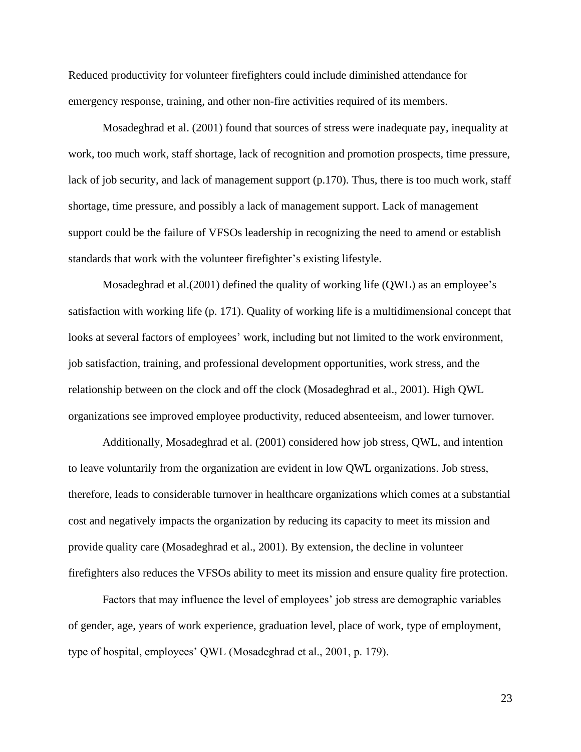Reduced productivity for volunteer firefighters could include diminished attendance for emergency response, training, and other non-fire activities required of its members.

Mosadeghrad et al. (2001) found that sources of stress were inadequate pay, inequality at work, too much work, staff shortage, lack of recognition and promotion prospects, time pressure, lack of job security, and lack of management support (p.170). Thus, there is too much work, staff shortage, time pressure, and possibly a lack of management support. Lack of management support could be the failure of VFSOs leadership in recognizing the need to amend or establish standards that work with the volunteer firefighter's existing lifestyle.

Mosadeghrad et al.(2001) defined the quality of working life (QWL) as an employee's satisfaction with working life (p. 171). Quality of working life is a multidimensional concept that looks at several factors of employees' work, including but not limited to the work environment, job satisfaction, training, and professional development opportunities, work stress, and the relationship between on the clock and off the clock (Mosadeghrad et al., 2001). High QWL organizations see improved employee productivity, reduced absenteeism, and lower turnover.

Additionally, Mosadeghrad et al. (2001) considered how job stress, QWL, and intention to leave voluntarily from the organization are evident in low QWL organizations. Job stress, therefore, leads to considerable turnover in healthcare organizations which comes at a substantial cost and negatively impacts the organization by reducing its capacity to meet its mission and provide quality care (Mosadeghrad et al., 2001). By extension, the decline in volunteer firefighters also reduces the VFSOs ability to meet its mission and ensure quality fire protection.

Factors that may influence the level of employees' job stress are demographic variables of gender, age, years of work experience, graduation level, place of work, type of employment, type of hospital, employees' QWL (Mosadeghrad et al., 2001, p. 179).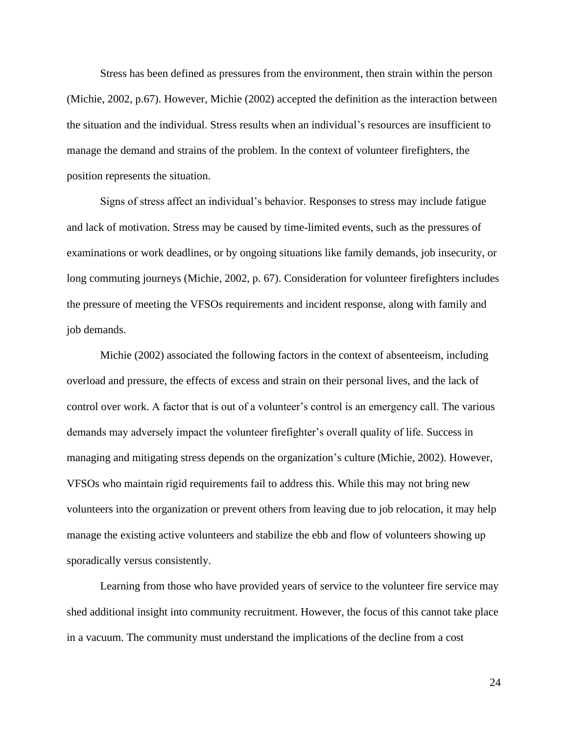Stress has been defined as pressures from the environment, then strain within the person (Michie, 2002, p.67). However, Michie (2002) accepted the definition as the interaction between the situation and the individual. Stress results when an individual's resources are insufficient to manage the demand and strains of the problem. In the context of volunteer firefighters, the position represents the situation.

Signs of stress affect an individual's behavior. Responses to stress may include fatigue and lack of motivation. Stress may be caused by time-limited events, such as the pressures of examinations or work deadlines, or by ongoing situations like family demands, job insecurity, or long commuting journeys (Michie, 2002, p. 67). Consideration for volunteer firefighters includes the pressure of meeting the VFSOs requirements and incident response, along with family and job demands.

Michie (2002) associated the following factors in the context of absenteeism, including overload and pressure, the effects of excess and strain on their personal lives, and the lack of control over work. A factor that is out of a volunteer's control is an emergency call. The various demands may adversely impact the volunteer firefighter's overall quality of life. Success in managing and mitigating stress depends on the organization's culture (Michie, 2002). However, VFSOs who maintain rigid requirements fail to address this. While this may not bring new volunteers into the organization or prevent others from leaving due to job relocation, it may help manage the existing active volunteers and stabilize the ebb and flow of volunteers showing up sporadically versus consistently.

Learning from those who have provided years of service to the volunteer fire service may shed additional insight into community recruitment. However, the focus of this cannot take place in a vacuum. The community must understand the implications of the decline from a cost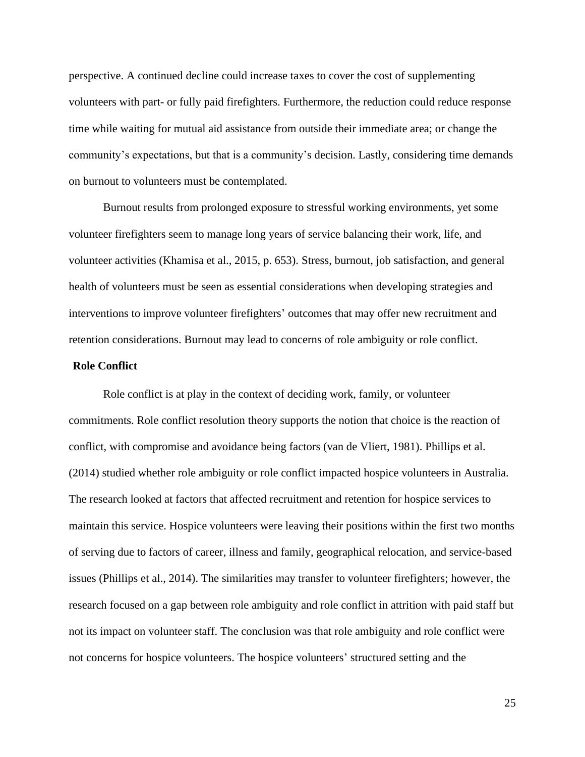perspective. A continued decline could increase taxes to cover the cost of supplementing volunteers with part- or fully paid firefighters. Furthermore, the reduction could reduce response time while waiting for mutual aid assistance from outside their immediate area; or change the community's expectations, but that is a community's decision. Lastly, considering time demands on burnout to volunteers must be contemplated.

Burnout results from prolonged exposure to stressful working environments, yet some volunteer firefighters seem to manage long years of service balancing their work, life, and volunteer activities (Khamisa et al., 2015, p. 653). Stress, burnout, job satisfaction, and general health of volunteers must be seen as essential considerations when developing strategies and interventions to improve volunteer firefighters' outcomes that may offer new recruitment and retention considerations. Burnout may lead to concerns of role ambiguity or role conflict.

**Role Conflict**

Role conflict is at play in the context of deciding work, family, or volunteer commitments. Role conflict resolution theory supports the notion that choice is the reaction of conflict, with compromise and avoidance being factors (van de Vliert, 1981). Phillips et al. (2014) studied whether role ambiguity or role conflict impacted hospice volunteers in Australia. The research looked at factors that affected recruitment and retention for hospice services to maintain this service. Hospice volunteers were leaving their positions within the first two months of serving due to factors of career, illness and family, geographical relocation, and service-based issues (Phillips et al., 2014). The similarities may transfer to volunteer firefighters; however, the research focused on a gap between role ambiguity and role conflict in attrition with paid staff but not its impact on volunteer staff. The conclusion was that role ambiguity and role conflict were not concerns for hospice volunteers. The hospice volunteers' structured setting and the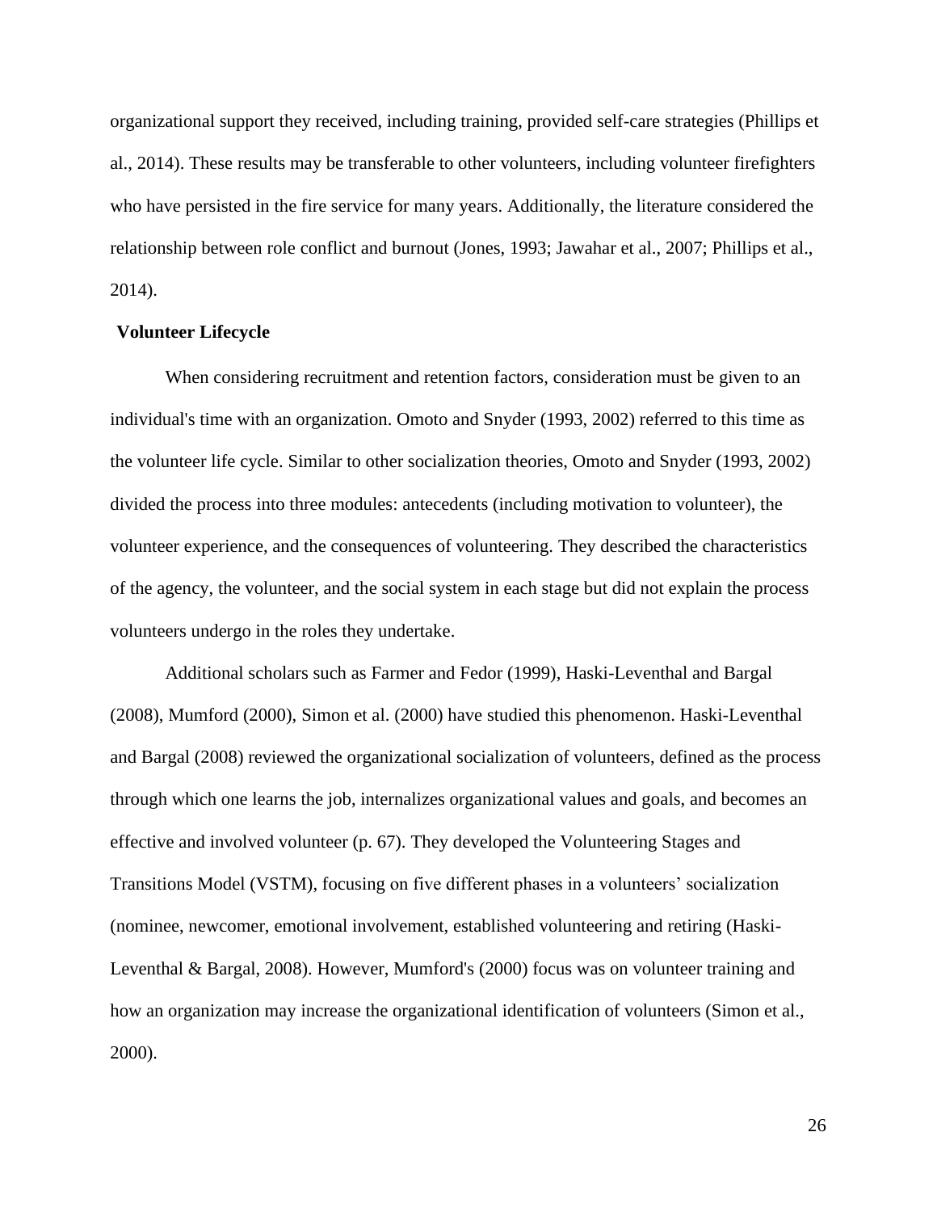organizational support they received, including training, provided self-care strategies (Phillips et al., 2014). These results may be transferable to other volunteers, including volunteer firefighters who have persisted in the fire service for many years. Additionally, the literature considered the relationship between role conflict and burnout (Jones, 1993; Jawahar et al., 2007; Phillips et al., 2014).

## Volunteer Lifecycle

When considering recruitment and retention factors, consideration must be given to an individual's time with an organization. Omoto and Snyder (1993, 2002) referred to this time as the volunteer life cycle. Similar to other socialization theories, Omoto and Snyder (1993, 2002) divided the process into three modules: antecedents (including motivation to volunteer), the volunteer experience, and the consequences of volunteering. They described the characteristics of the agency, the volunteer, and the social system in each stage but did not explain the process volunteers undergo in the roles they undertake.

Additional scholars such as Farmer and Fedor (1999), Haski-Leventhal and Bargal (2008), Mumford (2000), Simon et al. (2000) have studied this phenomenon. Haski-Leventhal and Bargal (2008) reviewed the organizational socialization of volunteers, defined as the process through which one learns the job, internalizes organizational values and goals, and becomes an effective and involved volunteer (p. 67). They developed the Volunteering Stages and Transitions Model (VSTM), focusing on five different phases in a volunteers' socialization (nominee, newcomer, emotional involvement, established volunteering and retiring (Haski-Leventhal & Bargal, 2008). However, Mumford's (2000) focus was on volunteer training and how an organization may increase the organizational identification of volunteers (Simon et al., 2000).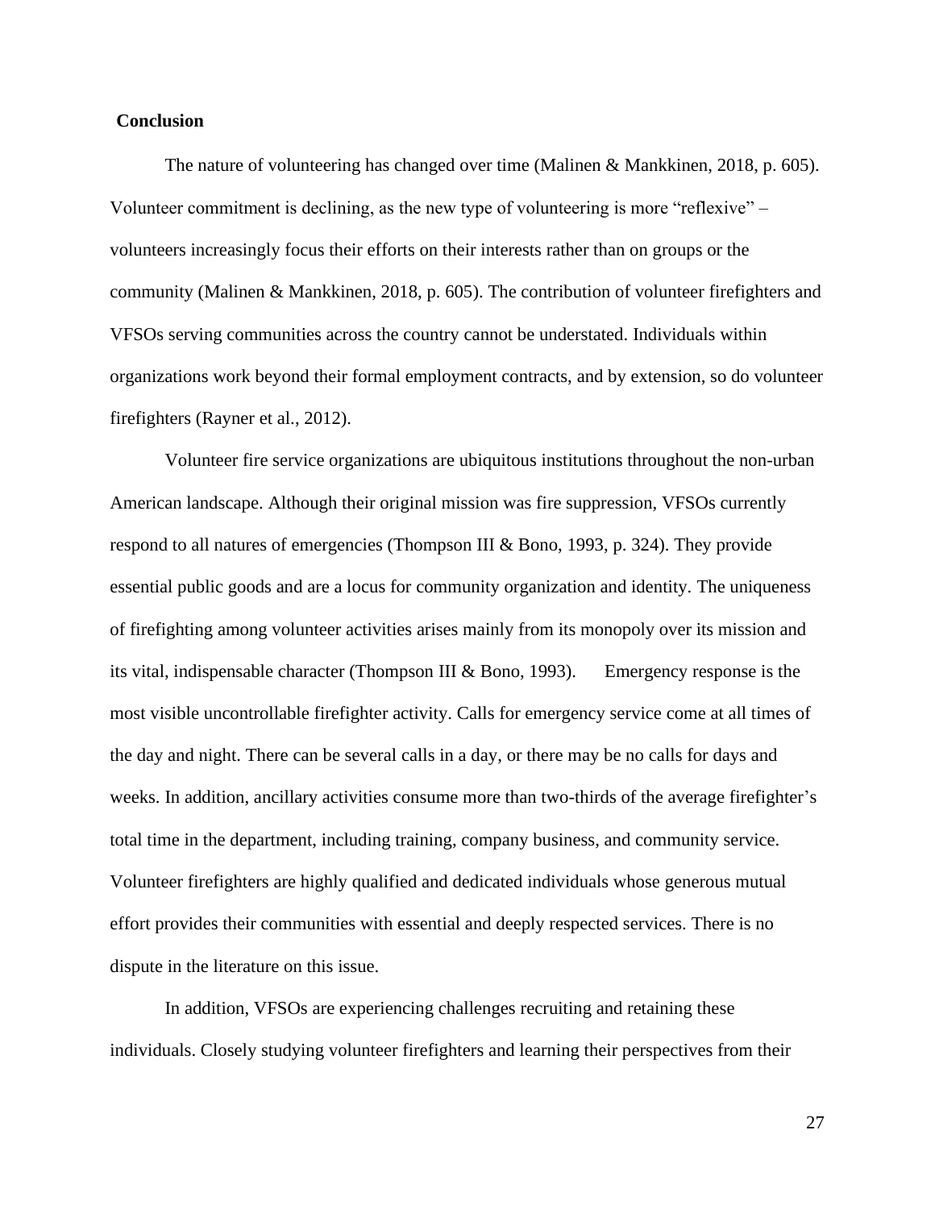**Conclusion**

The nature of volunteering has changed over time (Malinen & Mankkinen, 2018, p. 605). Volunteer commitment is declining, as the new type of volunteering is more "reflexive" – volunteers increasingly focus their efforts on their interests rather than on groups or the community (Malinen & Mankkinen, 2018, p. 605). The contribution of volunteer firefighters and VFSOs serving communities across the country cannot be understated. Individuals within organizations work beyond their formal employment contracts, and by extension, so do volunteer firefighters (Rayner et al., 2012).

Volunteer fire service organizations are ubiquitous institutions throughout the non-urban American landscape. Although their original mission was fire suppression, VFSOs currently respond to all natures of emergencies (Thompson III & Bono, 1993, p. 324). They provide essential public goods and are a locus for community organization and identity. The uniqueness of firefighting among volunteer activities arises mainly from its monopoly over its mission and its vital, indispensable character (Thompson III & Bono, 1993). Emergency response is the most visible uncontrollable firefighter activity. Calls for emergency service come at all times of the day and night. There can be several calls in a day, or there may be no calls for days and weeks. In addition, ancillary activities consume more than two-thirds of the average firefighter's total time in the department, including training, company business, and community service. Volunteer firefighters are highly qualified and dedicated individuals whose generous mutual effort provides their communities with essential and deeply respected services. There is no dispute in the literature on this issue.

In addition, VFSOs are experiencing challenges recruiting and retaining these individuals. Closely studying volunteer firefighters and learning their perspectives from their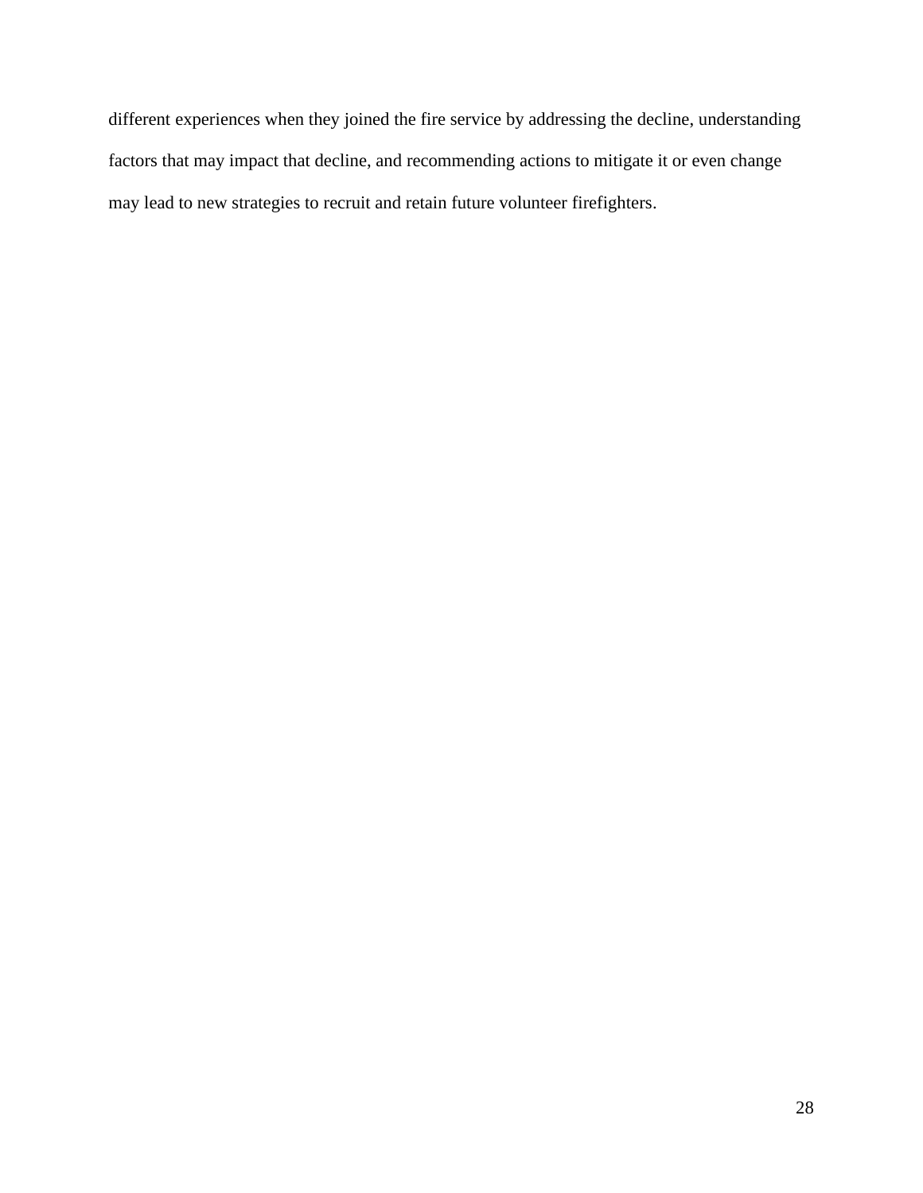different experiences when they joined the fire service by addressing the decline, understanding factors that may impact that decline, and recommending actions to mitigate it or even change may lead to new strategies to recruit and retain future volunteer firefighters.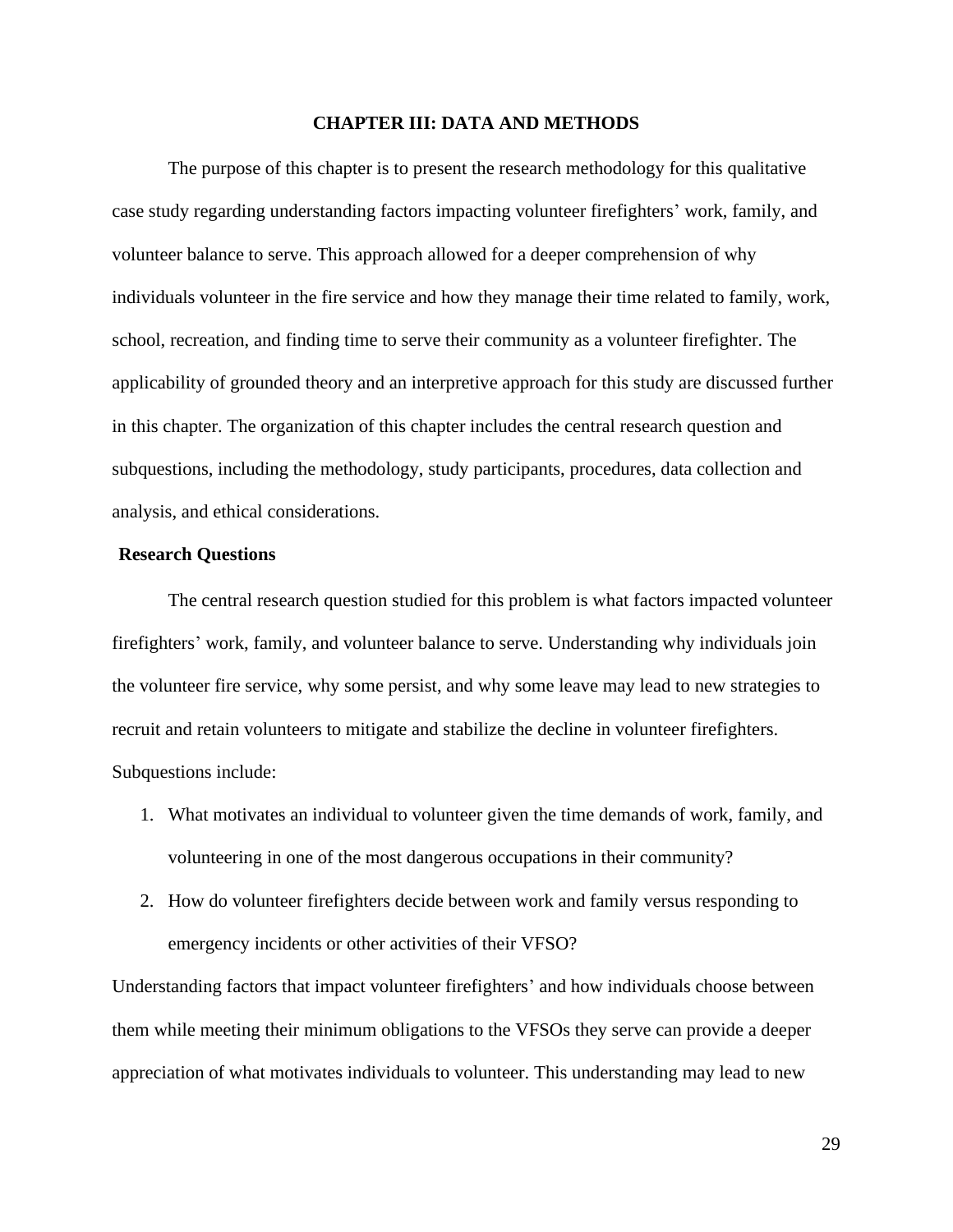# CHAPTER III: DATA AND METHODS

The purpose of this chapter is to present the research methodology for this qualitative case study regarding understanding factors impacting volunteer firefighters' work, family, and volunteer balance to serve. This approach allowed for a deeper comprehension of why individuals volunteer in the fire service and how they manage their time related to family, work, school, recreation, and finding time to serve their community as a volunteer firefighter. The applicability of grounded theory and an interpretive approach for this study are discussed further in this chapter. The organization of this chapter includes the central research question and subquestions, including the methodology, study participants, procedures, data collection and analysis, and ethical considerations.

## Research Questions

The central research question studied for this problem is what factors impacted volunteer firefighters' work, family, and volunteer balance to serve. Understanding why individuals join the volunteer fire service, why some persist, and why some leave may lead to new strategies to recruit and retain volunteers to mitigate and stabilize the decline in volunteer firefighters. Subquestions include:

1. What motivates an individual to volunteer given the time demands of work, family, and volunteering in one of the most dangerous occupations in their community?
2. How do volunteer firefighters decide between work and family versus responding to emergency incidents or other activities of their VFSO?

Understanding factors that impact volunteer firefighters' and how individuals choose between them while meeting their minimum obligations to the VFSOs they serve can provide a deeper appreciation of what motivates individuals to volunteer. This understanding may lead to new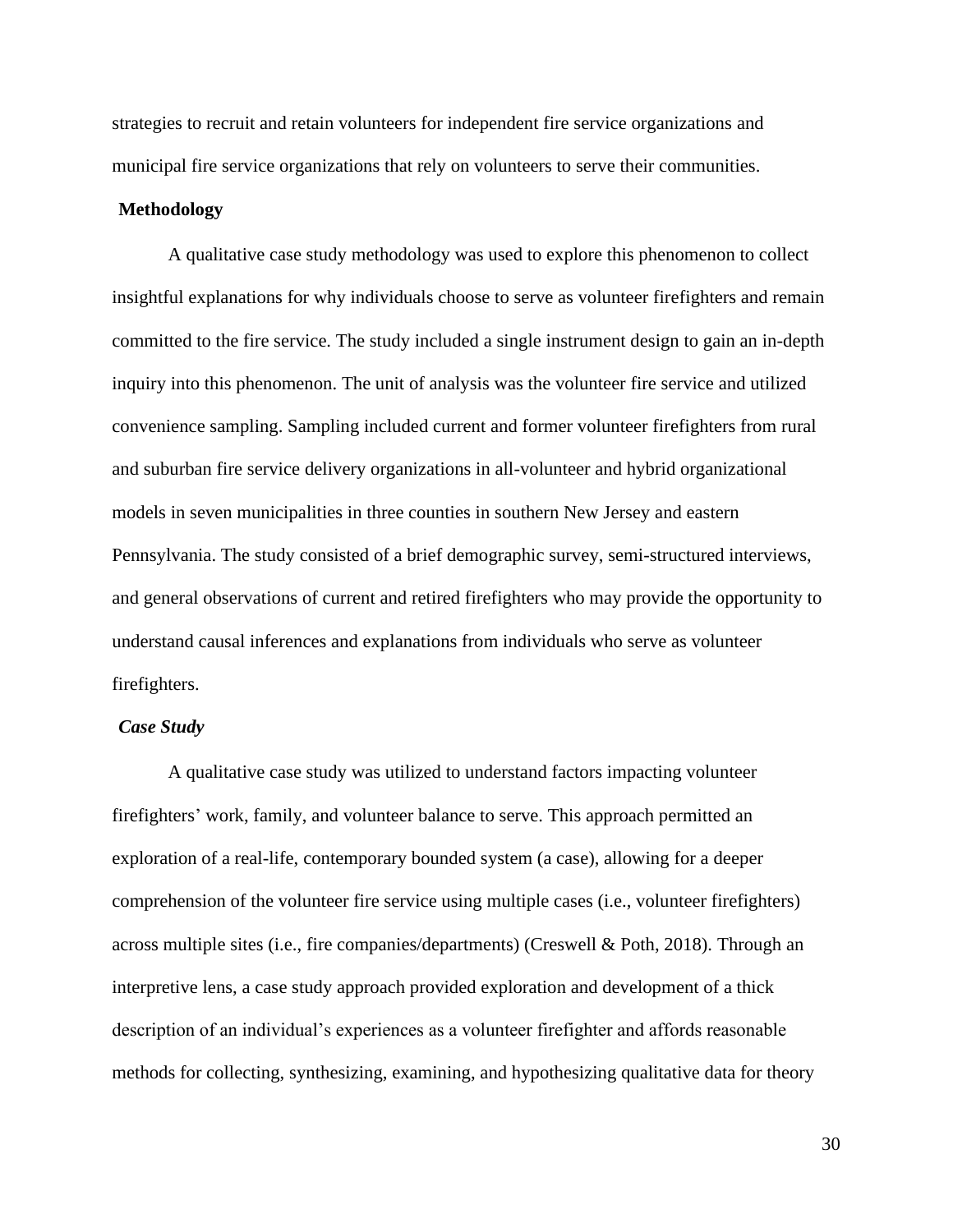strategies to recruit and retain volunteers for independent fire service organizations and municipal fire service organizations that rely on volunteers to serve their communities.

## Methodology

A qualitative case study methodology was used to explore this phenomenon to collect insightful explanations for why individuals choose to serve as volunteer firefighters and remain committed to the fire service. The study included a single instrument design to gain an in-depth inquiry into this phenomenon. The unit of analysis was the volunteer fire service and utilized convenience sampling. Sampling included current and former volunteer firefighters from rural and suburban fire service delivery organizations in all-volunteer and hybrid organizational models in seven municipalities in three counties in southern New Jersey and eastern Pennsylvania. The study consisted of a brief demographic survey, semi-structured interviews, and general observations of current and retired firefighters who may provide the opportunity to understand causal inferences and explanations from individuals who serve as volunteer firefighters.

### *Case Study*

A qualitative case study was utilized to understand factors impacting volunteer firefighters' work, family, and volunteer balance to serve. This approach permitted an exploration of a real-life, contemporary bounded system (a case), allowing for a deeper comprehension of the volunteer fire service using multiple cases (i.e., volunteer firefighters) across multiple sites (i.e., fire companies/departments) (Creswell & Poth, 2018). Through an interpretive lens, a case study approach provided exploration and development of a thick description of an individual's experiences as a volunteer firefighter and affords reasonable methods for collecting, synthesizing, examining, and hypothesizing qualitative data for theory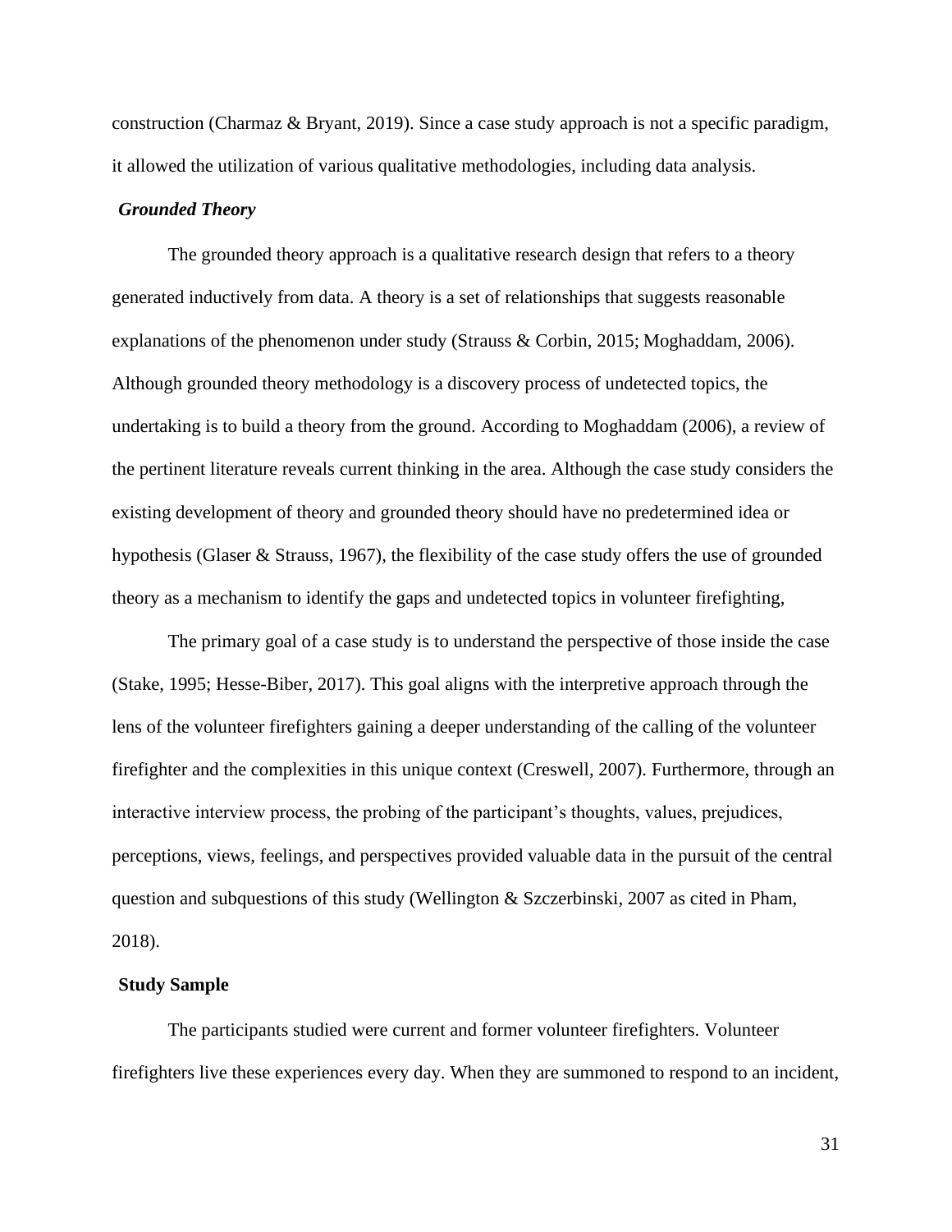construction (Charmaz & Bryant, 2019). Since a case study approach is not a specific paradigm, it allowed the utilization of various qualitative methodologies, including data analysis.

### *Grounded Theory*

The grounded theory approach is a qualitative research design that refers to a theory generated inductively from data. A theory is a set of relationships that suggests reasonable explanations of the phenomenon under study (Strauss & Corbin, 2015; Moghaddam, 2006). Although grounded theory methodology is a discovery process of undetected topics, the undertaking is to build a theory from the ground. According to Moghaddam (2006), a review of the pertinent literature reveals current thinking in the area. Although the case study considers the existing development of theory and grounded theory should have no predetermined idea or hypothesis (Glaser & Strauss, 1967), the flexibility of the case study offers the use of grounded theory as a mechanism to identify the gaps and undetected topics in volunteer firefighting,

The primary goal of a case study is to understand the perspective of those inside the case (Stake, 1995; Hesse-Biber, 2017). This goal aligns with the interpretive approach through the lens of the volunteer firefighters gaining a deeper understanding of the calling of the volunteer firefighter and the complexities in this unique context (Creswell, 2007). Furthermore, through an interactive interview process, the probing of the participant's thoughts, values, prejudices, perceptions, views, feelings, and perspectives provided valuable data in the pursuit of the central question and subquestions of this study (Wellington & Szczerbinski, 2007 as cited in Pham, 2018).

## Study Sample

The participants studied were current and former volunteer firefighters. Volunteer firefighters live these experiences every day. When they are summoned to respond to an incident,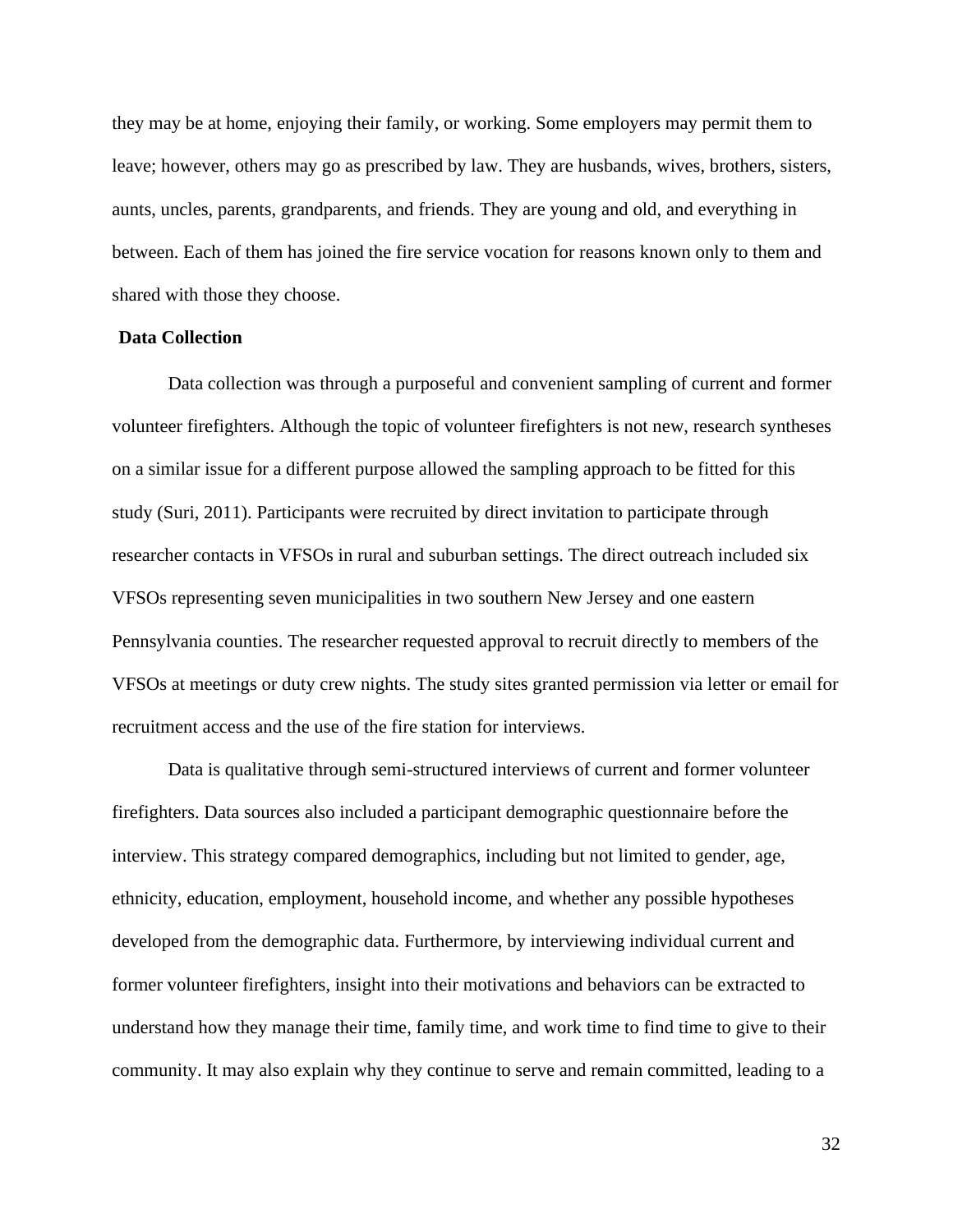they may be at home, enjoying their family, or working. Some employers may permit them to leave; however, others may go as prescribed by law. They are husbands, wives, brothers, sisters, aunts, uncles, parents, grandparents, and friends. They are young and old, and everything in between. Each of them has joined the fire service vocation for reasons known only to them and shared with those they choose.

## Data Collection

Data collection was through a purposeful and convenient sampling of current and former volunteer firefighters. Although the topic of volunteer firefighters is not new, research syntheses on a similar issue for a different purpose allowed the sampling approach to be fitted for this study (Suri, 2011). Participants were recruited by direct invitation to participate through researcher contacts in VFSOs in rural and suburban settings. The direct outreach included six VFSOs representing seven municipalities in two southern New Jersey and one eastern Pennsylvania counties. The researcher requested approval to recruit directly to members of the VFSOs at meetings or duty crew nights. The study sites granted permission via letter or email for recruitment access and the use of the fire station for interviews.

Data is qualitative through semi-structured interviews of current and former volunteer firefighters. Data sources also included a participant demographic questionnaire before the interview. This strategy compared demographics, including but not limited to gender, age, ethnicity, education, employment, household income, and whether any possible hypotheses developed from the demographic data. Furthermore, by interviewing individual current and former volunteer firefighters, insight into their motivations and behaviors can be extracted to understand how they manage their time, family time, and work time to find time to give to their community. It may also explain why they continue to serve and remain committed, leading to a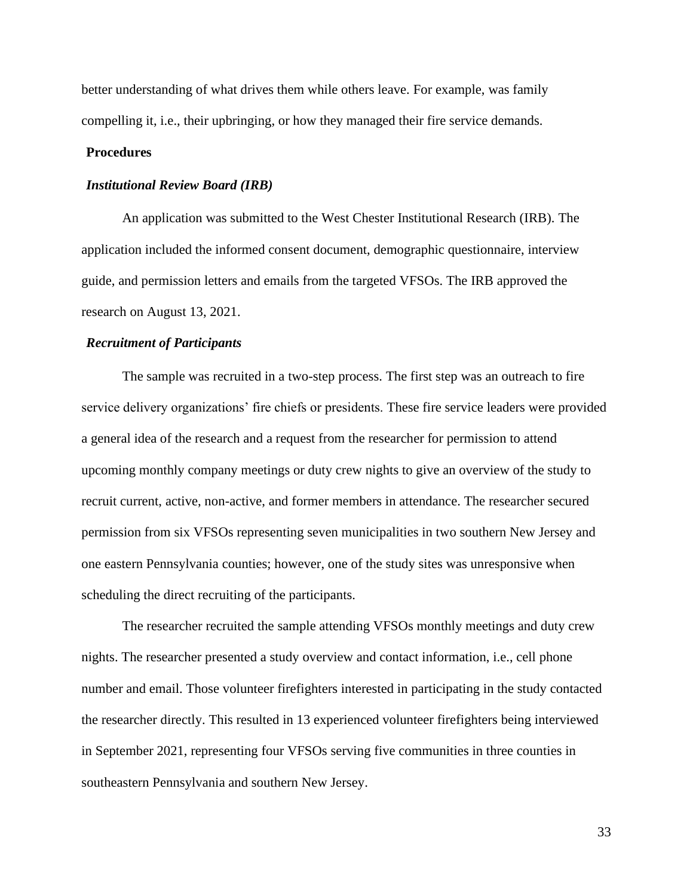better understanding of what drives them while others leave. For example, was family compelling it, i.e., their upbringing, or how they managed their fire service demands.

## Procedures

### *Institutional Review Board (IRB)*

An application was submitted to the West Chester Institutional Research (IRB). The application included the informed consent document, demographic questionnaire, interview guide, and permission letters and emails from the targeted VFSOs. The IRB approved the research on August 13, 2021.

### *Recruitment of Participants*

The sample was recruited in a two-step process. The first step was an outreach to fire service delivery organizations' fire chiefs or presidents. These fire service leaders were provided a general idea of the research and a request from the researcher for permission to attend upcoming monthly company meetings or duty crew nights to give an overview of the study to recruit current, active, non-active, and former members in attendance. The researcher secured permission from six VFSOs representing seven municipalities in two southern New Jersey and one eastern Pennsylvania counties; however, one of the study sites was unresponsive when scheduling the direct recruiting of the participants.

The researcher recruited the sample attending VFSOs monthly meetings and duty crew nights. The researcher presented a study overview and contact information, i.e., cell phone number and email. Those volunteer firefighters interested in participating in the study contacted the researcher directly. This resulted in 13 experienced volunteer firefighters being interviewed in September 2021, representing four VFSOs serving five communities in three counties in southeastern Pennsylvania and southern New Jersey.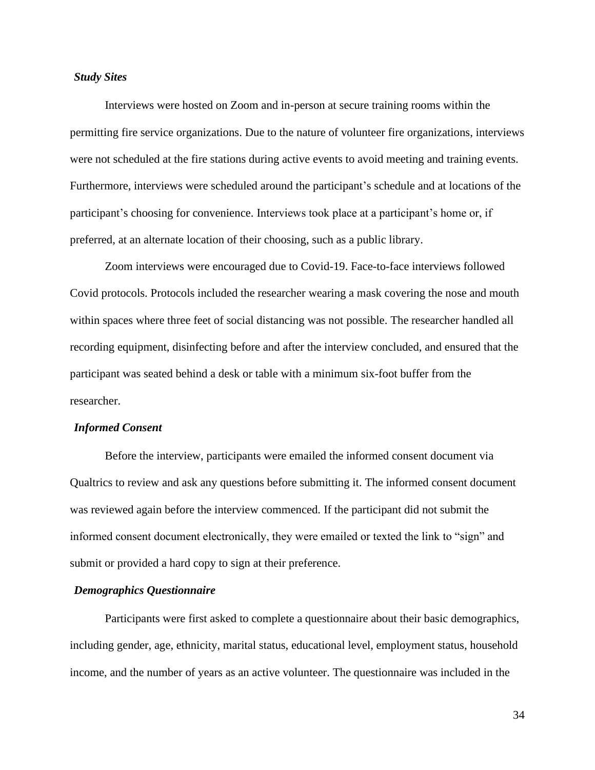### *Study Sites*

Interviews were hosted on Zoom and in-person at secure training rooms within the permitting fire service organizations. Due to the nature of volunteer fire organizations, interviews were not scheduled at the fire stations during active events to avoid meeting and training events. Furthermore, interviews were scheduled around the participant's schedule and at locations of the participant's choosing for convenience. Interviews took place at a participant's home or, if preferred, at an alternate location of their choosing, such as a public library.

Zoom interviews were encouraged due to Covid-19. Face-to-face interviews followed Covid protocols. Protocols included the researcher wearing a mask covering the nose and mouth within spaces where three feet of social distancing was not possible. The researcher handled all recording equipment, disinfecting before and after the interview concluded, and ensured that the participant was seated behind a desk or table with a minimum six-foot buffer from the researcher.

### *Informed Consent*

Before the interview, participants were emailed the informed consent document via Qualtrics to review and ask any questions before submitting it. The informed consent document was reviewed again before the interview commenced. If the participant did not submit the informed consent document electronically, they were emailed or texted the link to "sign" and submit or provided a hard copy to sign at their preference.

### *Demographics Questionnaire*

Participants were first asked to complete a questionnaire about their basic demographics, including gender, age, ethnicity, marital status, educational level, employment status, household income, and the number of years as an active volunteer. The questionnaire was included in the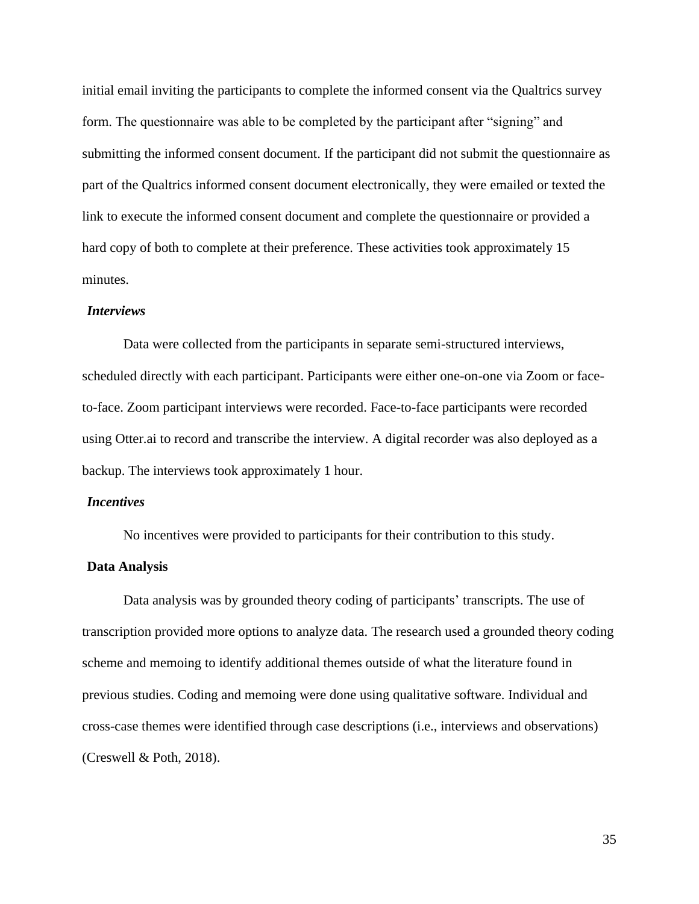initial email inviting the participants to complete the informed consent via the Qualtrics survey form. The questionnaire was able to be completed by the participant after "signing" and submitting the informed consent document. If the participant did not submit the questionnaire as part of the Qualtrics informed consent document electronically, they were emailed or texted the link to execute the informed consent document and complete the questionnaire or provided a hard copy of both to complete at their preference. These activities took approximately 15 minutes.

### *Interviews*

Data were collected from the participants in separate semi-structured interviews, scheduled directly with each participant. Participants were either one-on-one via Zoom or face-to-face. Zoom participant interviews were recorded. Face-to-face participants were recorded using Otter.ai to record and transcribe the interview. A digital recorder was also deployed as a backup. The interviews took approximately 1 hour.

### *Incentives*

No incentives were provided to participants for their contribution to this study.

## Data Analysis

Data analysis was by grounded theory coding of participants' transcripts. The use of transcription provided more options to analyze data. The research used a grounded theory coding scheme and memoing to identify additional themes outside of what the literature found in previous studies. Coding and memoing were done using qualitative software. Individual and cross-case themes were identified through case descriptions (i.e., interviews and observations) (Creswell & Poth, 2018).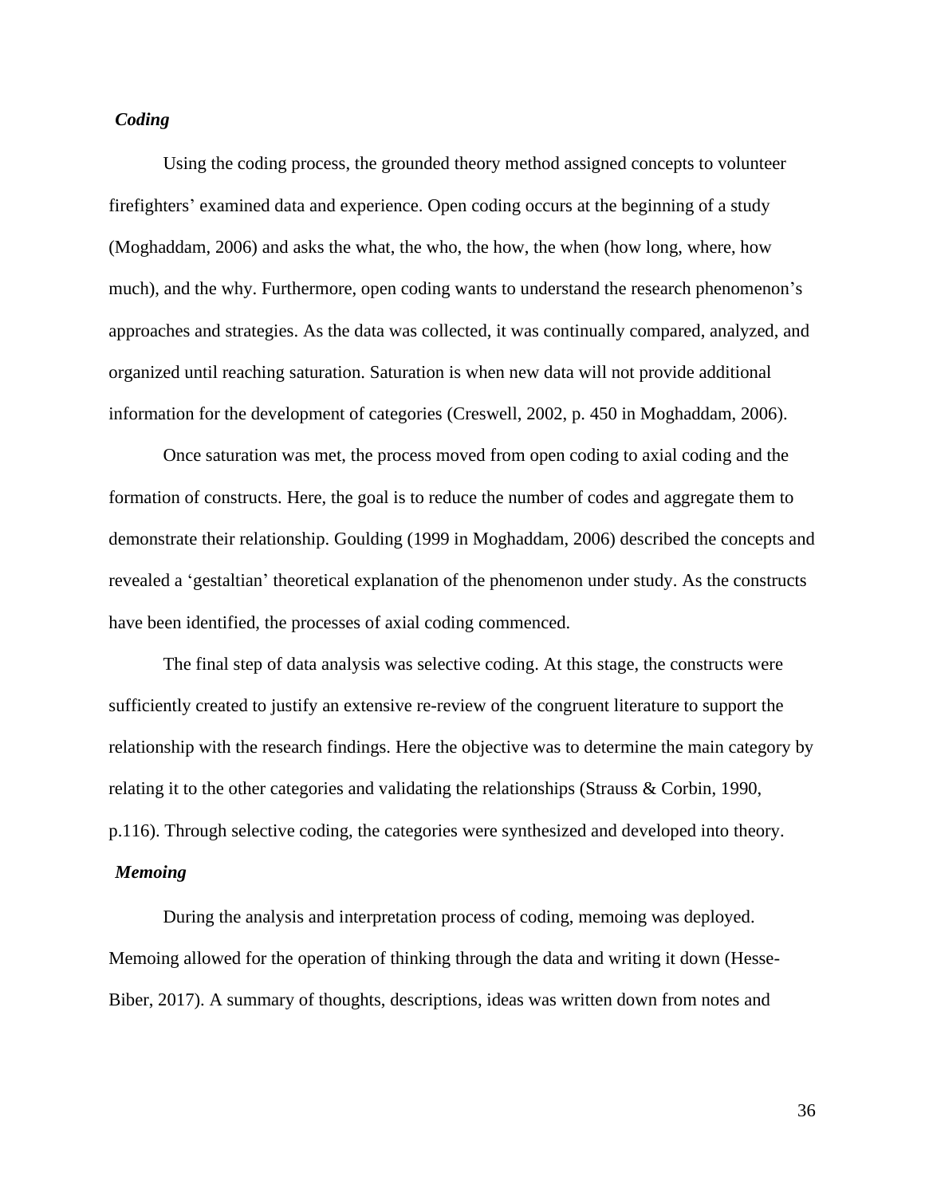### *Coding*

Using the coding process, the grounded theory method assigned concepts to volunteer firefighters' examined data and experience. Open coding occurs at the beginning of a study (Moghaddam, 2006) and asks the what, the who, the how, the when (how long, where, how much), and the why. Furthermore, open coding wants to understand the research phenomenon's approaches and strategies. As the data was collected, it was continually compared, analyzed, and organized until reaching saturation. Saturation is when new data will not provide additional information for the development of categories (Creswell, 2002, p. 450 in Moghaddam, 2006).

Once saturation was met, the process moved from open coding to axial coding and the formation of constructs. Here, the goal is to reduce the number of codes and aggregate them to demonstrate their relationship. Goulding (1999 in Moghaddam, 2006) described the concepts and revealed a 'gestaltian' theoretical explanation of the phenomenon under study. As the constructs have been identified, the processes of axial coding commenced.

The final step of data analysis was selective coding. At this stage, the constructs were sufficiently created to justify an extensive re-review of the congruent literature to support the relationship with the research findings. Here the objective was to determine the main category by relating it to the other categories and validating the relationships (Strauss & Corbin, 1990, p.116). Through selective coding, the categories were synthesized and developed into theory.

### *Memoing*

During the analysis and interpretation process of coding, memoing was deployed. Memoing allowed for the operation of thinking through the data and writing it down (Hesse-Biber, 2017). A summary of thoughts, descriptions, ideas was written down from notes and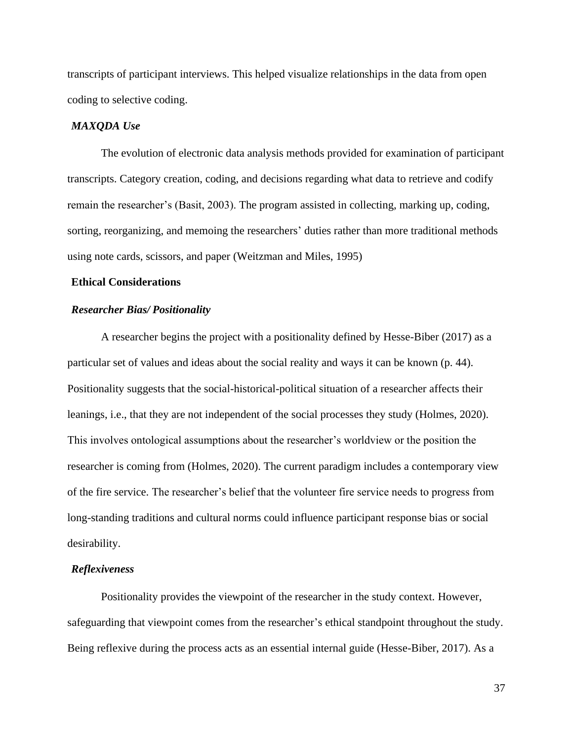transcripts of participant interviews. This helped visualize relationships in the data from open coding to selective coding.

### *MAXQDA Use*

The evolution of electronic data analysis methods provided for examination of participant transcripts. Category creation, coding, and decisions regarding what data to retrieve and codify remain the researcher's (Basit, 2003). The program assisted in collecting, marking up, coding, sorting, reorganizing, and memoing the researchers' duties rather than more traditional methods using note cards, scissors, and paper (Weitzman and Miles, 1995)

## Ethical Considerations

### *Researcher Bias/ Positionality*

A researcher begins the project with a positionality defined by Hesse-Biber (2017) as a particular set of values and ideas about the social reality and ways it can be known (p. 44). Positionality suggests that the social-historical-political situation of a researcher affects their leanings, i.e., that they are not independent of the social processes they study (Holmes, 2020). This involves ontological assumptions about the researcher's worldview or the position the researcher is coming from (Holmes, 2020). The current paradigm includes a contemporary view of the fire service. The researcher's belief that the volunteer fire service needs to progress from long-standing traditions and cultural norms could influence participant response bias or social desirability.

### *Reflexiveness*

Positionality provides the viewpoint of the researcher in the study context. However, safeguarding that viewpoint comes from the researcher's ethical standpoint throughout the study. Being reflexive during the process acts as an essential internal guide (Hesse-Biber, 2017). As a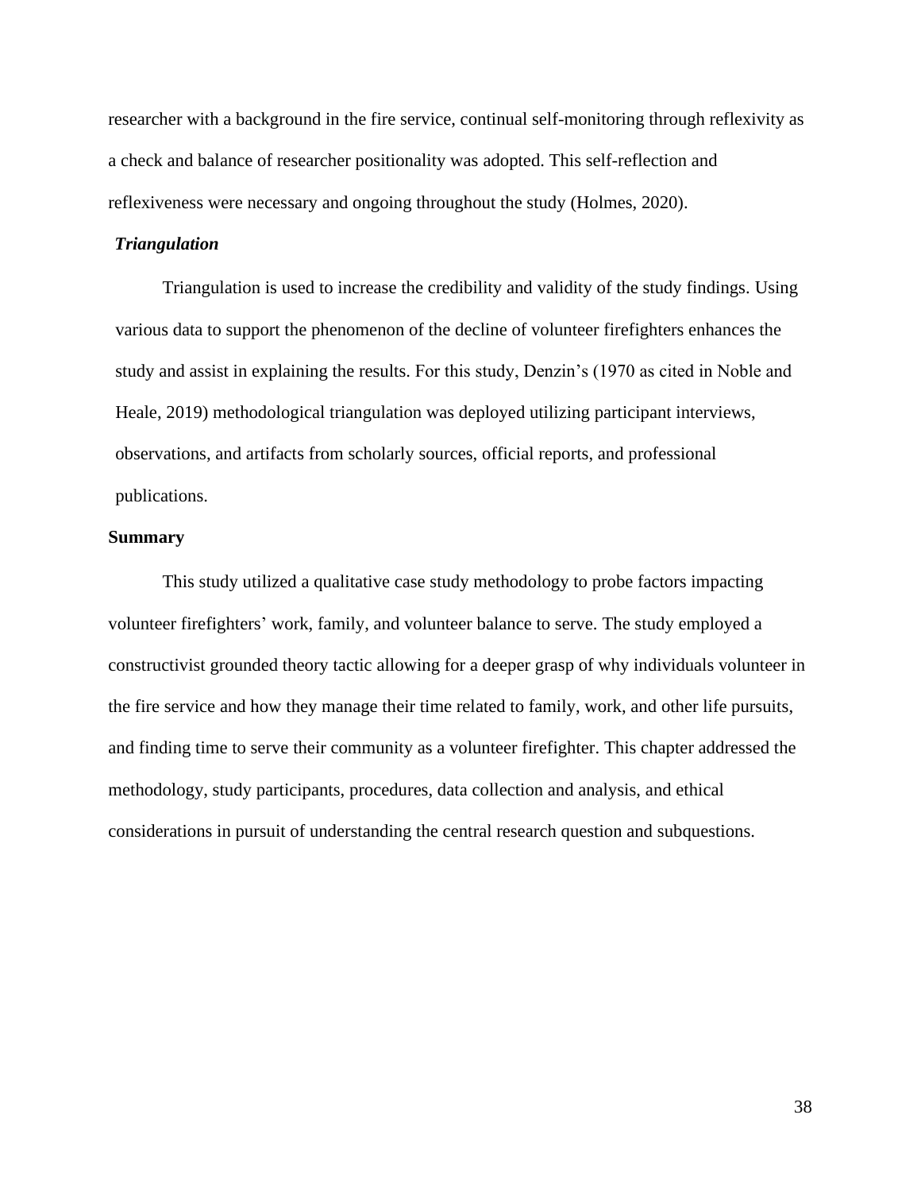researcher with a background in the fire service, continual self-monitoring through reflexivity as a check and balance of researcher positionality was adopted. This self-reflection and reflexiveness were necessary and ongoing throughout the study (Holmes, 2020).

### *Triangulation*

Triangulation is used to increase the credibility and validity of the study findings. Using various data to support the phenomenon of the decline of volunteer firefighters enhances the study and assist in explaining the results. For this study, Denzin's (1970 as cited in Noble and Heale, 2019) methodological triangulation was deployed utilizing participant interviews, observations, and artifacts from scholarly sources, official reports, and professional publications.

## **Summary**

This study utilized a qualitative case study methodology to probe factors impacting volunteer firefighters' work, family, and volunteer balance to serve. The study employed a constructivist grounded theory tactic allowing for a deeper grasp of why individuals volunteer in the fire service and how they manage their time related to family, work, and other life pursuits, and finding time to serve their community as a volunteer firefighter. This chapter addressed the methodology, study participants, procedures, data collection and analysis, and ethical considerations in pursuit of understanding the central research question and subquestions.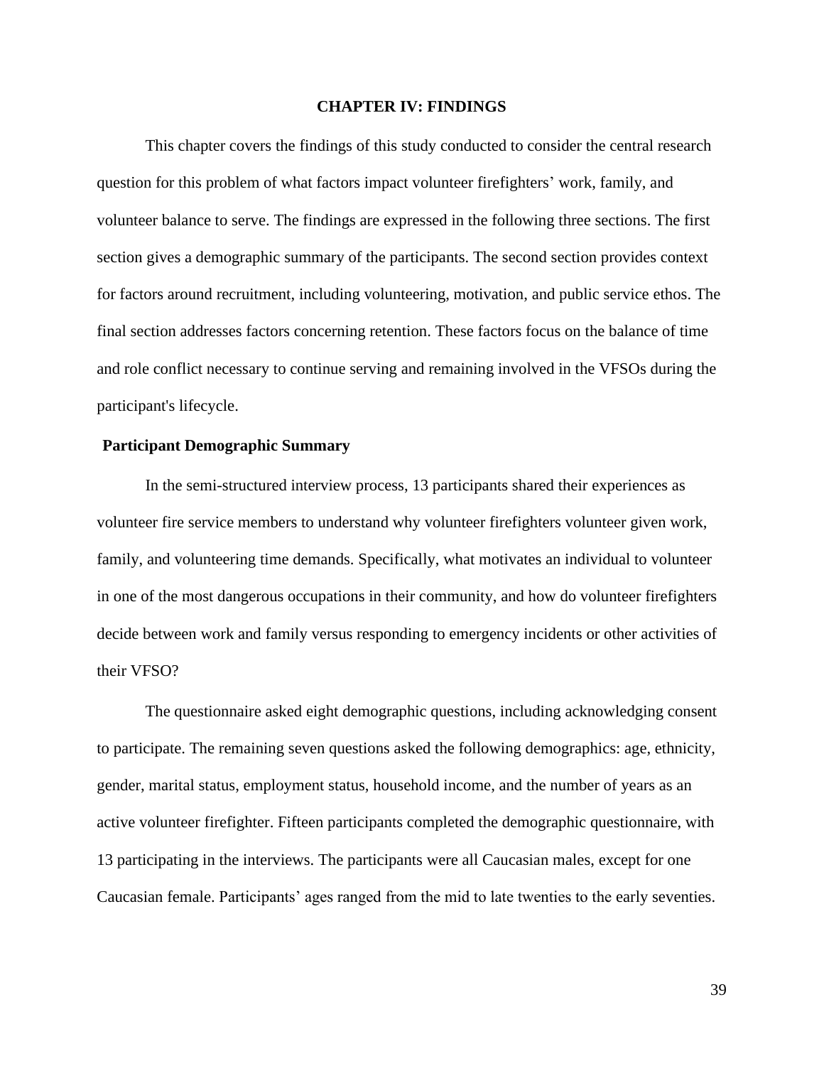# CHAPTER IV: FINDINGS

This chapter covers the findings of this study conducted to consider the central research question for this problem of what factors impact volunteer firefighters' work, family, and volunteer balance to serve. The findings are expressed in the following three sections. The first section gives a demographic summary of the participants. The second section provides context for factors around recruitment, including volunteering, motivation, and public service ethos. The final section addresses factors concerning retention. These factors focus on the balance of time and role conflict necessary to continue serving and remaining involved in the VFSOs during the participant's lifecycle.

## Participant Demographic Summary

In the semi-structured interview process, 13 participants shared their experiences as volunteer fire service members to understand why volunteer firefighters volunteer given work, family, and volunteering time demands. Specifically, what motivates an individual to volunteer in one of the most dangerous occupations in their community, and how do volunteer firefighters decide between work and family versus responding to emergency incidents or other activities of their VFSO?

The questionnaire asked eight demographic questions, including acknowledging consent to participate. The remaining seven questions asked the following demographics: age, ethnicity, gender, marital status, employment status, household income, and the number of years as an active volunteer firefighter. Fifteen participants completed the demographic questionnaire, with 13 participating in the interviews. The participants were all Caucasian males, except for one Caucasian female. Participants' ages ranged from the mid to late twenties to the early seventies.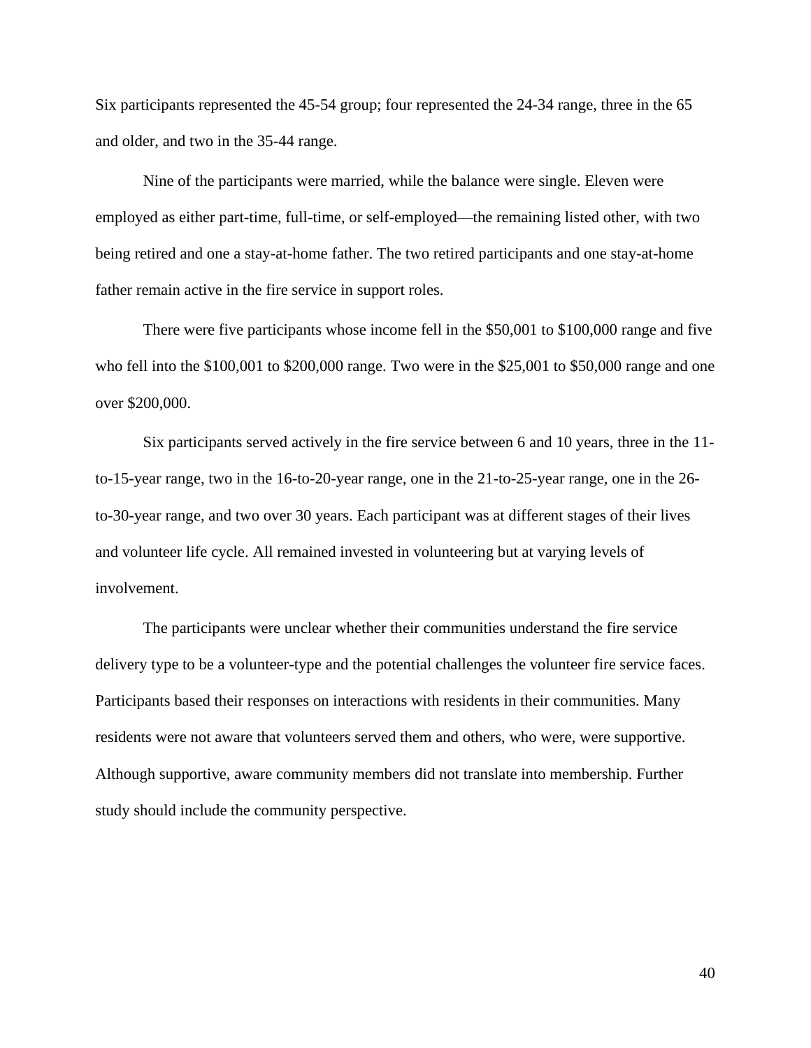Six participants represented the 45-54 group; four represented the 24-34 range, three in the 65 and older, and two in the 35-44 range.

Nine of the participants were married, while the balance were single. Eleven were employed as either part-time, full-time, or self-employed—the remaining listed other, with two being retired and one a stay-at-home father. The two retired participants and one stay-at-home father remain active in the fire service in support roles.

There were five participants whose income fell in the $50,001 to $100,000 range and five who fell into the $100,001 to $200,000 range. Two were in the $25,001 to $50,000 range and one over $200,000.

Six participants served actively in the fire service between 6 and 10 years, three in the 11-to-15-year range, two in the 16-to-20-year range, one in the 21-to-25-year range, one in the 26-to-30-year range, and two over 30 years. Each participant was at different stages of their lives and volunteer life cycle. All remained invested in volunteering but at varying levels of involvement.

The participants were unclear whether their communities understand the fire service delivery type to be a volunteer-type and the potential challenges the volunteer fire service faces. Participants based their responses on interactions with residents in their communities. Many residents were not aware that volunteers served them and others, who were, were supportive. Although supportive, aware community members did not translate into membership. Further study should include the community perspective.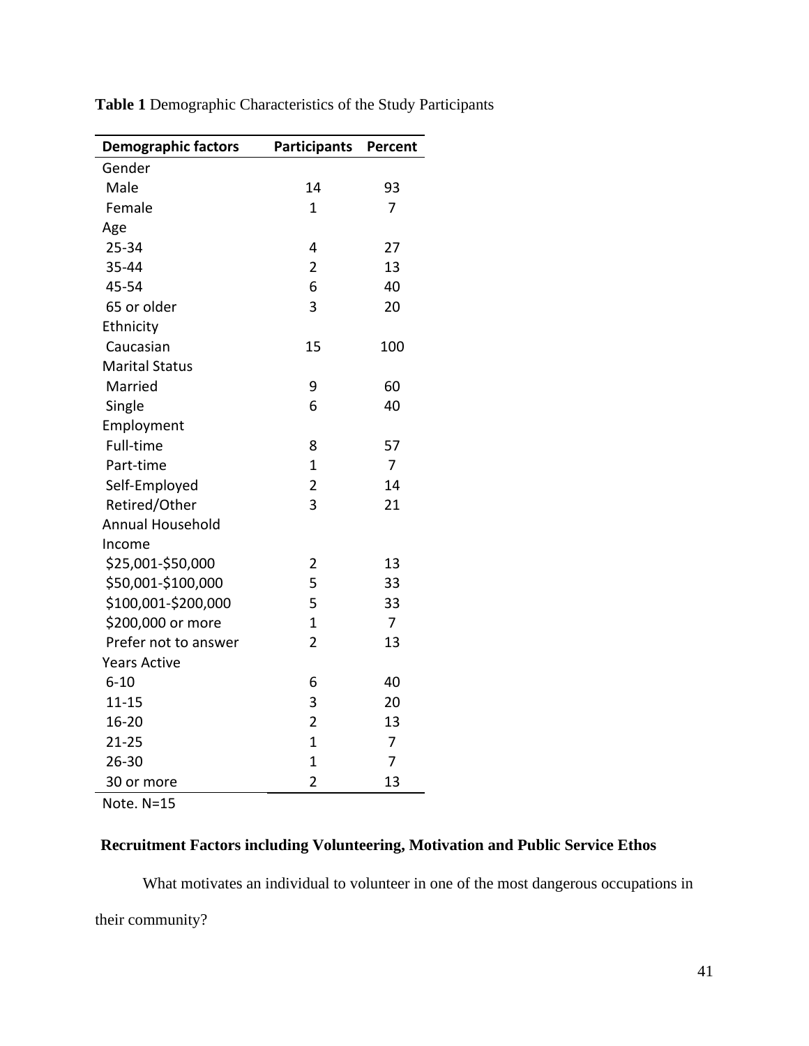**Table 1** Demographic Characteristics of the Study Participants

| Demographic factors | Participants | Percent |
|---|---|---|
| Gender | | |
| Male | 14 | 93 |
| Female | 1 | 7 |
| Age | | |
| 25-34 | 4 | 27 |
| 35-44 | 2 | 13 |
| 45-54 | 6 | 40 |
| 65 or older | 3 | 20 |
| Ethnicity | | |
| Caucasian | 15 | 100 |
| Marital Status | | |
| Married | 9 | 60 |
| Single | 6 | 40 |
| Employment | | |
| Full-time | 8 | 57 |
| Part-time | 1 | 7 |
| Self-Employed | 2 | 14 |
| Retired/Other | 3 | 21 |
| Annual Household Income | | |
| $25,001-$50,000 | 2 | 13 |
| $50,001-$100,000 | 5 | 33 |
| $100,001-$200,000 | 5 | 33 |
| $200,000 or more | 1 | 7 |
| Prefer not to answer | 2 | 13 |
| Years Active | | |
| 6-10 | 6 | 40 |
| 11-15 | 3 | 20 |
| 16-20 | 2 | 13 |
| 21-25 | 1 | 7 |
| 26-30 | 1 | 7 |
| 30 or more | 2 | 13 |

Note. N=15

## Recruitment Factors including Volunteering, Motivation and Public Service Ethos

What motivates an individual to volunteer in one of the most dangerous occupations in their community?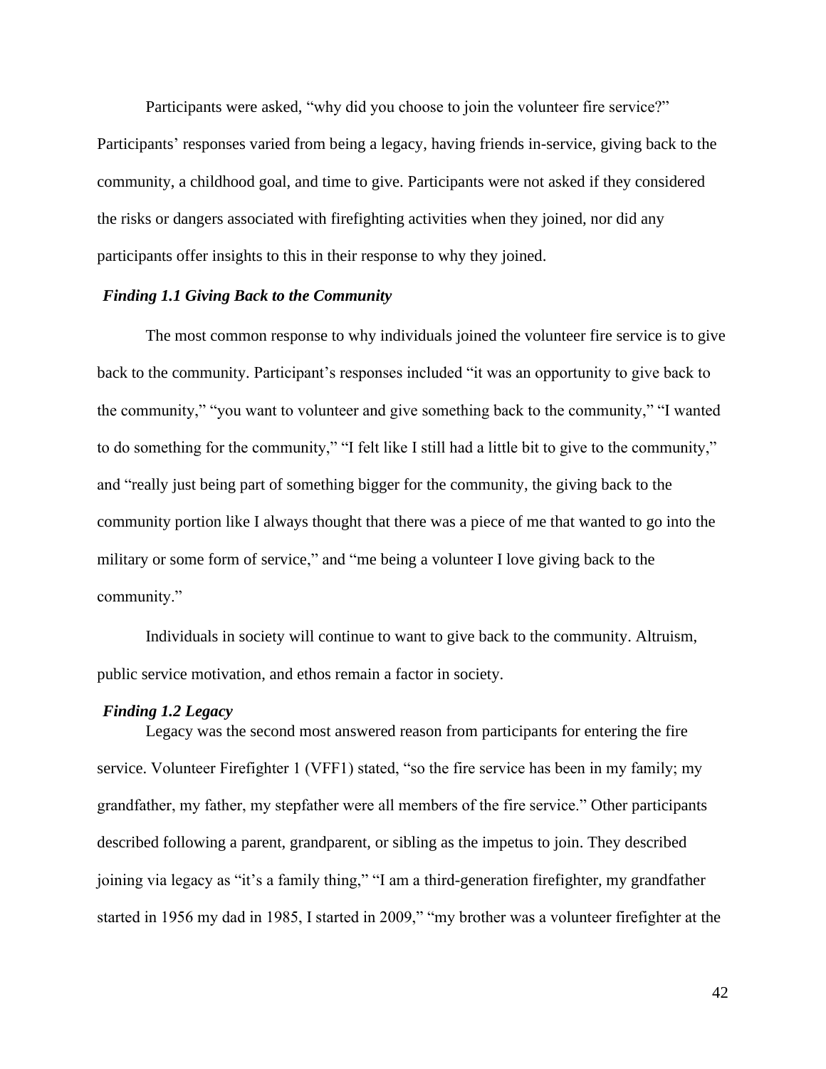Participants were asked, "why did you choose to join the volunteer fire service?" Participants' responses varied from being a legacy, having friends in-service, giving back to the community, a childhood goal, and time to give. Participants were not asked if they considered the risks or dangers associated with firefighting activities when they joined, nor did any participants offer insights to this in their response to why they joined.

### *Finding 1.1 Giving Back to the Community*

The most common response to why individuals joined the volunteer fire service is to give back to the community. Participant's responses included "it was an opportunity to give back to the community," "you want to volunteer and give something back to the community," "I wanted to do something for the community," "I felt like I still had a little bit to give to the community," and "really just being part of something bigger for the community, the giving back to the community portion like I always thought that there was a piece of me that wanted to go into the military or some form of service," and "me being a volunteer I love giving back to the community."

Individuals in society will continue to want to give back to the community. Altruism, public service motivation, and ethos remain a factor in society.

### *Finding 1.2 Legacy*

Legacy was the second most answered reason from participants for entering the fire service. Volunteer Firefighter 1 (VFF1) stated, "so the fire service has been in my family; my grandfather, my father, my stepfather were all members of the fire service." Other participants described following a parent, grandparent, or sibling as the impetus to join. They described joining via legacy as "it's a family thing," "I am a third-generation firefighter, my grandfather started in 1956 my dad in 1985, I started in 2009," "my brother was a volunteer firefighter at the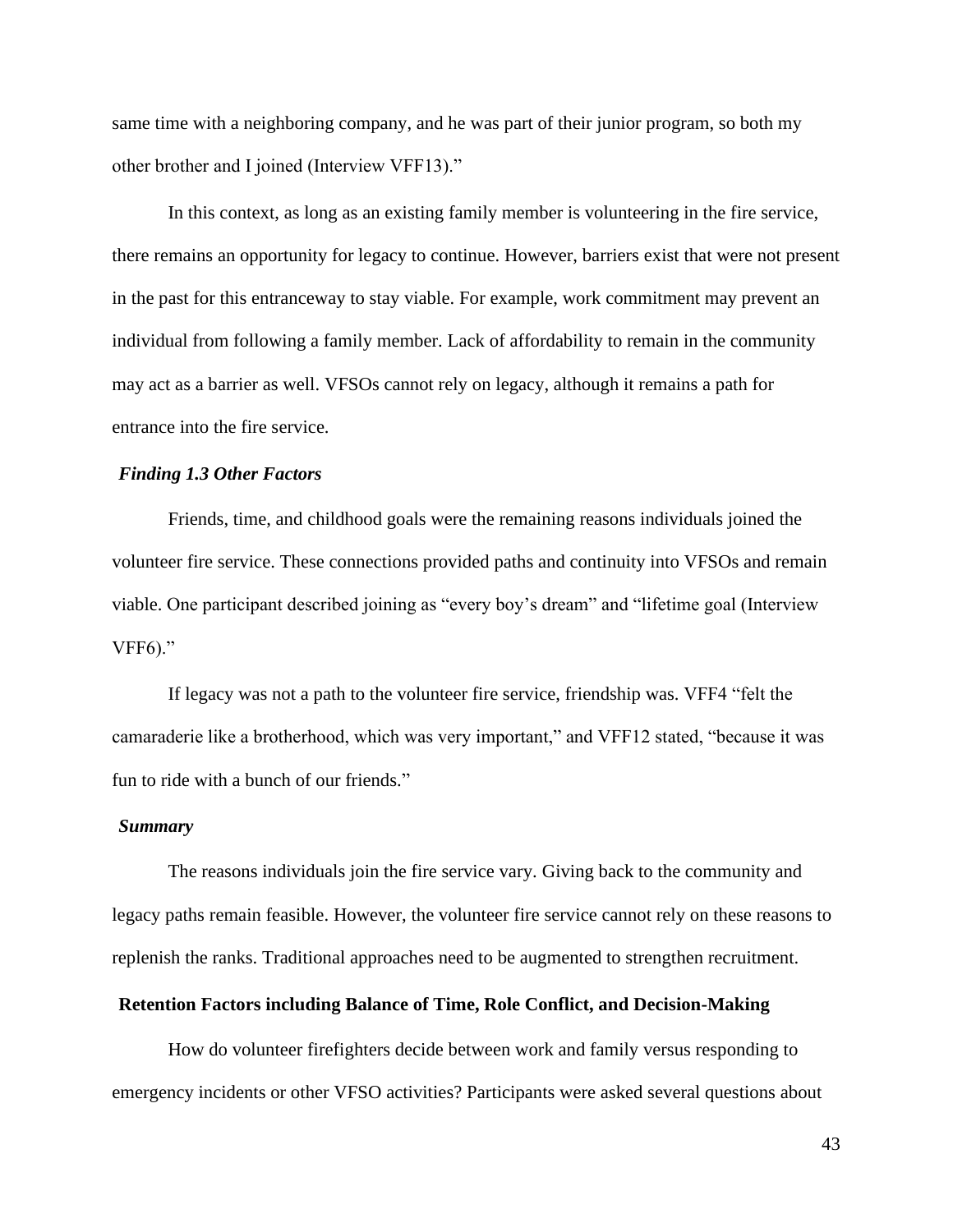same time with a neighboring company, and he was part of their junior program, so both my other brother and I joined (Interview VFF13)."

In this context, as long as an existing family member is volunteering in the fire service, there remains an opportunity for legacy to continue. However, barriers exist that were not present in the past for this entranceway to stay viable. For example, work commitment may prevent an individual from following a family member. Lack of affordability to remain in the community may act as a barrier as well. VFSOs cannot rely on legacy, although it remains a path for entrance into the fire service.

### *Finding 1.3 Other Factors*

Friends, time, and childhood goals were the remaining reasons individuals joined the volunteer fire service. These connections provided paths and continuity into VFSOs and remain viable. One participant described joining as "every boy's dream" and "lifetime goal (Interview VFF6)."

If legacy was not a path to the volunteer fire service, friendship was. VFF4 "felt the camaraderie like a brotherhood, which was very important," and VFF12 stated, "because it was fun to ride with a bunch of our friends."

### *Summary*

The reasons individuals join the fire service vary. Giving back to the community and legacy paths remain feasible. However, the volunteer fire service cannot rely on these reasons to replenish the ranks. Traditional approaches need to be augmented to strengthen recruitment.

## Retention Factors including Balance of Time, Role Conflict, and Decision-Making

How do volunteer firefighters decide between work and family versus responding to emergency incidents or other VFSO activities? Participants were asked several questions about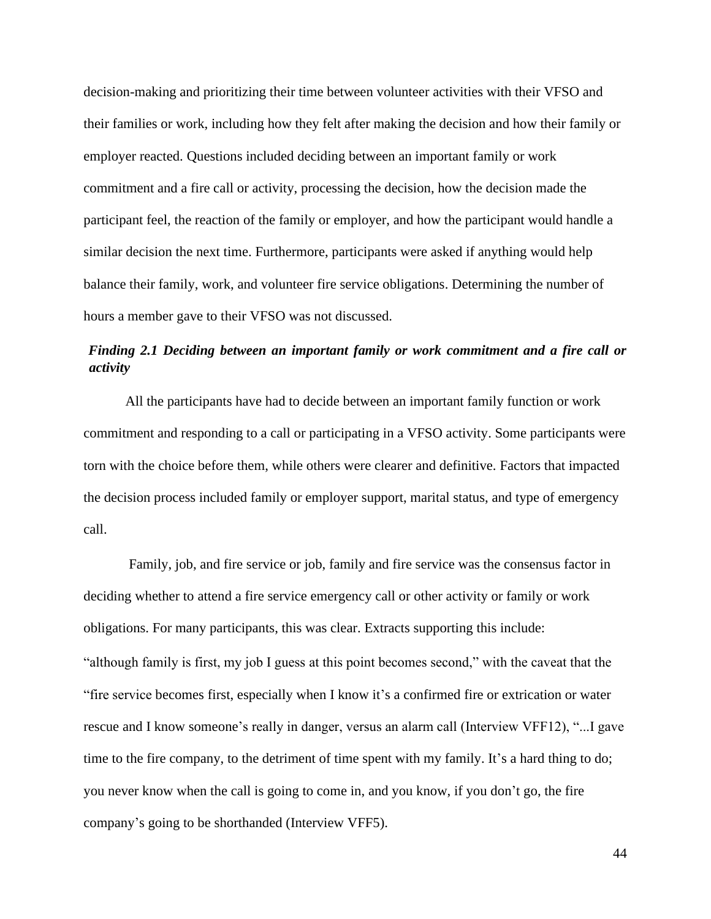decision-making and prioritizing their time between volunteer activities with their VFSO and their families or work, including how they felt after making the decision and how their family or employer reacted. Questions included deciding between an important family or work commitment and a fire call or activity, processing the decision, how the decision made the participant feel, the reaction of the family or employer, and how the participant would handle a similar decision the next time. Furthermore, participants were asked if anything would help balance their family, work, and volunteer fire service obligations. Determining the number of hours a member gave to their VFSO was not discussed.

### *Finding 2.1 Deciding between an important family or work commitment and a fire call or activity*

All the participants have had to decide between an important family function or work commitment and responding to a call or participating in a VFSO activity. Some participants were torn with the choice before them, while others were clearer and definitive. Factors that impacted the decision process included family or employer support, marital status, and type of emergency call.

Family, job, and fire service or job, family and fire service was the consensus factor in deciding whether to attend a fire service emergency call or other activity or family or work obligations. For many participants, this was clear. Extracts supporting this include: "although family is first, my job I guess at this point becomes second," with the caveat that the "fire service becomes first, especially when I know it's a confirmed fire or extrication or water rescue and I know someone's really in danger, versus an alarm call (Interview VFF12), "...I gave time to the fire company, to the detriment of time spent with my family. It's a hard thing to do; you never know when the call is going to come in, and you know, if you don't go, the fire company's going to be shorthanded (Interview VFF5).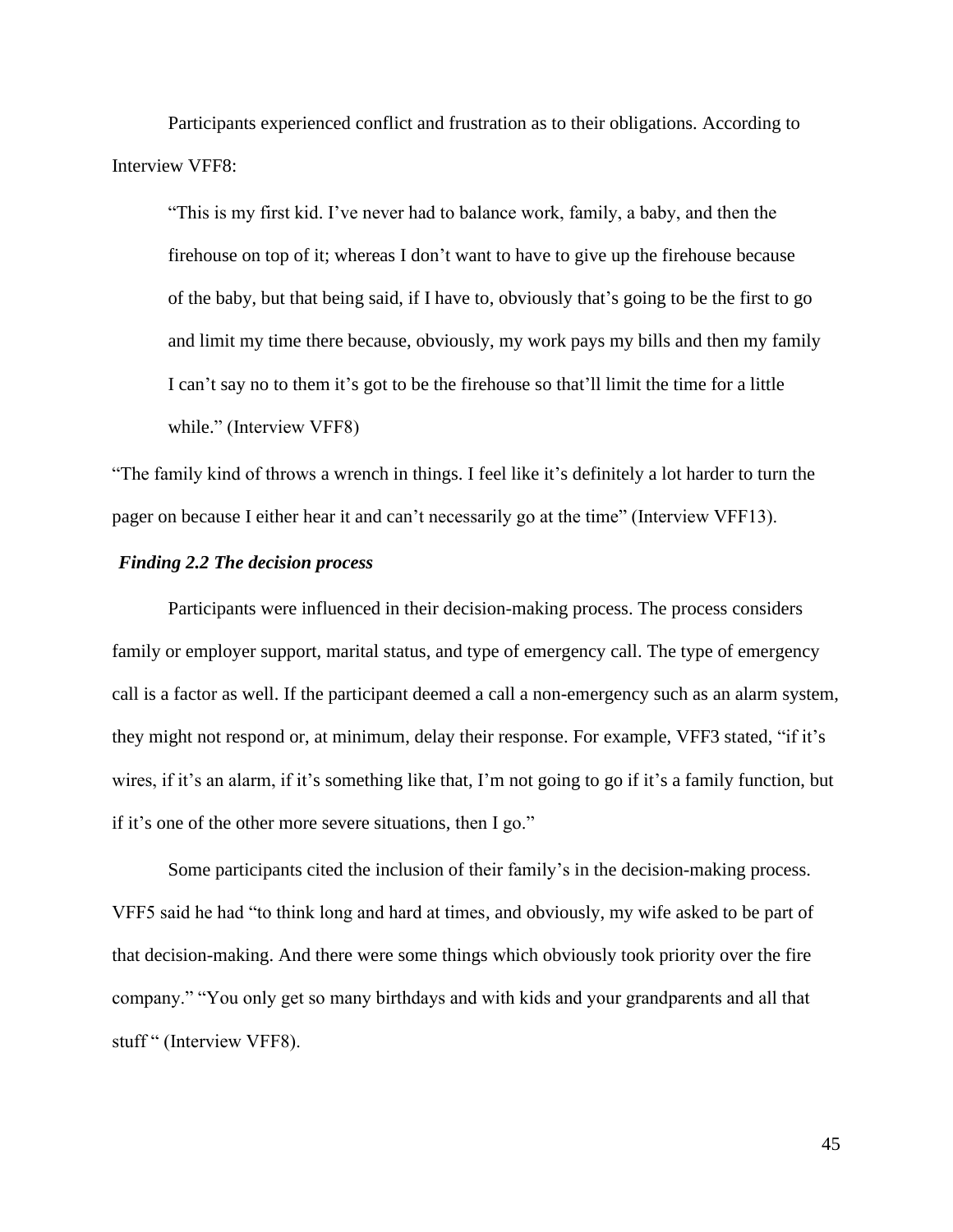Participants experienced conflict and frustration as to their obligations. According to Interview VFF8:

> "This is my first kid. I've never had to balance work, family, a baby, and then the firehouse on top of it; whereas I don't want to have to give up the firehouse because of the baby, but that being said, if I have to, obviously that's going to be the first to go and limit my time there because, obviously, my work pays my bills and then my family I can't say no to them it's got to be the firehouse so that'll limit the time for a little while." (Interview VFF8)

"The family kind of throws a wrench in things. I feel like it's definitely a lot harder to turn the pager on because I either hear it and can't necessarily go at the time" (Interview VFF13).

***Finding 2.2 The decision process***

Participants were influenced in their decision-making process. The process considers family or employer support, marital status, and type of emergency call. The type of emergency call is a factor as well. If the participant deemed a call a non-emergency such as an alarm system, they might not respond or, at minimum, delay their response. For example, VFF3 stated, "if it's wires, if it's an alarm, if it's something like that, I'm not going to go if it's a family function, but if it's one of the other more severe situations, then I go."

Some participants cited the inclusion of their family's in the decision-making process. VFF5 said he had "to think long and hard at times, and obviously, my wife asked to be part of that decision-making. And there were some things which obviously took priority over the fire company." "You only get so many birthdays and with kids and your grandparents and all that stuff " (Interview VFF8).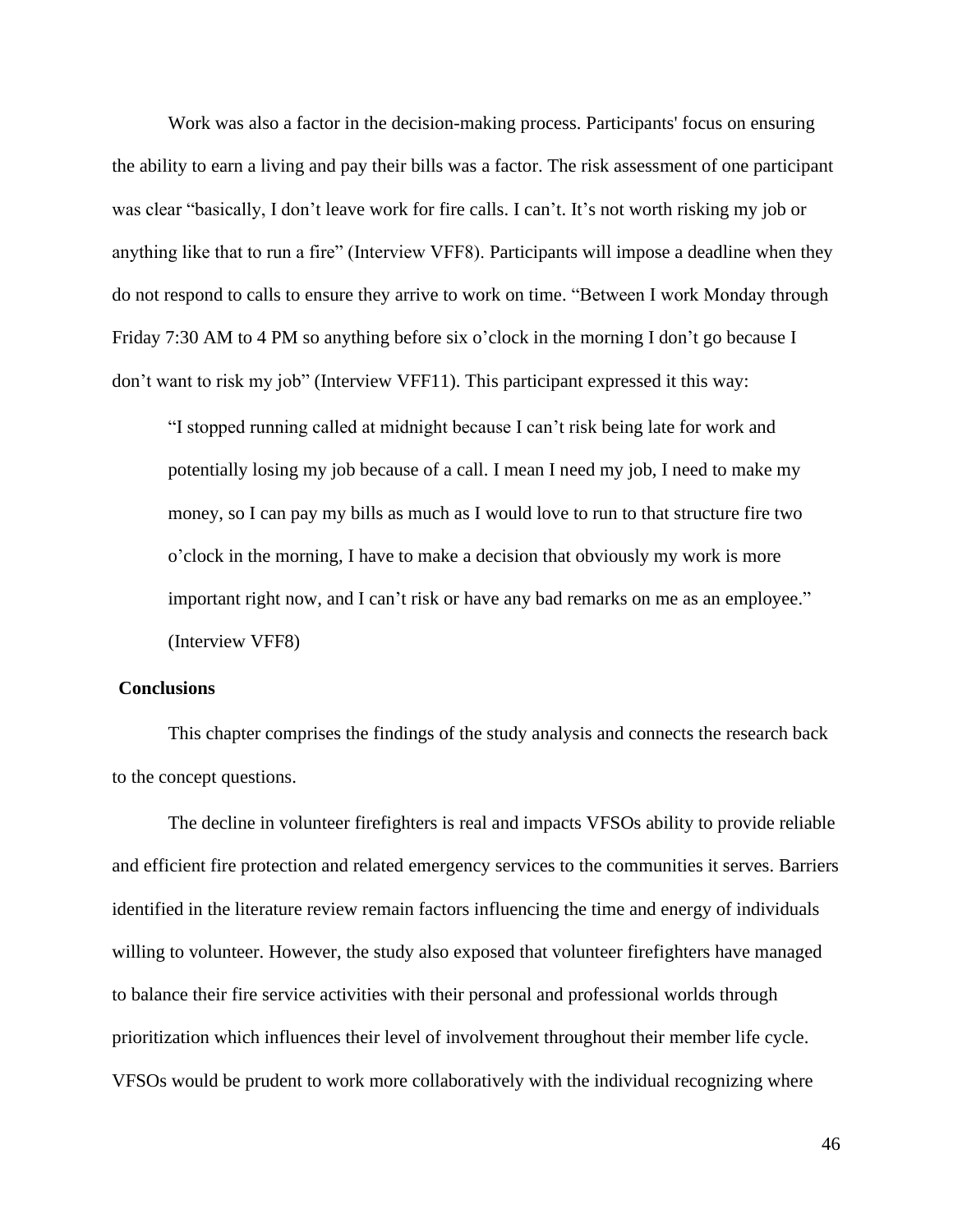Work was also a factor in the decision-making process. Participants' focus on ensuring the ability to earn a living and pay their bills was a factor. The risk assessment of one participant was clear "basically, I don't leave work for fire calls. I can't. It's not worth risking my job or anything like that to run a fire" (Interview VFF8). Participants will impose a deadline when they do not respond to calls to ensure they arrive to work on time. "Between I work Monday through Friday 7:30 AM to 4 PM so anything before six o'clock in the morning I don't go because I don't want to risk my job" (Interview VFF11). This participant expressed it this way:

> "I stopped running called at midnight because I can't risk being late for work and potentially losing my job because of a call. I mean I need my job, I need to make my money, so I can pay my bills as much as I would love to run to that structure fire two o'clock in the morning, I have to make a decision that obviously my work is more important right now, and I can't risk or have any bad remarks on me as an employee." (Interview VFF8)

**Conclusions**

This chapter comprises the findings of the study analysis and connects the research back to the concept questions.

The decline in volunteer firefighters is real and impacts VFSOs ability to provide reliable and efficient fire protection and related emergency services to the communities it serves. Barriers identified in the literature review remain factors influencing the time and energy of individuals willing to volunteer. However, the study also exposed that volunteer firefighters have managed to balance their fire service activities with their personal and professional worlds through prioritization which influences their level of involvement throughout their member life cycle. VFSOs would be prudent to work more collaboratively with the individual recognizing where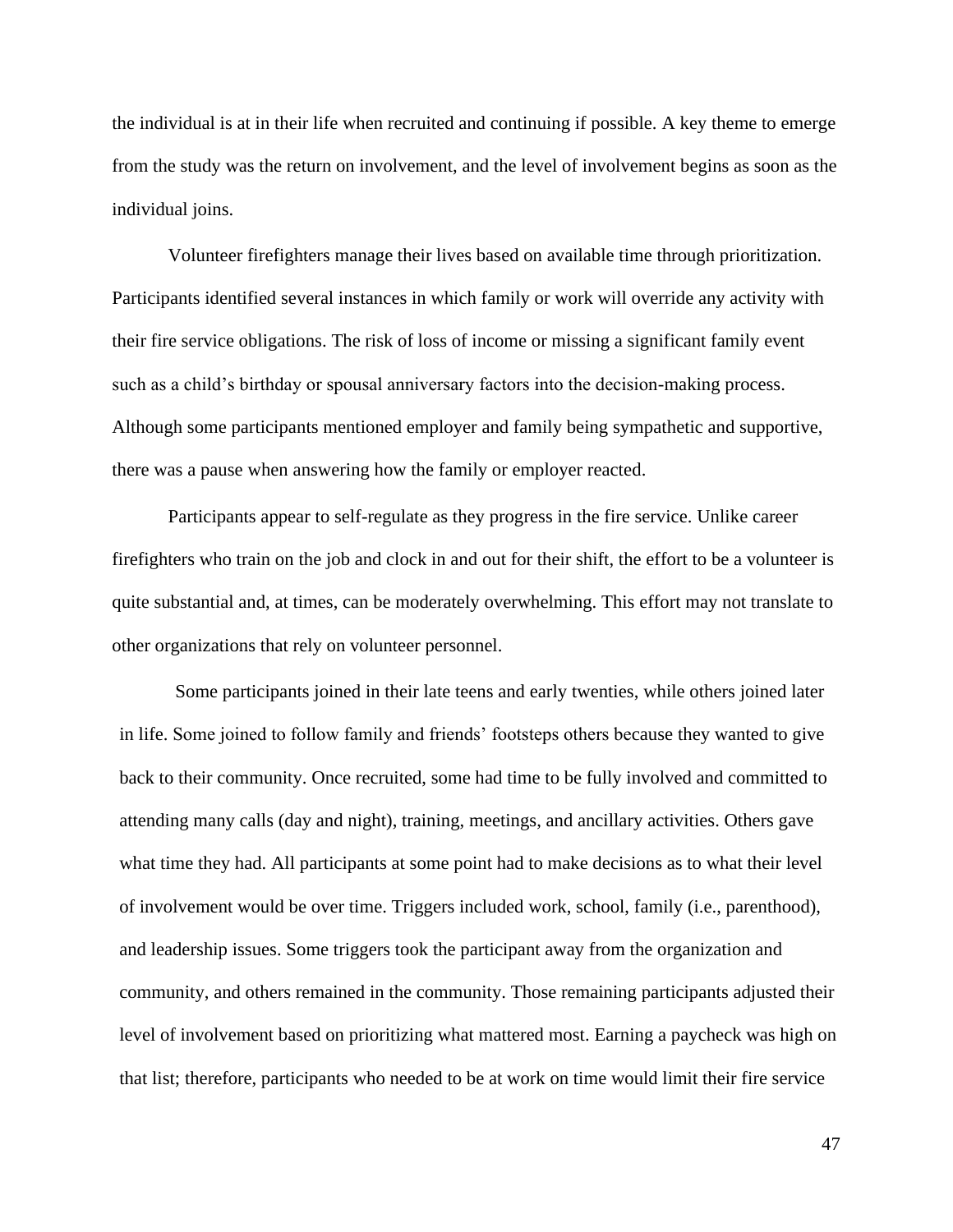the individual is at in their life when recruited and continuing if possible. A key theme to emerge from the study was the return on involvement, and the level of involvement begins as soon as the individual joins.

Volunteer firefighters manage their lives based on available time through prioritization. Participants identified several instances in which family or work will override any activity with their fire service obligations. The risk of loss of income or missing a significant family event such as a child's birthday or spousal anniversary factors into the decision-making process. Although some participants mentioned employer and family being sympathetic and supportive, there was a pause when answering how the family or employer reacted.

Participants appear to self-regulate as they progress in the fire service. Unlike career firefighters who train on the job and clock in and out for their shift, the effort to be a volunteer is quite substantial and, at times, can be moderately overwhelming. This effort may not translate to other organizations that rely on volunteer personnel.

Some participants joined in their late teens and early twenties, while others joined later in life. Some joined to follow family and friends' footsteps others because they wanted to give back to their community. Once recruited, some had time to be fully involved and committed to attending many calls (day and night), training, meetings, and ancillary activities. Others gave what time they had. All participants at some point had to make decisions as to what their level of involvement would be over time. Triggers included work, school, family (i.e., parenthood), and leadership issues. Some triggers took the participant away from the organization and community, and others remained in the community. Those remaining participants adjusted their level of involvement based on prioritizing what mattered most. Earning a paycheck was high on that list; therefore, participants who needed to be at work on time would limit their fire service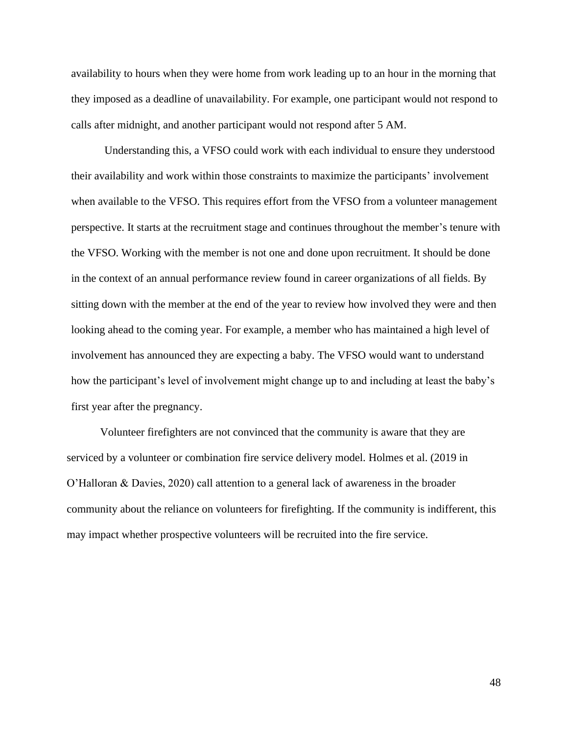availability to hours when they were home from work leading up to an hour in the morning that they imposed as a deadline of unavailability. For example, one participant would not respond to calls after midnight, and another participant would not respond after 5 AM.

Understanding this, a VFSO could work with each individual to ensure they understood their availability and work within those constraints to maximize the participants' involvement when available to the VFSO. This requires effort from the VFSO from a volunteer management perspective. It starts at the recruitment stage and continues throughout the member's tenure with the VFSO. Working with the member is not one and done upon recruitment. It should be done in the context of an annual performance review found in career organizations of all fields. By sitting down with the member at the end of the year to review how involved they were and then looking ahead to the coming year. For example, a member who has maintained a high level of involvement has announced they are expecting a baby. The VFSO would want to understand how the participant's level of involvement might change up to and including at least the baby's first year after the pregnancy.

Volunteer firefighters are not convinced that the community is aware that they are serviced by a volunteer or combination fire service delivery model. Holmes et al. (2019 in O'Halloran & Davies, 2020) call attention to a general lack of awareness in the broader community about the reliance on volunteers for firefighting. If the community is indifferent, this may impact whether prospective volunteers will be recruited into the fire service.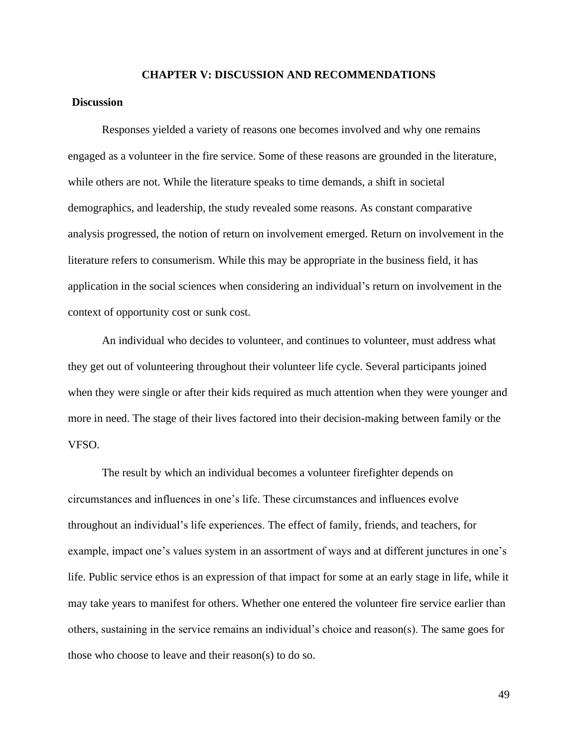# CHAPTER V: DISCUSSION AND RECOMMENDATIONS

## Discussion

Responses yielded a variety of reasons one becomes involved and why one remains engaged as a volunteer in the fire service. Some of these reasons are grounded in the literature, while others are not. While the literature speaks to time demands, a shift in societal demographics, and leadership, the study revealed some reasons. As constant comparative analysis progressed, the notion of return on involvement emerged. Return on involvement in the literature refers to consumerism. While this may be appropriate in the business field, it has application in the social sciences when considering an individual's return on involvement in the context of opportunity cost or sunk cost.

An individual who decides to volunteer, and continues to volunteer, must address what they get out of volunteering throughout their volunteer life cycle. Several participants joined when they were single or after their kids required as much attention when they were younger and more in need. The stage of their lives factored into their decision-making between family or the VFSO.

The result by which an individual becomes a volunteer firefighter depends on circumstances and influences in one's life. These circumstances and influences evolve throughout an individual's life experiences. The effect of family, friends, and teachers, for example, impact one's values system in an assortment of ways and at different junctures in one's life. Public service ethos is an expression of that impact for some at an early stage in life, while it may take years to manifest for others. Whether one entered the volunteer fire service earlier than others, sustaining in the service remains an individual's choice and reason(s). The same goes for those who choose to leave and their reason(s) to do so.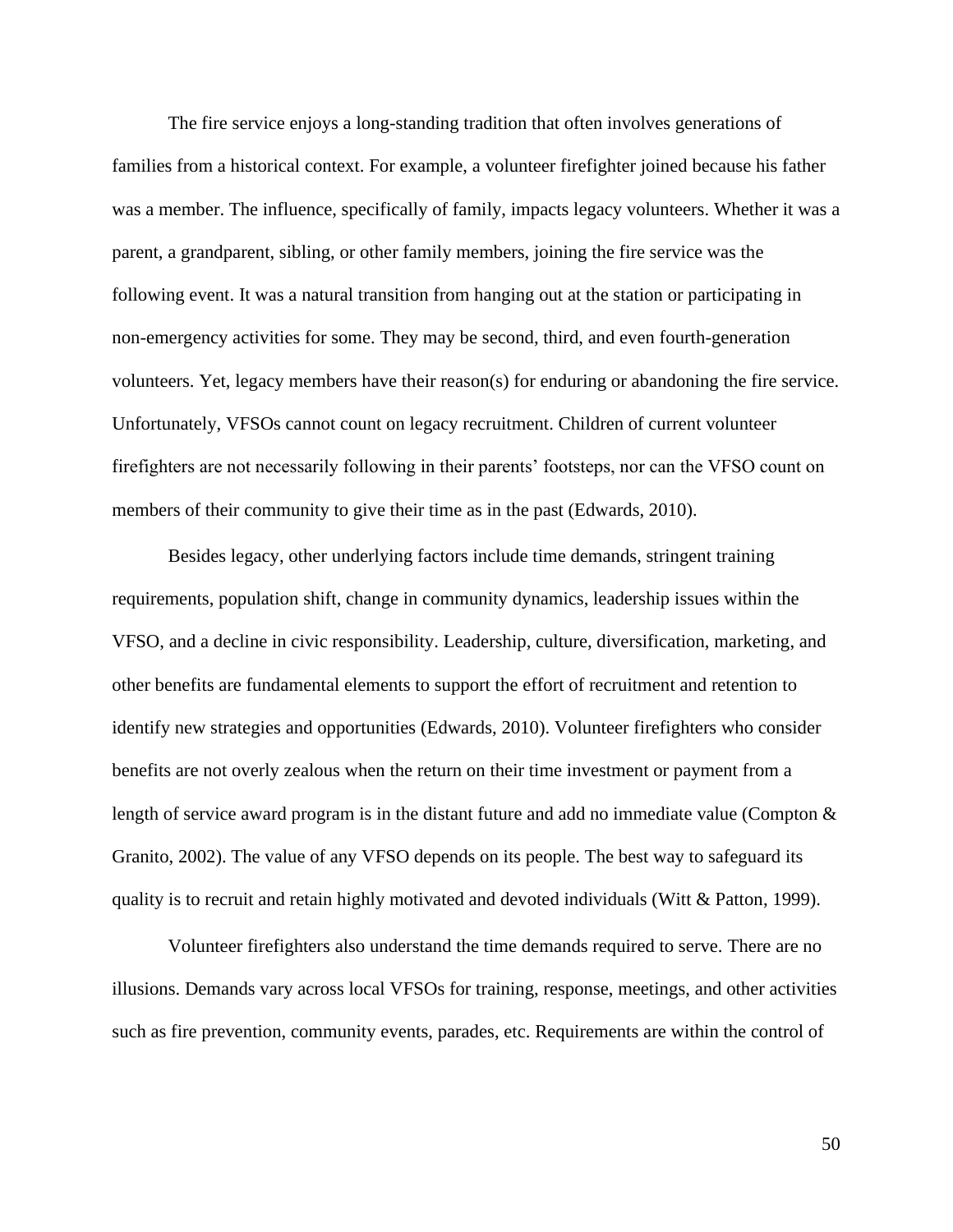The fire service enjoys a long-standing tradition that often involves generations of families from a historical context. For example, a volunteer firefighter joined because his father was a member. The influence, specifically of family, impacts legacy volunteers. Whether it was a parent, a grandparent, sibling, or other family members, joining the fire service was the following event. It was a natural transition from hanging out at the station or participating in non-emergency activities for some. They may be second, third, and even fourth-generation volunteers. Yet, legacy members have their reason(s) for enduring or abandoning the fire service. Unfortunately, VFSOs cannot count on legacy recruitment. Children of current volunteer firefighters are not necessarily following in their parents' footsteps, nor can the VFSO count on members of their community to give their time as in the past (Edwards, 2010).

Besides legacy, other underlying factors include time demands, stringent training requirements, population shift, change in community dynamics, leadership issues within the VFSO, and a decline in civic responsibility. Leadership, culture, diversification, marketing, and other benefits are fundamental elements to support the effort of recruitment and retention to identify new strategies and opportunities (Edwards, 2010). Volunteer firefighters who consider benefits are not overly zealous when the return on their time investment or payment from a length of service award program is in the distant future and add no immediate value (Compton & Granito, 2002). The value of any VFSO depends on its people. The best way to safeguard its quality is to recruit and retain highly motivated and devoted individuals (Witt & Patton, 1999).

Volunteer firefighters also understand the time demands required to serve. There are no illusions. Demands vary across local VFSOs for training, response, meetings, and other activities such as fire prevention, community events, parades, etc. Requirements are within the control of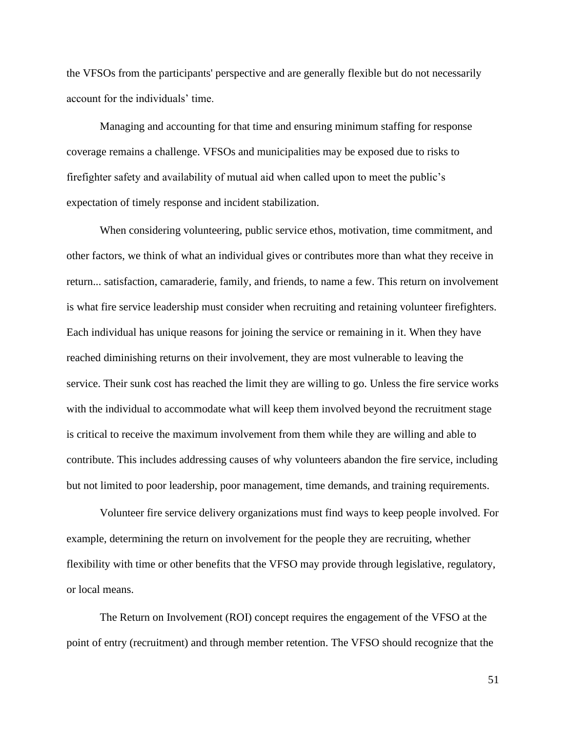the VFSOs from the participants' perspective and are generally flexible but do not necessarily account for the individuals' time.

Managing and accounting for that time and ensuring minimum staffing for response coverage remains a challenge. VFSOs and municipalities may be exposed due to risks to firefighter safety and availability of mutual aid when called upon to meet the public's expectation of timely response and incident stabilization.

When considering volunteering, public service ethos, motivation, time commitment, and other factors, we think of what an individual gives or contributes more than what they receive in return... satisfaction, camaraderie, family, and friends, to name a few. This return on involvement is what fire service leadership must consider when recruiting and retaining volunteer firefighters. Each individual has unique reasons for joining the service or remaining in it. When they have reached diminishing returns on their involvement, they are most vulnerable to leaving the service. Their sunk cost has reached the limit they are willing to go. Unless the fire service works with the individual to accommodate what will keep them involved beyond the recruitment stage is critical to receive the maximum involvement from them while they are willing and able to contribute. This includes addressing causes of why volunteers abandon the fire service, including but not limited to poor leadership, poor management, time demands, and training requirements.

Volunteer fire service delivery organizations must find ways to keep people involved. For example, determining the return on involvement for the people they are recruiting, whether flexibility with time or other benefits that the VFSO may provide through legislative, regulatory, or local means.

The Return on Involvement (ROI) concept requires the engagement of the VFSO at the point of entry (recruitment) and through member retention. The VFSO should recognize that the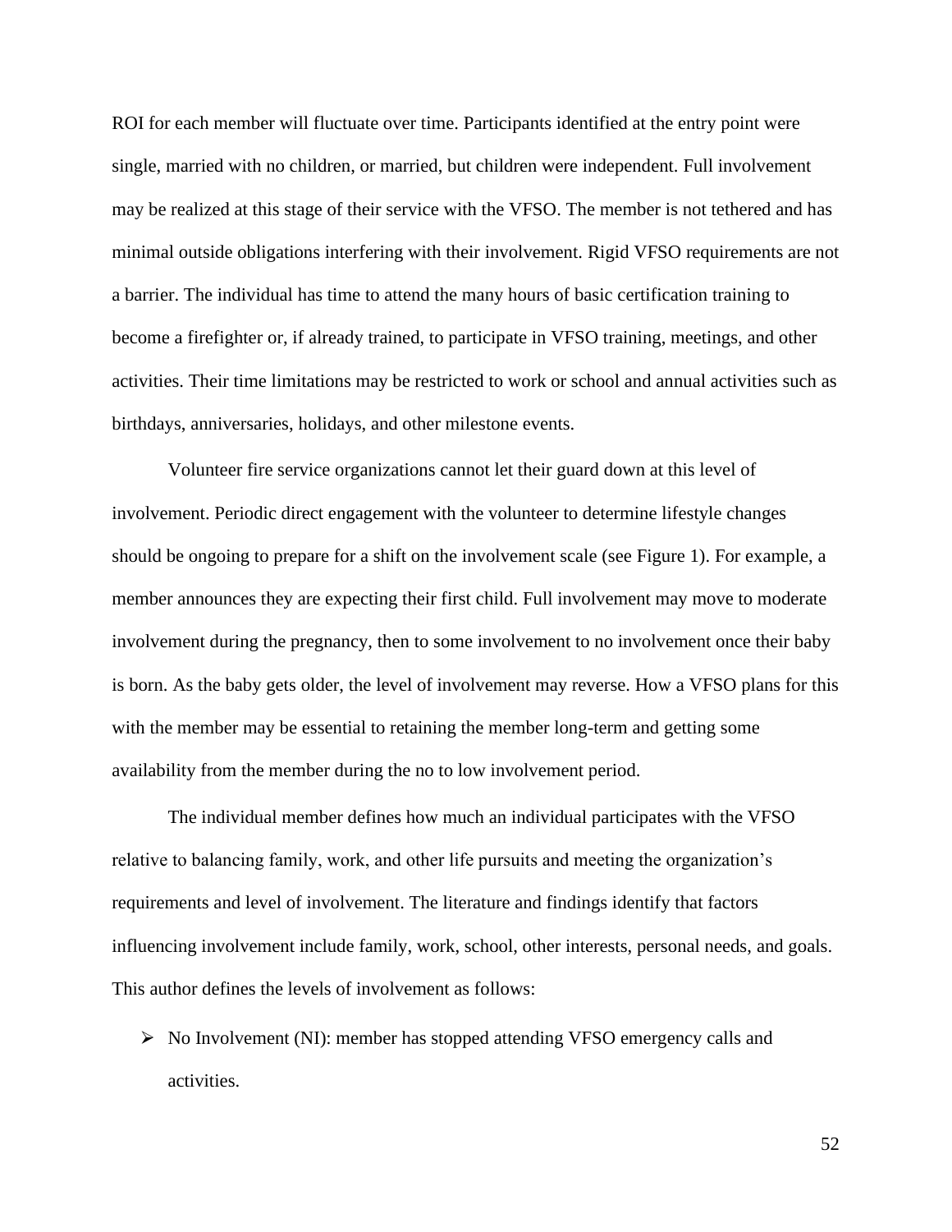ROI for each member will fluctuate over time. Participants identified at the entry point were single, married with no children, or married, but children were independent. Full involvement may be realized at this stage of their service with the VFSO. The member is not tethered and has minimal outside obligations interfering with their involvement. Rigid VFSO requirements are not a barrier. The individual has time to attend the many hours of basic certification training to become a firefighter or, if already trained, to participate in VFSO training, meetings, and other activities. Their time limitations may be restricted to work or school and annual activities such as birthdays, anniversaries, holidays, and other milestone events.

Volunteer fire service organizations cannot let their guard down at this level of involvement. Periodic direct engagement with the volunteer to determine lifestyle changes should be ongoing to prepare for a shift on the involvement scale (see Figure 1). For example, a member announces they are expecting their first child. Full involvement may move to moderate involvement during the pregnancy, then to some involvement to no involvement once their baby is born. As the baby gets older, the level of involvement may reverse. How a VFSO plans for this with the member may be essential to retaining the member long-term and getting some availability from the member during the no to low involvement period.

The individual member defines how much an individual participates with the VFSO relative to balancing family, work, and other life pursuits and meeting the organization's requirements and level of involvement. The literature and findings identify that factors influencing involvement include family, work, school, other interests, personal needs, and goals. This author defines the levels of involvement as follows:

- No Involvement (NI): member has stopped attending VFSO emergency calls and activities.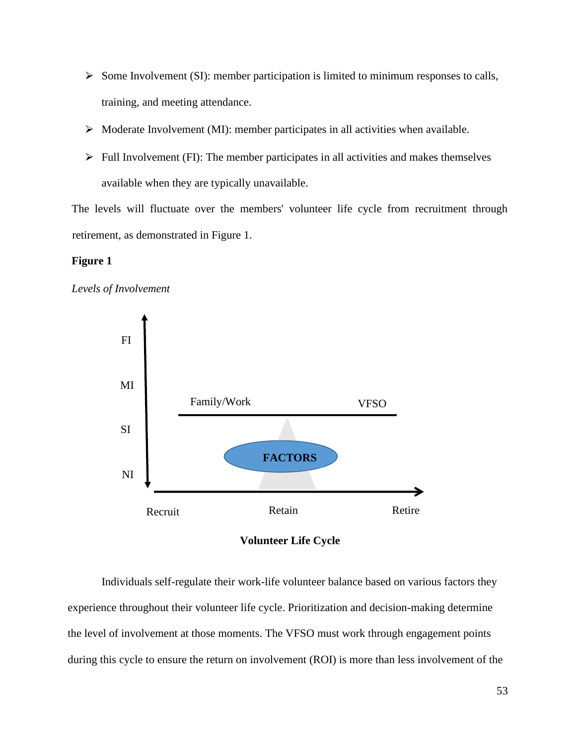- Some Involvement (SI): member participation is limited to minimum responses to calls, training, and meeting attendance.
- Moderate Involvement (MI): member participates in all activities when available.
- Full Involvement (FI): The member participates in all activities and makes themselves available when they are typically unavailable.

The levels will fluctuate over the members' volunteer life cycle from recruitment through retirement, as demonstrated in Figure 1.

**Figure 1**

*Levels of Involvement*

FI

MI

Family/Work VFSO

SI

FACTORS

NI

Recruit Retain Retire

**Volunteer Life Cycle**

Individuals self-regulate their work-life volunteer balance based on various factors they experience throughout their volunteer life cycle. Prioritization and decision-making determine the level of involvement at those moments. The VFSO must work through engagement points during this cycle to ensure the return on involvement (ROI) is more than less involvement of the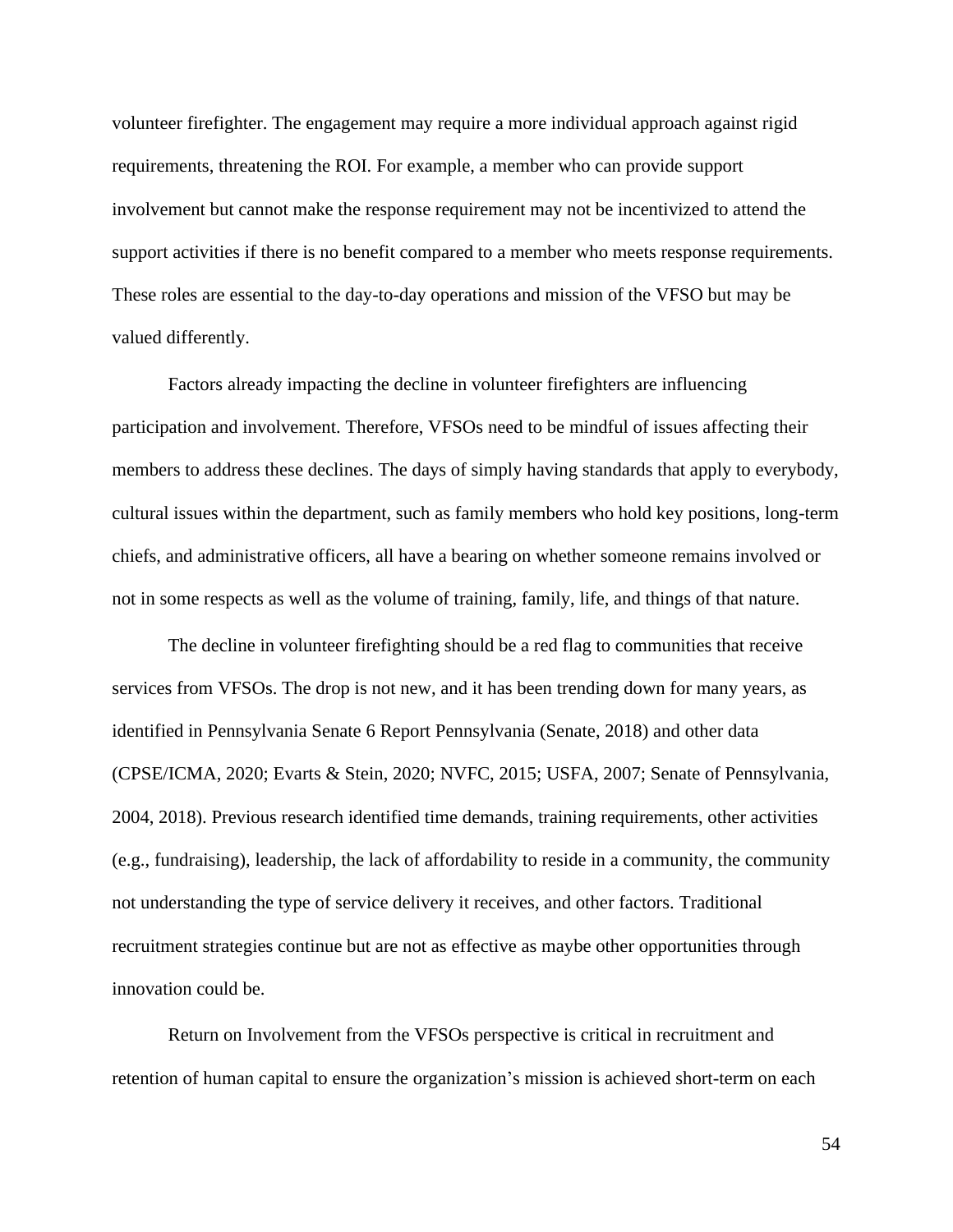volunteer firefighter. The engagement may require a more individual approach against rigid requirements, threatening the ROI. For example, a member who can provide support involvement but cannot make the response requirement may not be incentivized to attend the support activities if there is no benefit compared to a member who meets response requirements. These roles are essential to the day-to-day operations and mission of the VFSO but may be valued differently.

Factors already impacting the decline in volunteer firefighters are influencing participation and involvement. Therefore, VFSOs need to be mindful of issues affecting their members to address these declines. The days of simply having standards that apply to everybody, cultural issues within the department, such as family members who hold key positions, long-term chiefs, and administrative officers, all have a bearing on whether someone remains involved or not in some respects as well as the volume of training, family, life, and things of that nature.

The decline in volunteer firefighting should be a red flag to communities that receive services from VFSOs. The drop is not new, and it has been trending down for many years, as identified in Pennsylvania Senate 6 Report Pennsylvania (Senate, 2018) and other data (CPSE/ICMA, 2020; Evarts & Stein, 2020; NVFC, 2015; USFA, 2007; Senate of Pennsylvania, 2004, 2018). Previous research identified time demands, training requirements, other activities (e.g., fundraising), leadership, the lack of affordability to reside in a community, the community not understanding the type of service delivery it receives, and other factors. Traditional recruitment strategies continue but are not as effective as maybe other opportunities through innovation could be.

Return on Involvement from the VFSOs perspective is critical in recruitment and retention of human capital to ensure the organization's mission is achieved short-term on each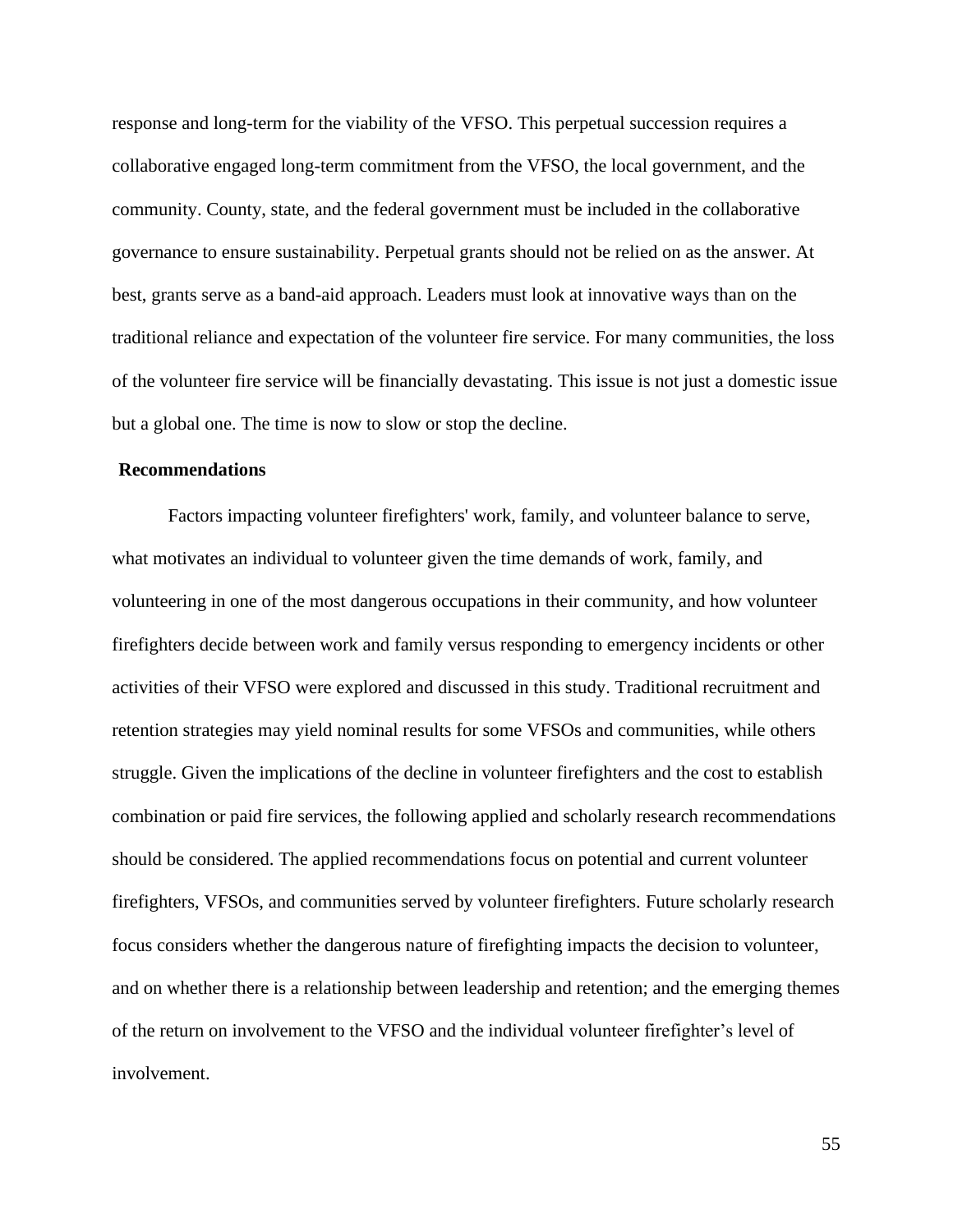response and long-term for the viability of the VFSO. This perpetual succession requires a collaborative engaged long-term commitment from the VFSO, the local government, and the community. County, state, and the federal government must be included in the collaborative governance to ensure sustainability. Perpetual grants should not be relied on as the answer. At best, grants serve as a band-aid approach. Leaders must look at innovative ways than on the traditional reliance and expectation of the volunteer fire service. For many communities, the loss of the volunteer fire service will be financially devastating. This issue is not just a domestic issue but a global one. The time is now to slow or stop the decline.

## Recommendations

Factors impacting volunteer firefighters' work, family, and volunteer balance to serve, what motivates an individual to volunteer given the time demands of work, family, and volunteering in one of the most dangerous occupations in their community, and how volunteer firefighters decide between work and family versus responding to emergency incidents or other activities of their VFSO were explored and discussed in this study. Traditional recruitment and retention strategies may yield nominal results for some VFSOs and communities, while others struggle. Given the implications of the decline in volunteer firefighters and the cost to establish combination or paid fire services, the following applied and scholarly research recommendations should be considered. The applied recommendations focus on potential and current volunteer firefighters, VFSOs, and communities served by volunteer firefighters. Future scholarly research focus considers whether the dangerous nature of firefighting impacts the decision to volunteer, and on whether there is a relationship between leadership and retention; and the emerging themes of the return on involvement to the VFSO and the individual volunteer firefighter's level of involvement.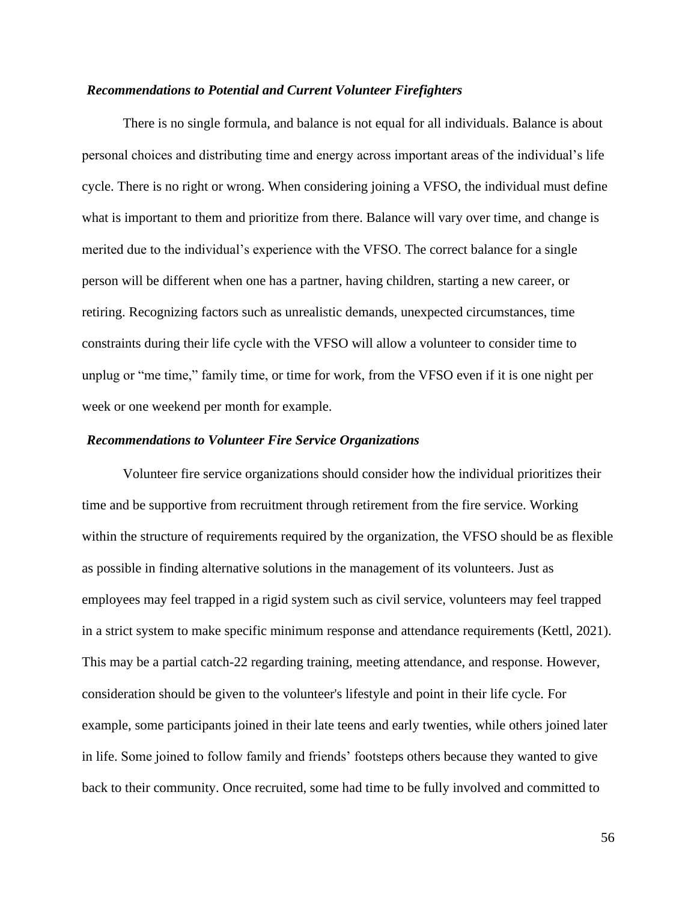### *Recommendations to Potential and Current Volunteer Firefighters*

There is no single formula, and balance is not equal for all individuals. Balance is about personal choices and distributing time and energy across important areas of the individual's life cycle. There is no right or wrong. When considering joining a VFSO, the individual must define what is important to them and prioritize from there. Balance will vary over time, and change is merited due to the individual's experience with the VFSO. The correct balance for a single person will be different when one has a partner, having children, starting a new career, or retiring. Recognizing factors such as unrealistic demands, unexpected circumstances, time constraints during their life cycle with the VFSO will allow a volunteer to consider time to unplug or "me time," family time, or time for work, from the VFSO even if it is one night per week or one weekend per month for example.

### *Recommendations to Volunteer Fire Service Organizations*

Volunteer fire service organizations should consider how the individual prioritizes their time and be supportive from recruitment through retirement from the fire service. Working within the structure of requirements required by the organization, the VFSO should be as flexible as possible in finding alternative solutions in the management of its volunteers. Just as employees may feel trapped in a rigid system such as civil service, volunteers may feel trapped in a strict system to make specific minimum response and attendance requirements (Kettl, 2021). This may be a partial catch-22 regarding training, meeting attendance, and response. However, consideration should be given to the volunteer's lifestyle and point in their life cycle. For example, some participants joined in their late teens and early twenties, while others joined later in life. Some joined to follow family and friends' footsteps others because they wanted to give back to their community. Once recruited, some had time to be fully involved and committed to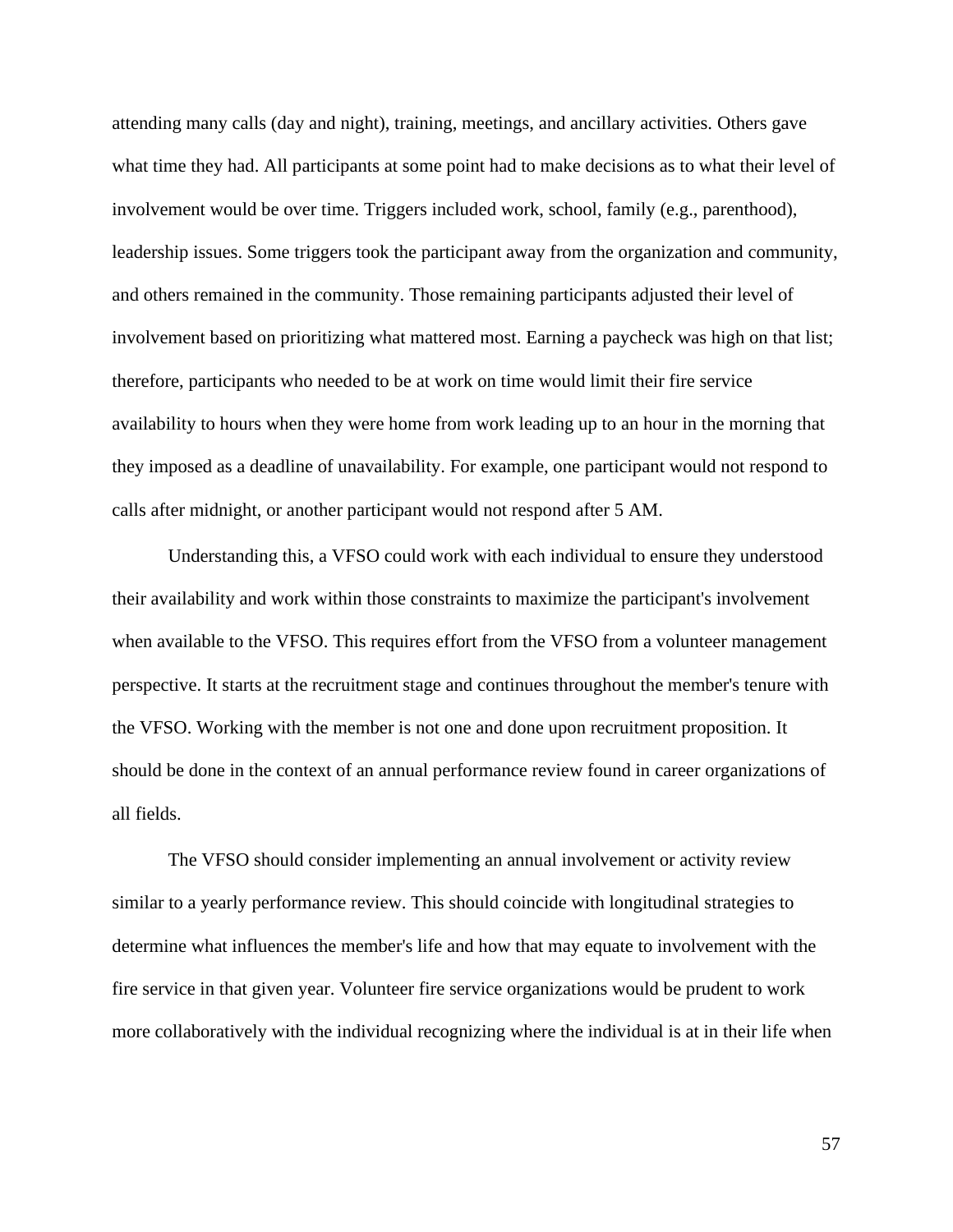attending many calls (day and night), training, meetings, and ancillary activities. Others gave what time they had. All participants at some point had to make decisions as to what their level of involvement would be over time. Triggers included work, school, family (e.g., parenthood), leadership issues. Some triggers took the participant away from the organization and community, and others remained in the community. Those remaining participants adjusted their level of involvement based on prioritizing what mattered most. Earning a paycheck was high on that list; therefore, participants who needed to be at work on time would limit their fire service availability to hours when they were home from work leading up to an hour in the morning that they imposed as a deadline of unavailability. For example, one participant would not respond to calls after midnight, or another participant would not respond after 5 AM.

Understanding this, a VFSO could work with each individual to ensure they understood their availability and work within those constraints to maximize the participant's involvement when available to the VFSO. This requires effort from the VFSO from a volunteer management perspective. It starts at the recruitment stage and continues throughout the member's tenure with the VFSO. Working with the member is not one and done upon recruitment proposition. It should be done in the context of an annual performance review found in career organizations of all fields.

The VFSO should consider implementing an annual involvement or activity review similar to a yearly performance review. This should coincide with longitudinal strategies to determine what influences the member's life and how that may equate to involvement with the fire service in that given year. Volunteer fire service organizations would be prudent to work more collaboratively with the individual recognizing where the individual is at in their life when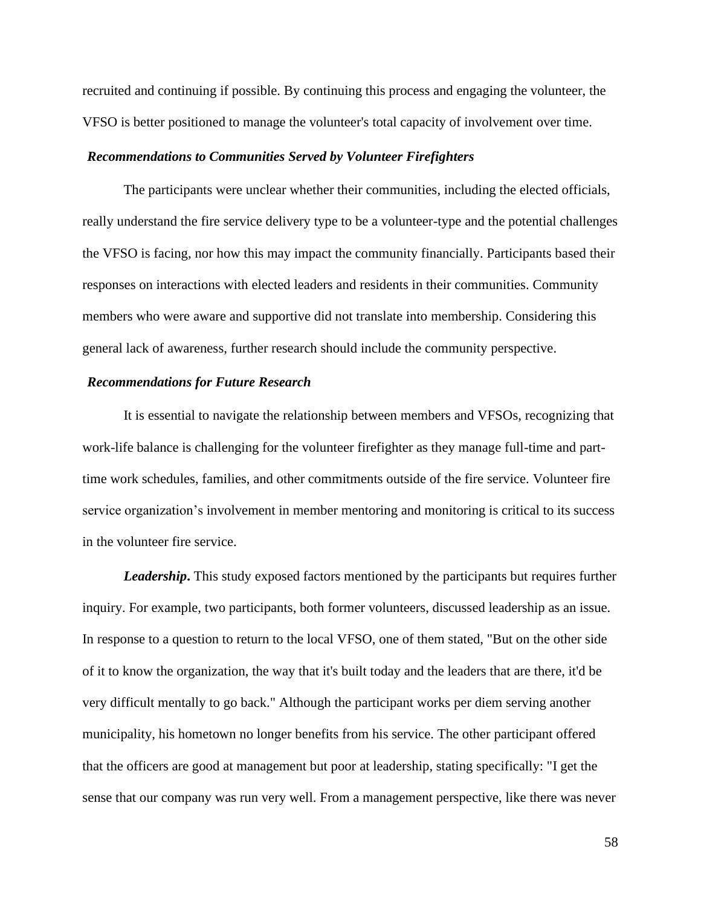recruited and continuing if possible. By continuing this process and engaging the volunteer, the VFSO is better positioned to manage the volunteer's total capacity of involvement over time.

### *Recommendations to Communities Served by Volunteer Firefighters*

The participants were unclear whether their communities, including the elected officials, really understand the fire service delivery type to be a volunteer-type and the potential challenges the VFSO is facing, nor how this may impact the community financially. Participants based their responses on interactions with elected leaders and residents in their communities. Community members who were aware and supportive did not translate into membership. Considering this general lack of awareness, further research should include the community perspective.

### *Recommendations for Future Research*

It is essential to navigate the relationship between members and VFSOs, recognizing that work-life balance is challenging for the volunteer firefighter as they manage full-time and part-time work schedules, families, and other commitments outside of the fire service. Volunteer fire service organization's involvement in member mentoring and monitoring is critical to its success in the volunteer fire service.

***Leadership*.** This study exposed factors mentioned by the participants but requires further inquiry. For example, two participants, both former volunteers, discussed leadership as an issue. In response to a question to return to the local VFSO, one of them stated, "But on the other side of it to know the organization, the way that it's built today and the leaders that are there, it'd be very difficult mentally to go back." Although the participant works per diem serving another municipality, his hometown no longer benefits from his service. The other participant offered that the officers are good at management but poor at leadership, stating specifically: "I get the sense that our company was run very well. From a management perspective, like there was never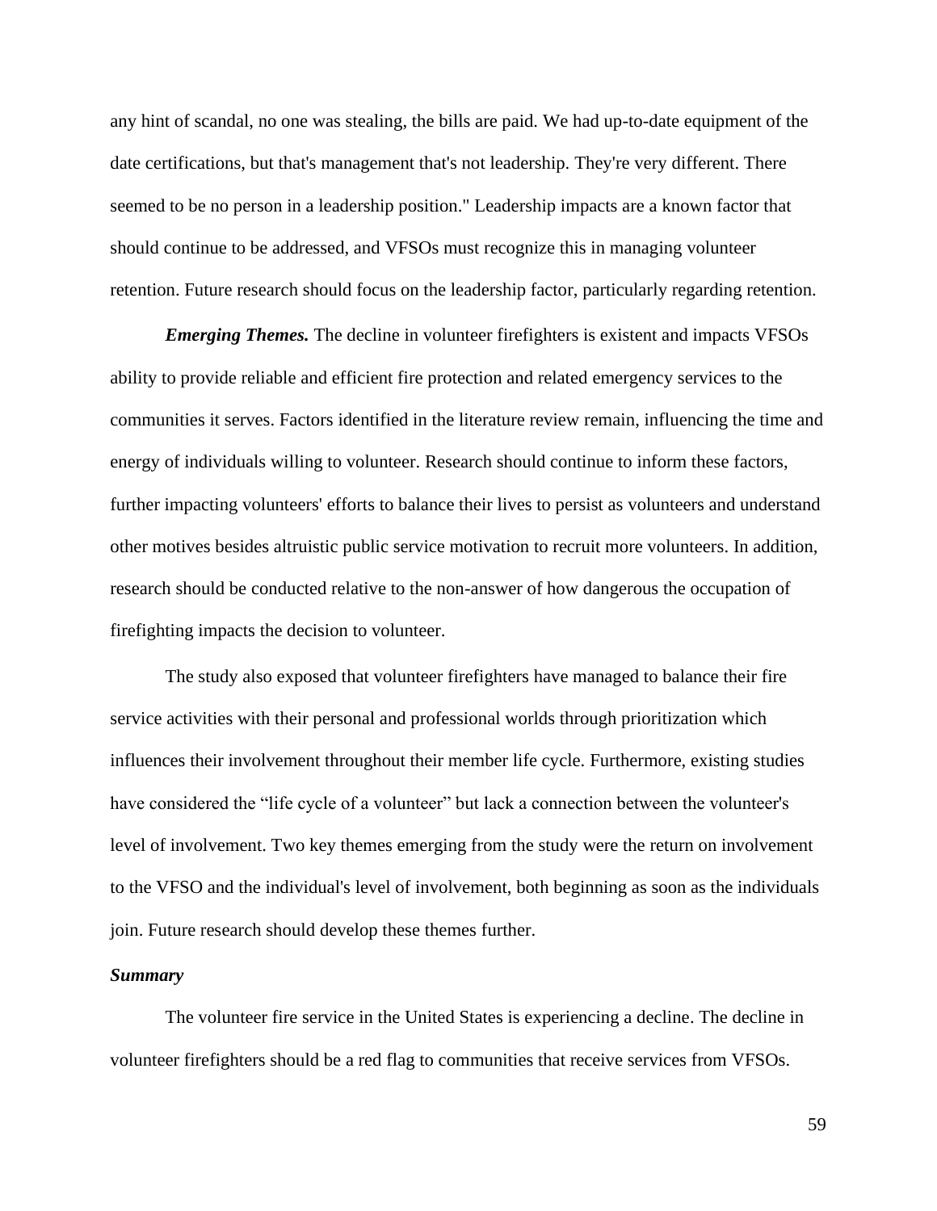any hint of scandal, no one was stealing, the bills are paid. We had up-to-date equipment of the date certifications, but that's management that's not leadership. They're very different. There seemed to be no person in a leadership position." Leadership impacts are a known factor that should continue to be addressed, and VFSOs must recognize this in managing volunteer retention. Future research should focus on the leadership factor, particularly regarding retention.

***Emerging Themes.*** The decline in volunteer firefighters is existent and impacts VFSOs ability to provide reliable and efficient fire protection and related emergency services to the communities it serves. Factors identified in the literature review remain, influencing the time and energy of individuals willing to volunteer. Research should continue to inform these factors, further impacting volunteers' efforts to balance their lives to persist as volunteers and understand other motives besides altruistic public service motivation to recruit more volunteers. In addition, research should be conducted relative to the non-answer of how dangerous the occupation of firefighting impacts the decision to volunteer.

The study also exposed that volunteer firefighters have managed to balance their fire service activities with their personal and professional worlds through prioritization which influences their involvement throughout their member life cycle. Furthermore, existing studies have considered the "life cycle of a volunteer" but lack a connection between the volunteer's level of involvement. Two key themes emerging from the study were the return on involvement to the VFSO and the individual's level of involvement, both beginning as soon as the individuals join. Future research should develop these themes further.

### *Summary*

The volunteer fire service in the United States is experiencing a decline. The decline in volunteer firefighters should be a red flag to communities that receive services from VFSOs.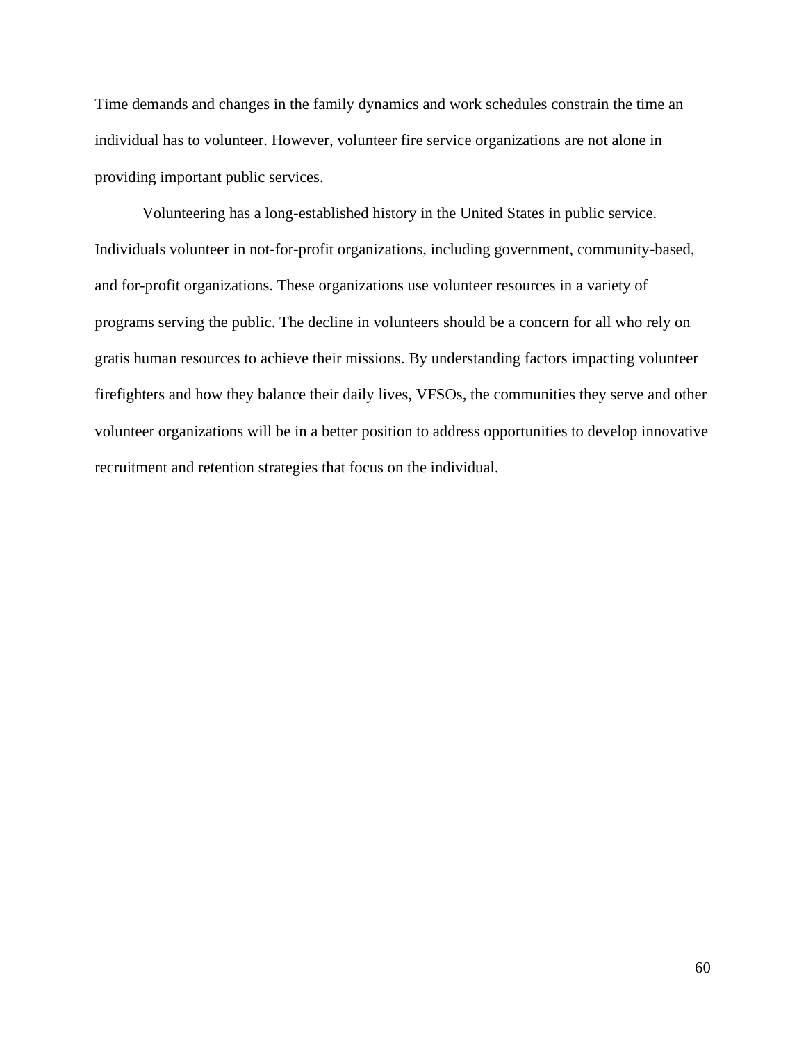Time demands and changes in the family dynamics and work schedules constrain the time an individual has to volunteer. However, volunteer fire service organizations are not alone in providing important public services.

Volunteering has a long-established history in the United States in public service. Individuals volunteer in not-for-profit organizations, including government, community-based, and for-profit organizations. These organizations use volunteer resources in a variety of programs serving the public. The decline in volunteers should be a concern for all who rely on gratis human resources to achieve their missions. By understanding factors impacting volunteer firefighters and how they balance their daily lives, VFSOs, the communities they serve and other volunteer organizations will be in a better position to address opportunities to develop innovative recruitment and retention strategies that focus on the individual.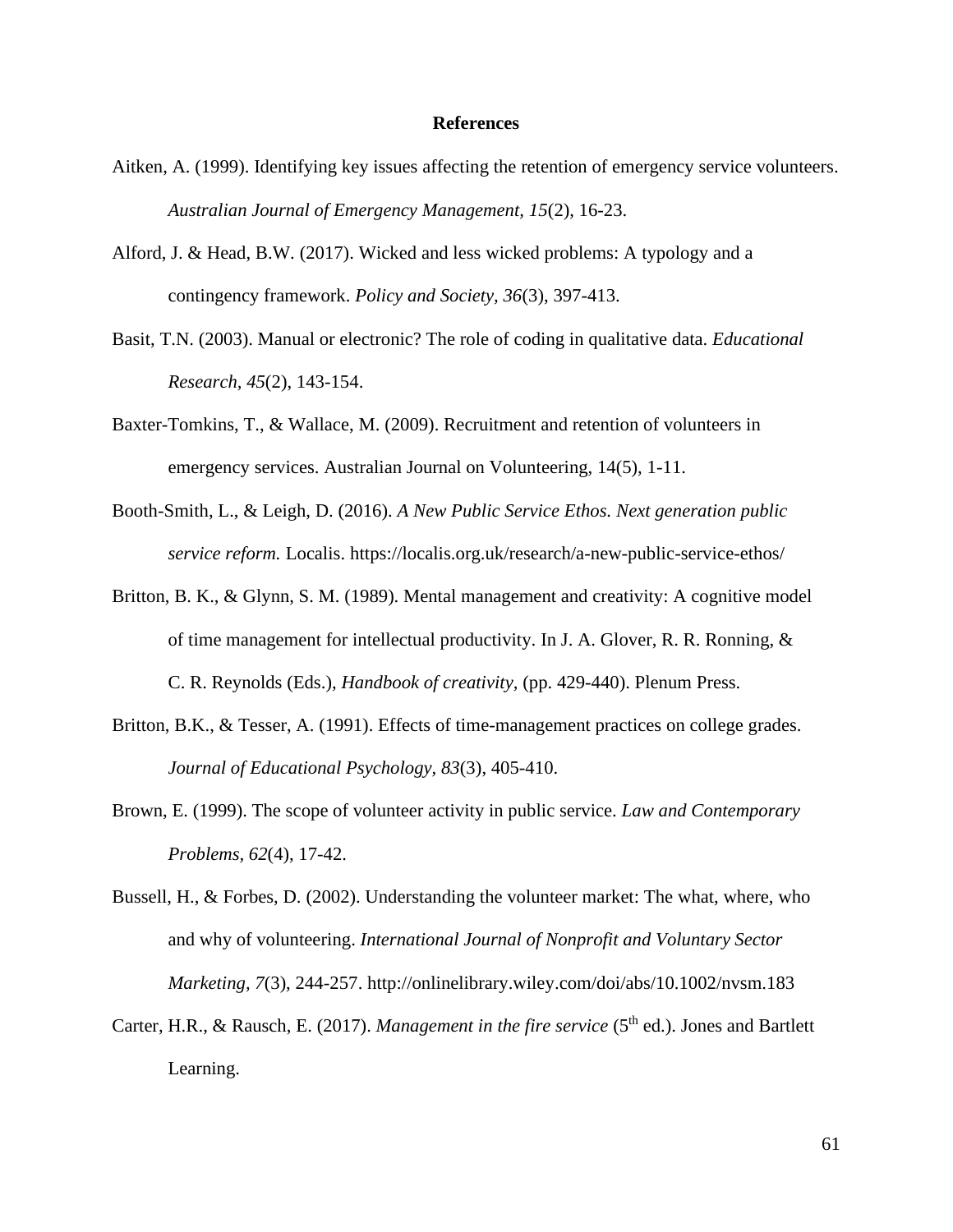# References

Aitken, A. (1999). Identifying key issues affecting the retention of emergency service volunteers. *Australian Journal of Emergency Management, 15*(2), 16-23.

Alford, J. & Head, B.W. (2017). Wicked and less wicked problems: A typology and a contingency framework. *Policy and Society, 36*(3), 397-413.

Basit, T.N. (2003). Manual or electronic? The role of coding in qualitative data. *Educational Research, 45*(2), 143-154.

Baxter-Tomkins, T., & Wallace, M. (2009). Recruitment and retention of volunteers in emergency services. Australian Journal on Volunteering, 14(5), 1-11.

Booth-Smith, L., & Leigh, D. (2016). *A New Public Service Ethos. Next generation public service reform.* Localis. https://localis.org.uk/research/a-new-public-service-ethos/

Britton, B. K., & Glynn, S. M. (1989). Mental management and creativity: A cognitive model of time management for intellectual productivity. In J. A. Glover, R. R. Ronning, & C. R. Reynolds (Eds.), *Handbook of creativity*, (pp. 429-440). Plenum Press.

Britton, B.K., & Tesser, A. (1991). Effects of time-management practices on college grades. *Journal of Educational Psychology, 83*(3), 405-410.

Brown, E. (1999). The scope of volunteer activity in public service. *Law and Contemporary Problems, 62*(4), 17-42.

Bussell, H., & Forbes, D. (2002). Understanding the volunteer market: The what, where, who and why of volunteering. *International Journal of Nonprofit and Voluntary Sector Marketing, 7*(3), 244-257. http://onlinelibrary.wiley.com/doi/abs/10.1002/nvsm.183

Carter, H.R., & Rausch, E. (2017). *Management in the fire service* (5th ed.). Jones and Bartlett Learning.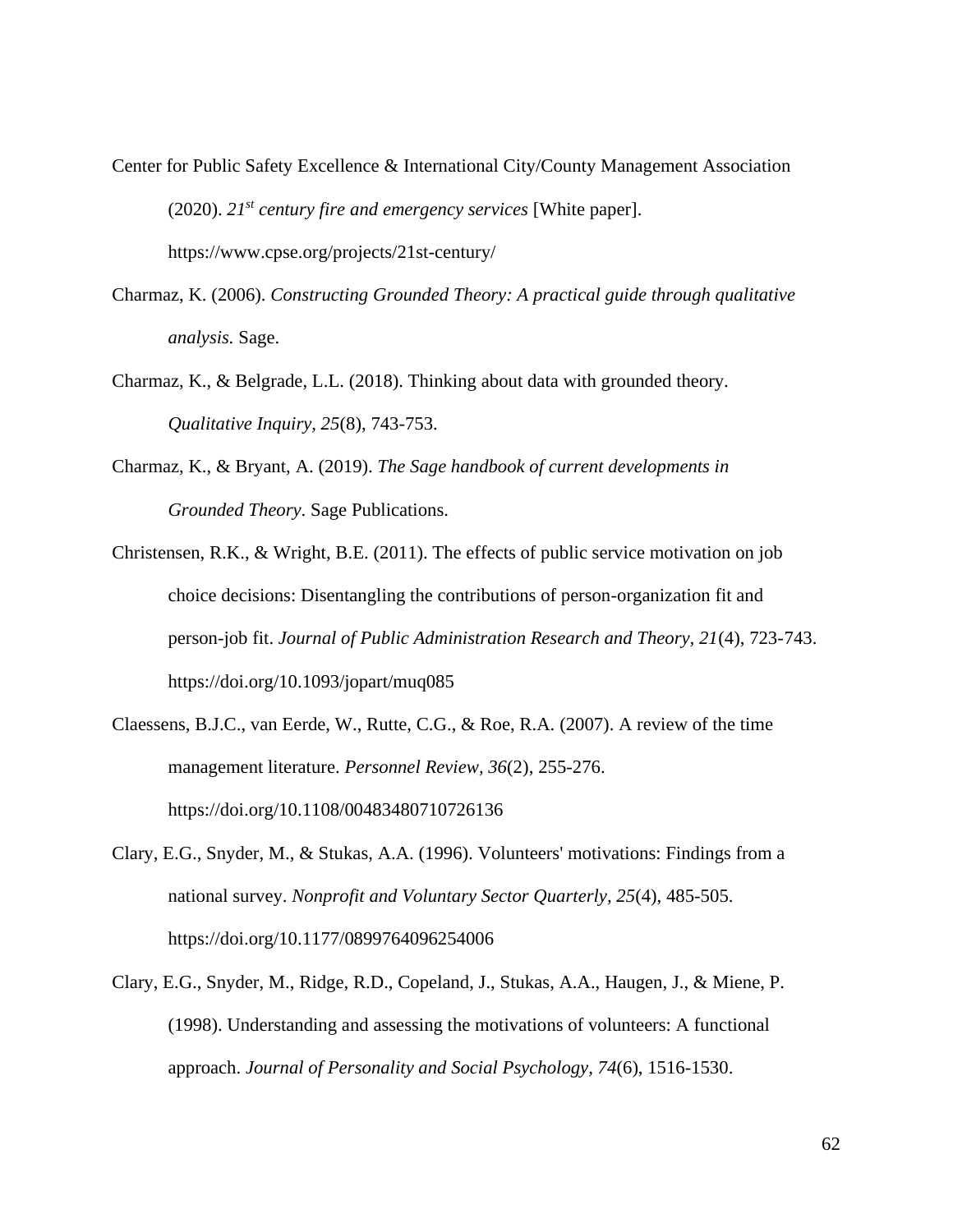Center for Public Safety Excellence & International City/County Management Association (2020). *21st century fire and emergency services* [White paper]. https://www.cpse.org/projects/21st-century/

Charmaz, K. (2006). *Constructing Grounded Theory: A practical guide through qualitative analysis.* Sage.

Charmaz, K., & Belgrade, L.L. (2018). Thinking about data with grounded theory. *Qualitative Inquiry, 25*(8), 743-753.

Charmaz, K., & Bryant, A. (2019). *The Sage handbook of current developments in Grounded Theory*. Sage Publications.

Christensen, R.K., & Wright, B.E. (2011). The effects of public service motivation on job choice decisions: Disentangling the contributions of person-organization fit and person-job fit. *Journal of Public Administration Research and Theory, 21*(4), 723-743. https://doi.org/10.1093/jopart/muq085

Claessens, B.J.C., van Eerde, W., Rutte, C.G., & Roe, R.A. (2007). A review of the time management literature. *Personnel Review, 36*(2), 255-276. https://doi.org/10.1108/00483480710726136

Clary, E.G., Snyder, M., & Stukas, A.A. (1996). Volunteers' motivations: Findings from a national survey. *Nonprofit and Voluntary Sector Quarterly, 25*(4), 485-505. https://doi.org/10.1177/0899764096254006

Clary, E.G., Snyder, M., Ridge, R.D., Copeland, J., Stukas, A.A., Haugen, J., & Miene, P. (1998). Understanding and assessing the motivations of volunteers: A functional approach. *Journal of Personality and Social Psychology, 74*(6), 1516-1530.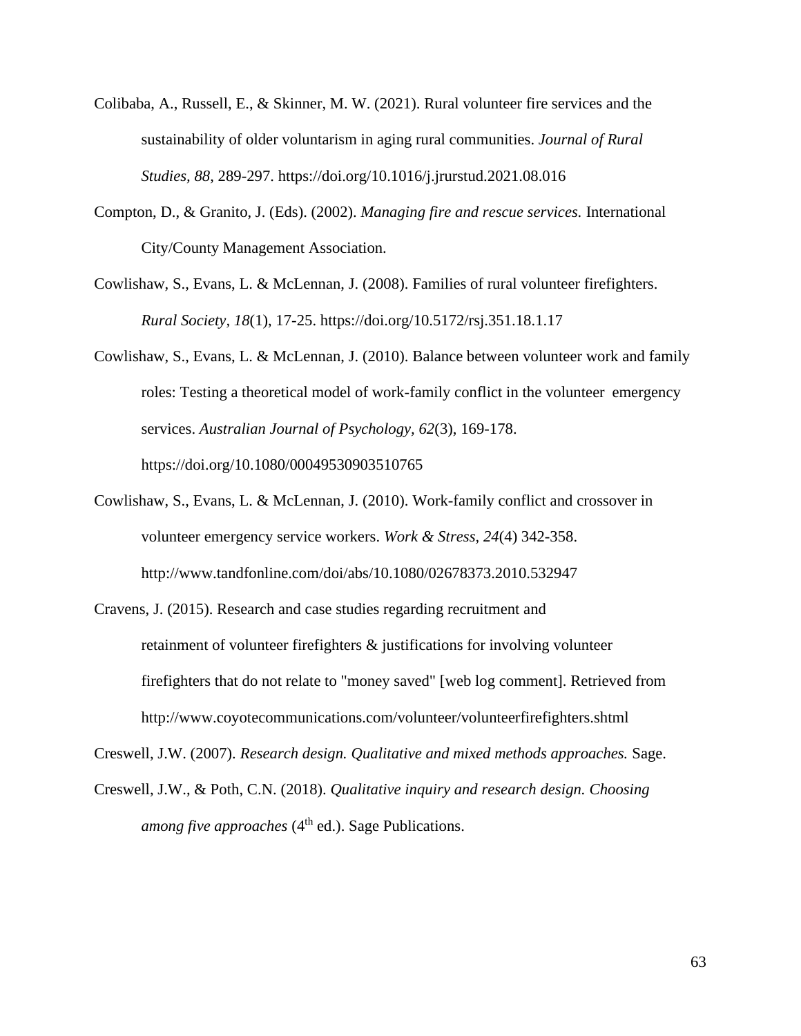Colibaba, A., Russell, E., & Skinner, M. W. (2021). Rural volunteer fire services and the sustainability of older voluntarism in aging rural communities. *Journal of Rural Studies, 88*, 289-297. https://doi.org/10.1016/j.jrurstud.2021.08.016

Compton, D., & Granito, J. (Eds). (2002). *Managing fire and rescue services.* International City/County Management Association.

Cowlishaw, S., Evans, L. & McLennan, J. (2008). Families of rural volunteer firefighters. *Rural Society*, *18*(1), 17-25. https://doi.org/10.5172/rsj.351.18.1.17

Cowlishaw, S., Evans, L. & McLennan, J. (2010). Balance between volunteer work and family roles: Testing a theoretical model of work-family conflict in the volunteer emergency services. *Australian Journal of Psychology, 62*(3), 169-178. https://doi.org/10.1080/00049530903510765

Cowlishaw, S., Evans, L. & McLennan, J. (2010). Work-family conflict and crossover in volunteer emergency service workers. *Work & Stress*, *24*(4) 342-358. http://www.tandfonline.com/doi/abs/10.1080/02678373.2010.532947

Cravens, J. (2015). Research and case studies regarding recruitment and retainment of volunteer firefighters & justifications for involving volunteer firefighters that do not relate to "money saved" [web log comment]. Retrieved from http://www.coyotecommunications.com/volunteer/volunteerfirefighters.shtml

Creswell, J.W. (2007). *Research design. Qualitative and mixed methods approaches.* Sage.

Creswell, J.W., & Poth, C.N. (2018). *Qualitative inquiry and research design. Choosing among five approaches* (4th ed.). Sage Publications.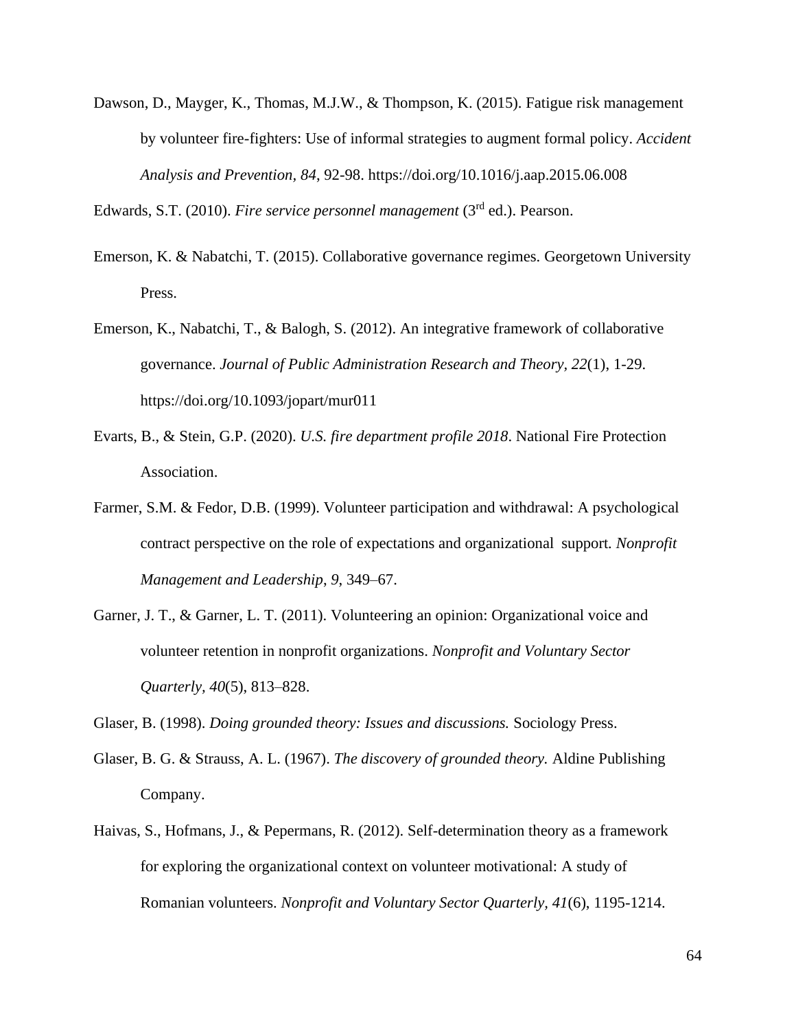Dawson, D., Mayger, K., Thomas, M.J.W., & Thompson, K. (2015). Fatigue risk management by volunteer fire-fighters: Use of informal strategies to augment formal policy. *Accident Analysis and Prevention, 84*, 92-98. https://doi.org/10.1016/j.aap.2015.06.008

Edwards, S.T. (2010). *Fire service personnel management* (3rd ed.). Pearson.

Emerson, K. & Nabatchi, T. (2015). Collaborative governance regimes. Georgetown University Press.

Emerson, K., Nabatchi, T., & Balogh, S. (2012). An integrative framework of collaborative governance. *Journal of Public Administration Research and Theory, 22*(1), 1-29. https://doi.org/10.1093/jopart/mur011

Evarts, B., & Stein, G.P. (2020). *U.S. fire department profile 2018*. National Fire Protection Association.

Farmer, S.M. & Fedor, D.B. (1999). Volunteer participation and withdrawal: A psychological contract perspective on the role of expectations and organizational support. *Nonprofit Management and Leadership, 9*, 349–67.

Garner, J. T., & Garner, L. T. (2011). Volunteering an opinion: Organizational voice and volunteer retention in nonprofit organizations. *Nonprofit and Voluntary Sector Quarterly, 40*(5), 813–828.

Glaser, B. (1998). *Doing grounded theory: Issues and discussions.* Sociology Press.

Glaser, B. G. & Strauss, A. L. (1967). *The discovery of grounded theory.* Aldine Publishing Company.

Haivas, S., Hofmans, J., & Pepermans, R. (2012). Self-determination theory as a framework for exploring the organizational context on volunteer motivational: A study of Romanian volunteers. *Nonprofit and Voluntary Sector Quarterly, 41*(6), 1195-1214.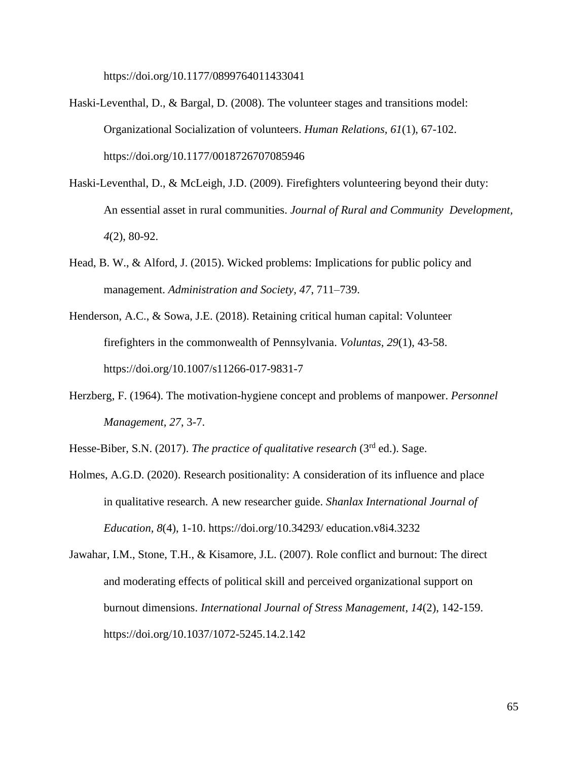https://doi.org/10.1177/0899764011433041

Haski-Leventhal, D., & Bargal, D. (2008). The volunteer stages and transitions model: Organizational Socialization of volunteers. *Human Relations*, *61*(1), 67-102. https://doi.org/10.1177/0018726707085946

Haski-Leventhal, D., & McLeigh, J.D. (2009). Firefighters volunteering beyond their duty: An essential asset in rural communities. *Journal of Rural and Community Development*, *4*(2), 80-92.

Head, B. W., & Alford, J. (2015). Wicked problems: Implications for public policy and management. *Administration and Society, 47*, 711–739.

Henderson, A.C., & Sowa, J.E. (2018). Retaining critical human capital: Volunteer firefighters in the commonwealth of Pennsylvania. *Voluntas*, *29*(1), 43-58. https://doi.org/10.1007/s11266-017-9831-7

Herzberg, F. (1964). The motivation-hygiene concept and problems of manpower. *Personnel Management, 27*, 3-7.

Hesse-Biber, S.N. (2017). *The practice of qualitative research* (3rd ed.). Sage.

Holmes, A.G.D. (2020). Research positionality: A consideration of its influence and place in qualitative research. A new researcher guide. *Shanlax International Journal of Education*, *8*(4), 1-10. https://doi.org/10.34293/ education.v8i4.3232

Jawahar, I.M., Stone, T.H., & Kisamore, J.L. (2007). Role conflict and burnout: The direct and moderating effects of political skill and perceived organizational support on burnout dimensions. *International Journal of Stress Management, 14*(2), 142-159. https://doi.org/10.1037/1072-5245.14.2.142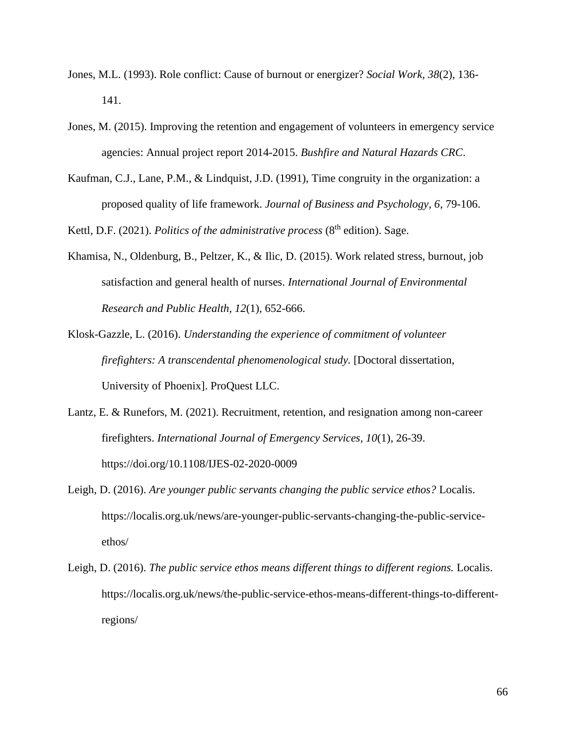Jones, M.L. (1993). Role conflict: Cause of burnout or energizer? *Social Work, 38*(2), 136-141.

Jones, M. (2015). Improving the retention and engagement of volunteers in emergency service agencies: Annual project report 2014-2015. *Bushfire and Natural Hazards CRC*.

Kaufman, C.J., Lane, P.M., & Lindquist, J.D. (1991), Time congruity in the organization: a proposed quality of life framework. *Journal of Business and Psychology, 6*, 79-106.

Kettl, D.F. (2021). *Politics of the administrative process* (8th edition). Sage.

Khamisa, N., Oldenburg, B., Peltzer, K., & Ilic, D. (2015). Work related stress, burnout, job satisfaction and general health of nurses. *International Journal of Environmental Research and Public Health, 12*(1), 652-666.

Klosk-Gazzle, L. (2016). *Understanding the experience of commitment of volunteer firefighters: A transcendental phenomenological study.* [Doctoral dissertation, University of Phoenix]. ProQuest LLC.

Lantz, E. & Runefors, M. (2021). Recruitment, retention, and resignation among non-career firefighters. *International Journal of Emergency Services, 10*(1), 26-39. https://doi.org/10.1108/IJES-02-2020-0009

Leigh, D. (2016). *Are younger public servants changing the public service ethos?* Localis. https://localis.org.uk/news/are-younger-public-servants-changing-the-public-service-ethos/

Leigh, D. (2016). *The public service ethos means different things to different regions.* Localis. https://localis.org.uk/news/the-public-service-ethos-means-different-things-to-different-regions/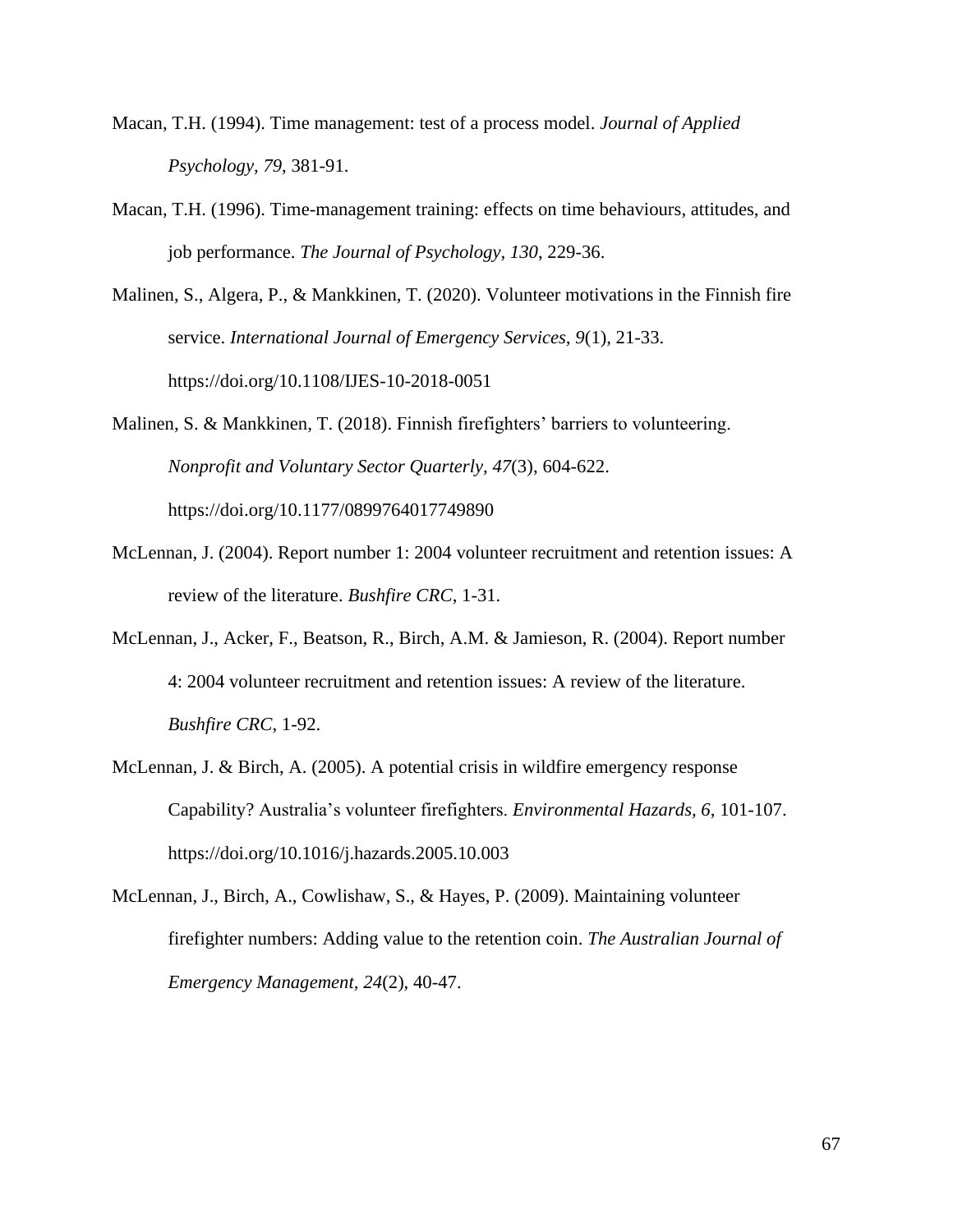Macan, T.H. (1994). Time management: test of a process model. *Journal of Applied Psychology, 79*, 381-91.

Macan, T.H. (1996). Time-management training: effects on time behaviours, attitudes, and job performance. *The Journal of Psychology, 130*, 229-36.

Malinen, S., Algera, P., & Mankkinen, T. (2020). Volunteer motivations in the Finnish fire service. *International Journal of Emergency Services, 9*(1), 21-33. https://doi.org/10.1108/IJES-10-2018-0051

Malinen, S. & Mankkinen, T. (2018). Finnish firefighters' barriers to volunteering. *Nonprofit and Voluntary Sector Quarterly, 47*(3), 604-622. https://doi.org/10.1177/0899764017749890

McLennan, J. (2004). Report number 1: 2004 volunteer recruitment and retention issues: A review of the literature. *Bushfire CRC*, 1-31.

McLennan, J., Acker, F., Beatson, R., Birch, A.M. & Jamieson, R. (2004). Report number 4: 2004 volunteer recruitment and retention issues: A review of the literature. *Bushfire CRC*, 1-92.

McLennan, J. & Birch, A. (2005). A potential crisis in wildfire emergency response Capability? Australia's volunteer firefighters. *Environmental Hazards, 6*, 101-107. https://doi.org/10.1016/j.hazards.2005.10.003

McLennan, J., Birch, A., Cowlishaw, S., & Hayes, P. (2009). Maintaining volunteer firefighter numbers: Adding value to the retention coin. *The Australian Journal of Emergency Management, 24*(2), 40-47.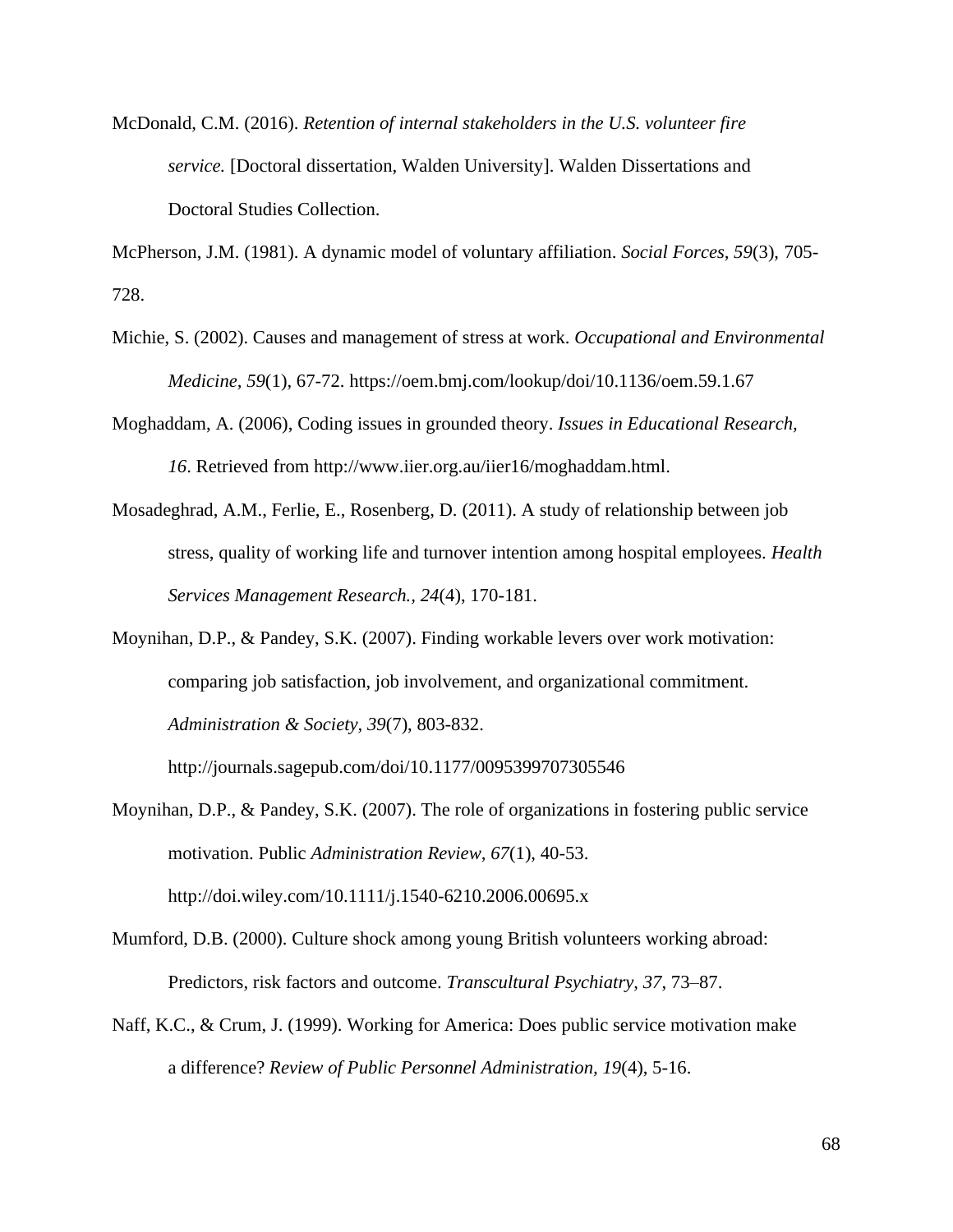McDonald, C.M. (2016). *Retention of internal stakeholders in the U.S. volunteer fire service.* [Doctoral dissertation, Walden University]. Walden Dissertations and Doctoral Studies Collection.

McPherson, J.M. (1981). A dynamic model of voluntary affiliation. *Social Forces, 59*(3), 705-728.

Michie, S. (2002). Causes and management of stress at work. *Occupational and Environmental Medicine, 59*(1), 67-72. https://oem.bmj.com/lookup/doi/10.1136/oem.59.1.67

Moghaddam, A. (2006), Coding issues in grounded theory. *Issues in Educational Research, 16*. Retrieved from http://www.iier.org.au/iier16/moghaddam.html.

Mosadeghrad, A.M., Ferlie, E., Rosenberg, D. (2011). A study of relationship between job stress, quality of working life and turnover intention among hospital employees. *Health Services Management Research., 24*(4), 170-181.

Moynihan, D.P., & Pandey, S.K. (2007). Finding workable levers over work motivation: comparing job satisfaction, job involvement, and organizational commitment. *Administration & Society, 39*(7), 803-832. http://journals.sagepub.com/doi/10.1177/0095399707305546

Moynihan, D.P., & Pandey, S.K. (2007). The role of organizations in fostering public service motivation. Public *Administration Review, 67*(1), 40-53. http://doi.wiley.com/10.1111/j.1540-6210.2006.00695.x

Mumford, D.B. (2000). Culture shock among young British volunteers working abroad: Predictors, risk factors and outcome. *Transcultural Psychiatry, 37*, 73–87.

Naff, K.C., & Crum, J. (1999). Working for America: Does public service motivation make a difference? *Review of Public Personnel Administration, 19*(4), 5-16.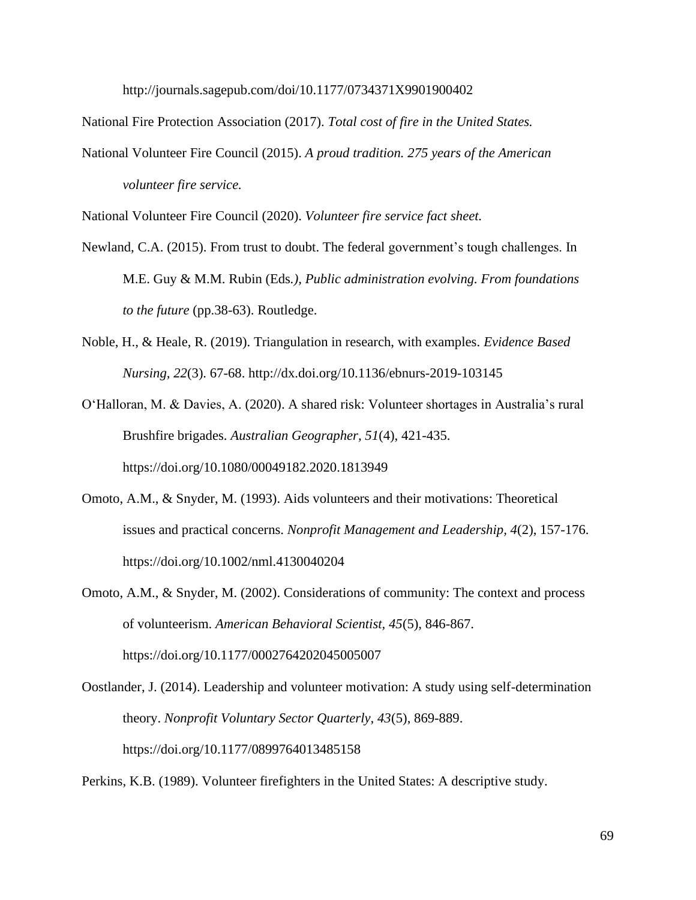http://journals.sagepub.com/doi/10.1177/0734371X9901900402

National Fire Protection Association (2017). *Total cost of fire in the United States.*

National Volunteer Fire Council (2015). *A proud tradition. 275 years of the American volunteer fire service.*

National Volunteer Fire Council (2020). *Volunteer fire service fact sheet.*

Newland, C.A. (2015). From trust to doubt. The federal government's tough challenges. In M.E. Guy & M.M. Rubin (Eds.*), Public administration evolving. From foundations to the future* (pp.38-63). Routledge.

Noble, H., & Heale, R. (2019). Triangulation in research, with examples. *Evidence Based Nursing, 22*(3). 67-68. http://dx.doi.org/10.1136/ebnurs-2019-103145

O'Halloran, M. & Davies, A. (2020). A shared risk: Volunteer shortages in Australia's rural Brushfire brigades. *Australian Geographer, 51*(4), 421-435. https://doi.org/10.1080/00049182.2020.1813949

Omoto, A.M., & Snyder, M. (1993). Aids volunteers and their motivations: Theoretical issues and practical concerns. *Nonprofit Management and Leadership, 4*(2), 157-176. https://doi.org/10.1002/nml.4130040204

Omoto, A.M., & Snyder, M. (2002). Considerations of community: The context and process of volunteerism. *American Behavioral Scientist, 45*(5), 846-867. https://doi.org/10.1177/0002764202045005007

Oostlander, J. (2014). Leadership and volunteer motivation: A study using self-determination theory. *Nonprofit Voluntary Sector Quarterly, 43*(5), 869-889. https://doi.org/10.1177/0899764013485158

Perkins, K.B. (1989). Volunteer firefighters in the United States: A descriptive study.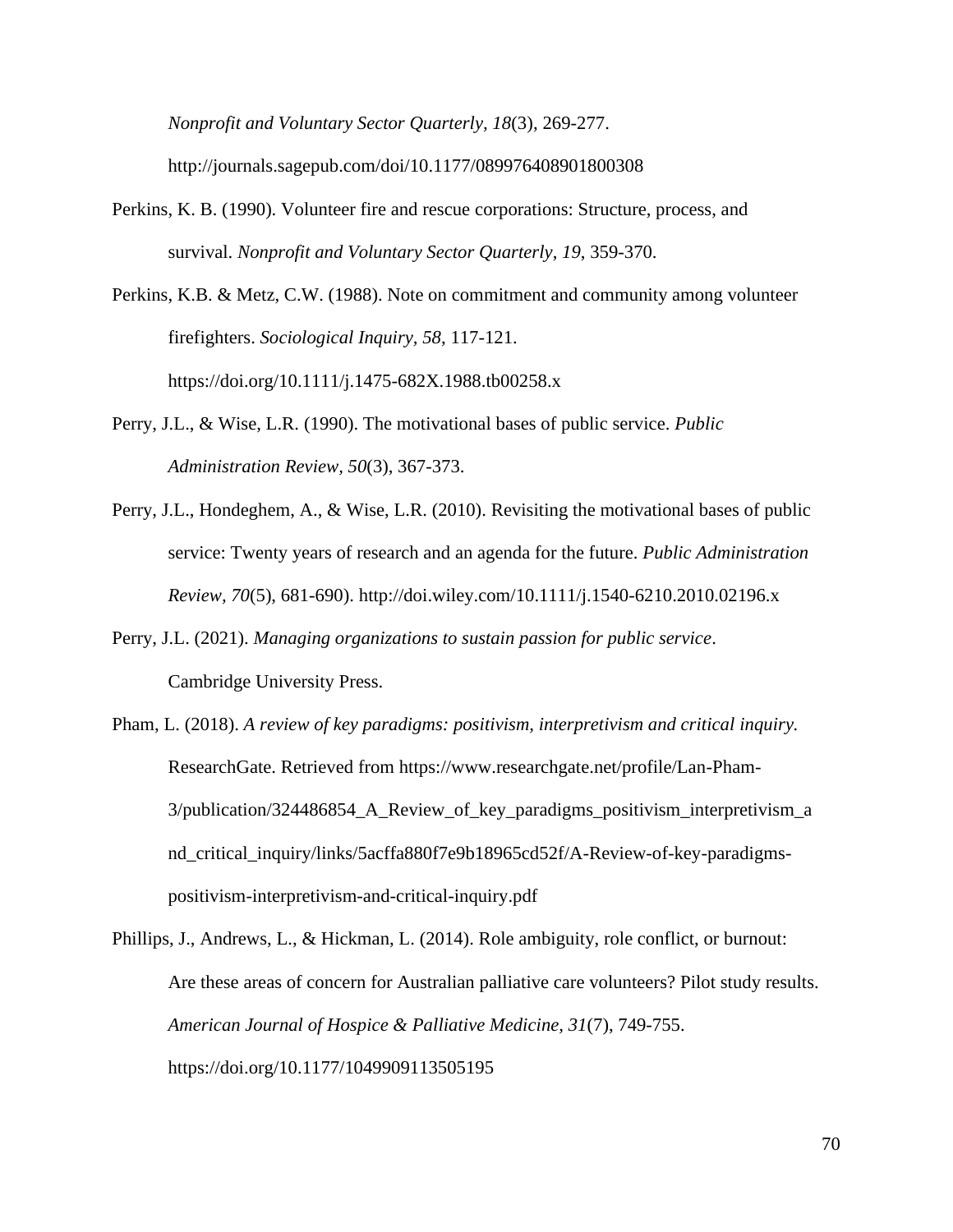*Nonprofit and Voluntary Sector Quarterly, 18*(3), 269-277. http://journals.sagepub.com/doi/10.1177/089976408901800308

Perkins, K. B. (1990). Volunteer fire and rescue corporations: Structure, process, and survival. *Nonprofit and Voluntary Sector Quarterly*, *19*, 359-370.

Perkins, K.B. & Metz, C.W. (1988). Note on commitment and community among volunteer firefighters. *Sociological Inquiry, 58*, 117-121. https://doi.org/10.1111/j.1475-682X.1988.tb00258.x

Perry, J.L., & Wise, L.R. (1990). The motivational bases of public service. *Public Administration Review, 50*(3), 367-373.

Perry, J.L., Hondeghem, A., & Wise, L.R. (2010). Revisiting the motivational bases of public service: Twenty years of research and an agenda for the future. *Public Administration Review, 70*(5), 681-690). http://doi.wiley.com/10.1111/j.1540-6210.2010.02196.x

Perry, J.L. (2021). *Managing organizations to sustain passion for public service*. Cambridge University Press.

Pham, L. (2018). *A review of key paradigms: positivism, interpretivism and critical inquiry.* ResearchGate. Retrieved from https://www.researchgate.net/profile/Lan-Pham-3/publication/324486854_A_Review_of_key_paradigms_positivism_interpretivism_and_critical_inquiry/links/5acffa880f7e9b18965cd52f/A-Review-of-key-paradigms-positivism-interpretivism-and-critical-inquiry.pdf

Phillips, J., Andrews, L., & Hickman, L. (2014). Role ambiguity, role conflict, or burnout: Are these areas of concern for Australian palliative care volunteers? Pilot study results. *American Journal of Hospice & Palliative Medicine, 31*(7), 749-755. https://doi.org/10.1177/1049909113505195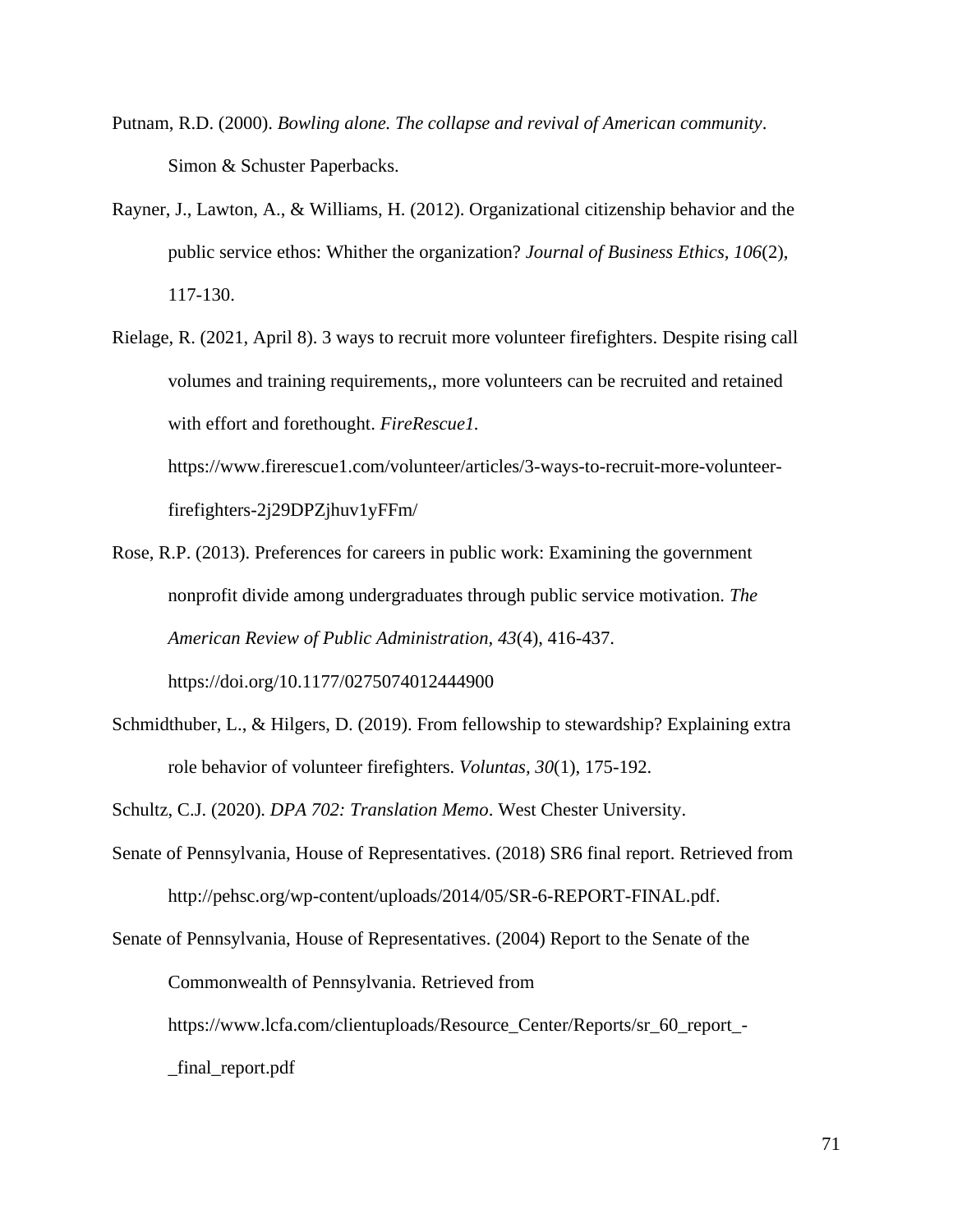Putnam, R.D. (2000). *Bowling alone. The collapse and revival of American community*. Simon & Schuster Paperbacks.

Rayner, J., Lawton, A., & Williams, H. (2012). Organizational citizenship behavior and the public service ethos: Whither the organization? *Journal of Business Ethics, 106*(2), 117-130.

Rielage, R. (2021, April 8). 3 ways to recruit more volunteer firefighters. Despite rising call volumes and training requirements,, more volunteers can be recruited and retained with effort and forethought. *FireRescue1.* https://www.firerescue1.com/volunteer/articles/3-ways-to-recruit-more-volunteer-firefighters-2j29DPZjhuv1yFFm/

Rose, R.P. (2013). Preferences for careers in public work: Examining the government nonprofit divide among undergraduates through public service motivation. *The American Review of Public Administration, 43*(4), 416-437. https://doi.org/10.1177/0275074012444900

Schmidthuber, L., & Hilgers, D. (2019). From fellowship to stewardship? Explaining extra role behavior of volunteer firefighters. *Voluntas, 30*(1), 175-192.

Schultz, C.J. (2020). *DPA 702: Translation Memo*. West Chester University.

Senate of Pennsylvania, House of Representatives. (2018) SR6 final report. Retrieved from http://pehsc.org/wp-content/uploads/2014/05/SR-6-REPORT-FINAL.pdf.

Senate of Pennsylvania, House of Representatives. (2004) Report to the Senate of the Commonwealth of Pennsylvania. Retrieved from https://www.lcfa.com/clientuploads/Resource_Center/Reports/sr_60_report_-_final_report.pdf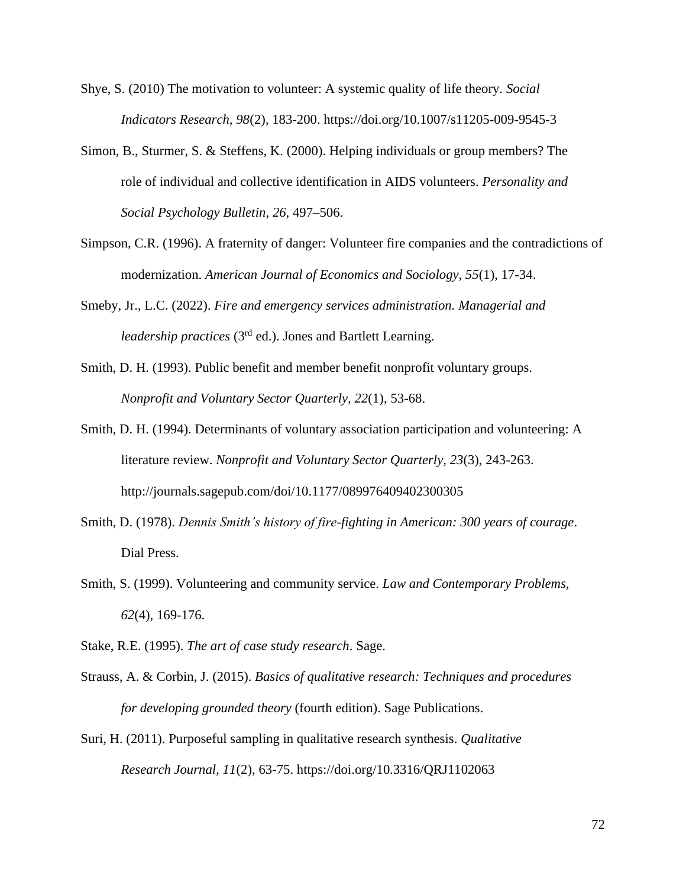Shye, S. (2010) The motivation to volunteer: A systemic quality of life theory. *Social Indicators Research*, *98*(2), 183-200. https://doi.org/10.1007/s11205-009-9545-3

Simon, B., Sturmer, S. & Steffens, K. (2000). Helping individuals or group members? The role of individual and collective identification in AIDS volunteers. *Personality and Social Psychology Bulletin*, *26*, 497–506.

Simpson, C.R. (1996). A fraternity of danger: Volunteer fire companies and the contradictions of modernization. *American Journal of Economics and Sociology*, *55*(1), 17-34.

Smeby, Jr., L.C. (2022). *Fire and emergency services administration. Managerial and leadership practices* (3rd ed.). Jones and Bartlett Learning.

Smith, D. H. (1993). Public benefit and member benefit nonprofit voluntary groups. *Nonprofit and Voluntary Sector Quarterly, 22*(1), 53-68.

Smith, D. H. (1994). Determinants of voluntary association participation and volunteering: A literature review. *Nonprofit and Voluntary Sector Quarterly, 23*(3), 243-263. http://journals.sagepub.com/doi/10.1177/089976409402300305

Smith, D. (1978). *Dennis Smith's history of fire-fighting in American: 300 years of courage*. Dial Press.

Smith, S. (1999). Volunteering and community service. *Law and Contemporary Problems, 62*(4), 169-176.

Stake, R.E. (1995). *The art of case study research*. Sage.

Strauss, A. & Corbin, J. (2015). *Basics of qualitative research: Techniques and procedures for developing grounded theory* (fourth edition). Sage Publications.

Suri, H. (2011). Purposeful sampling in qualitative research synthesis. *Qualitative Research Journal, 11*(2), 63-75. https://doi.org/10.3316/QRJ1102063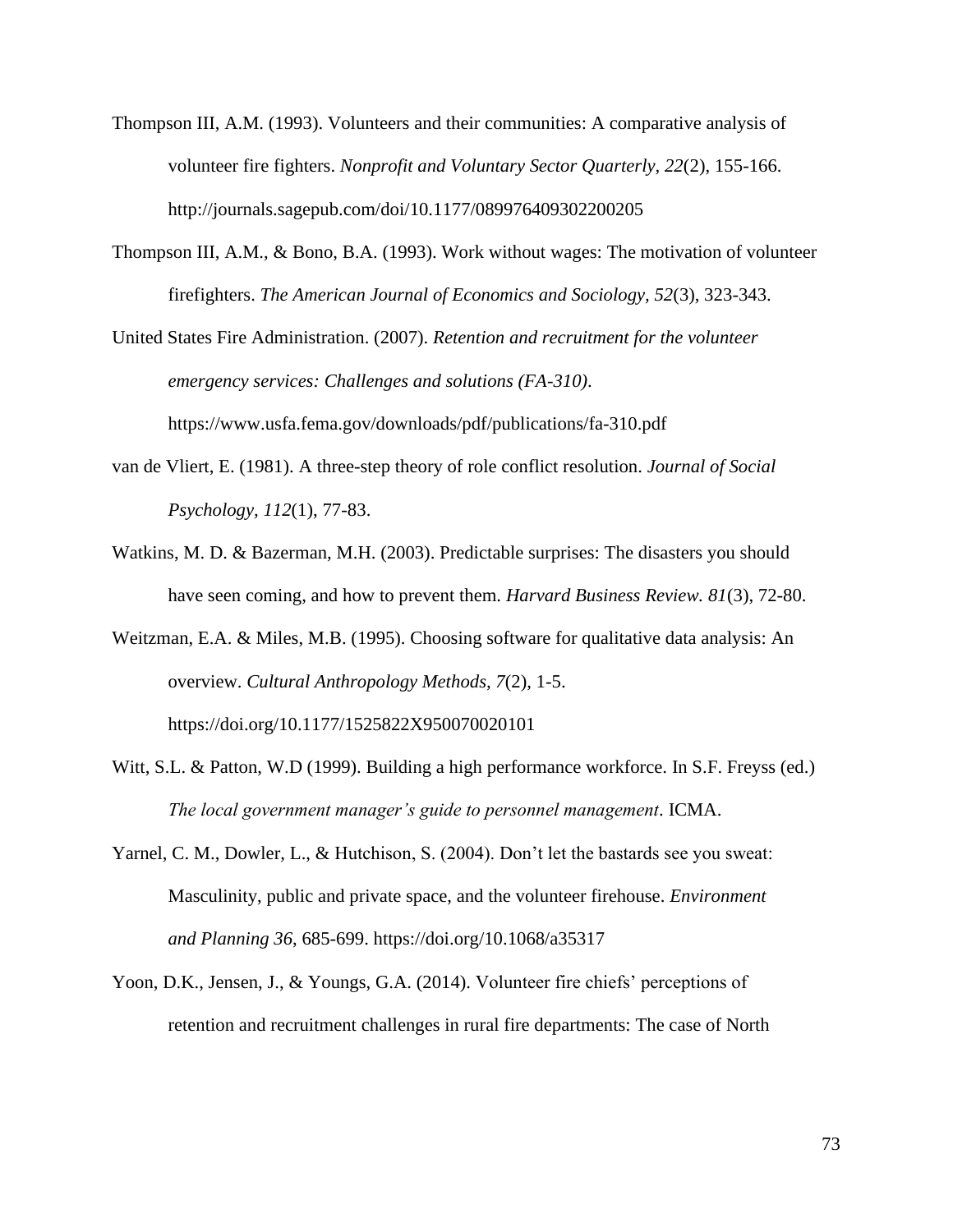Thompson III, A.M. (1993). Volunteers and their communities: A comparative analysis of volunteer fire fighters. *Nonprofit and Voluntary Sector Quarterly*, *22*(2), 155-166. http://journals.sagepub.com/doi/10.1177/089976409302200205

Thompson III, A.M., & Bono, B.A. (1993). Work without wages: The motivation of volunteer firefighters. *The American Journal of Economics and Sociology, 52*(3), 323-343.

United States Fire Administration. (2007). *Retention and recruitment for the volunteer emergency services: Challenges and solutions (FA-310)*. https://www.usfa.fema.gov/downloads/pdf/publications/fa-310.pdf

van de Vliert, E. (1981). A three-step theory of role conflict resolution. *Journal of Social Psychology, 112*(1), 77-83.

Watkins, M. D. & Bazerman, M.H. (2003). Predictable surprises: The disasters you should have seen coming, and how to prevent them. *Harvard Business Review. 81*(3), 72-80.

Weitzman, E.A. & Miles, M.B. (1995). Choosing software for qualitative data analysis: An overview. *Cultural Anthropology Methods, 7*(2), 1-5. https://doi.org/10.1177/1525822X950070020101

Witt, S.L. & Patton, W.D (1999). Building a high performance workforce. In S.F. Freyss (ed.) *The local government manager's guide to personnel management*. ICMA.

Yarnel, C. M., Dowler, L., & Hutchison, S. (2004). Don't let the bastards see you sweat: Masculinity, public and private space, and the volunteer firehouse. *Environment and Planning 36*, 685-699. https://doi.org/10.1068/a35317

Yoon, D.K., Jensen, J., & Youngs, G.A. (2014). Volunteer fire chiefs' perceptions of retention and recruitment challenges in rural fire departments: The case of North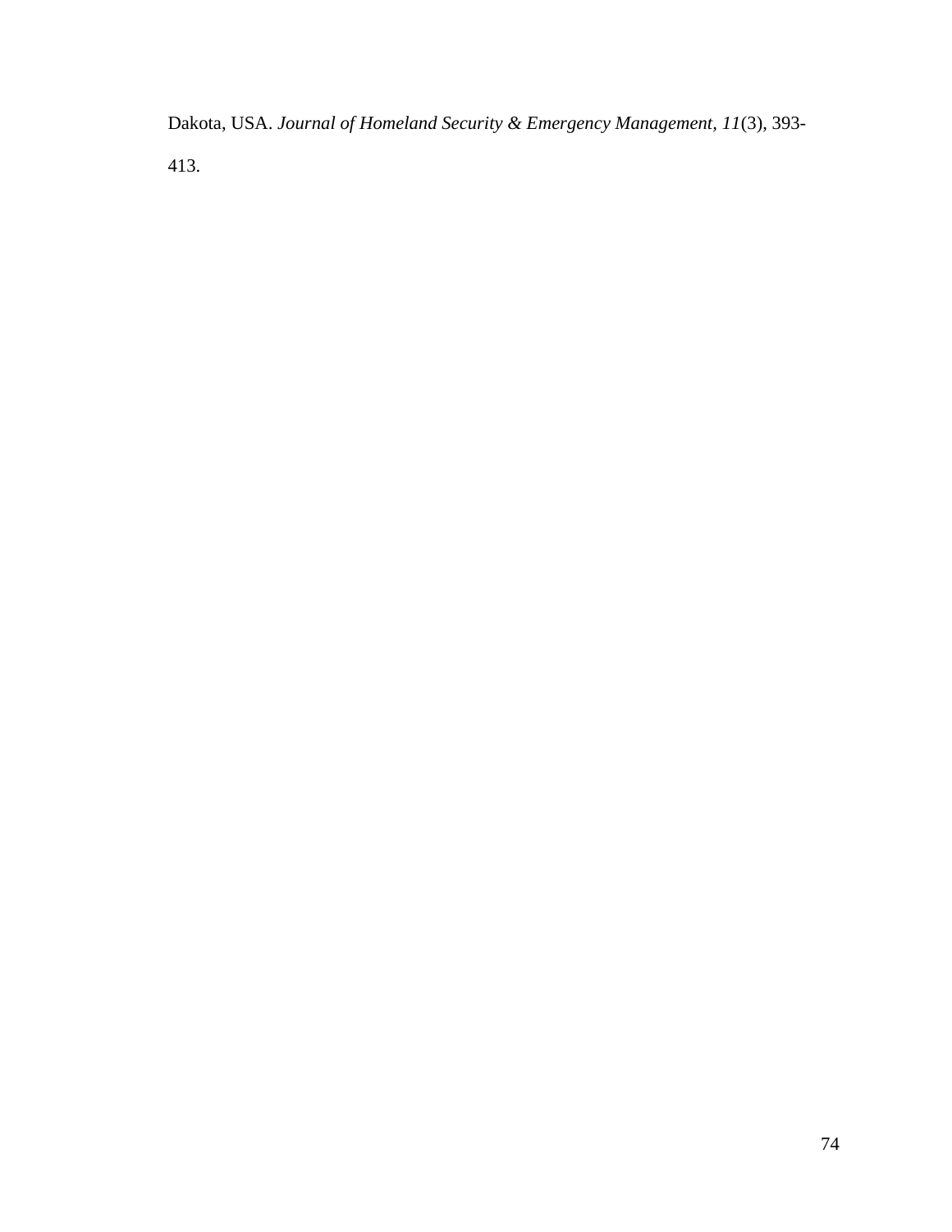Dakota, USA. *Journal of Homeland Security & Emergency Management, 11*(3), 393-413.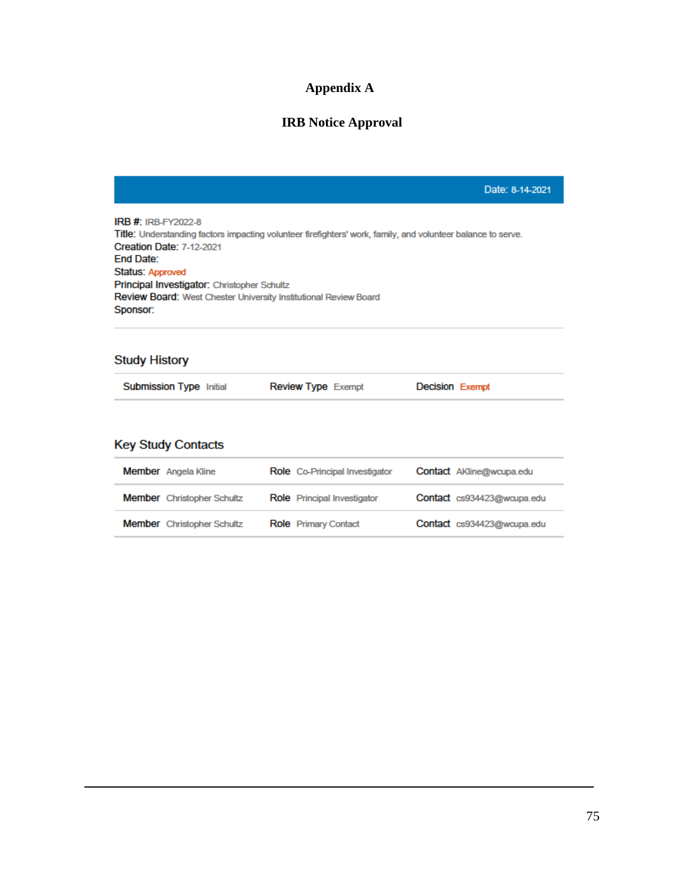# Appendix A

## IRB Notice Approval

Date: 8-14-2021

**IRB #:** IRB-FY2022-8
**Title:** Understanding factors impacting volunteer firefighters' work, family, and volunteer balance to serve.
**Creation Date:** 7-12-2021
**End Date:**
**Status:** Approved
**Principal Investigator:** Christopher Schultz
**Review Board:** West Chester University Institutional Review Board
**Sponsor:**

### Study History

| Submission Type | Review Type | Decision |
|---|---|---|
| Initial | Exempt | Exempt |

### Key Study Contacts

| Member | Role | Contact |
|---|---|---|
| Angela Kline | Co-Principal Investigator | AKline@wcupa.edu |
| Christopher Schultz | Principal Investigator | cs934423@wcupa.edu |
| Christopher Schultz | Primary Contact | cs934423@wcupa.edu |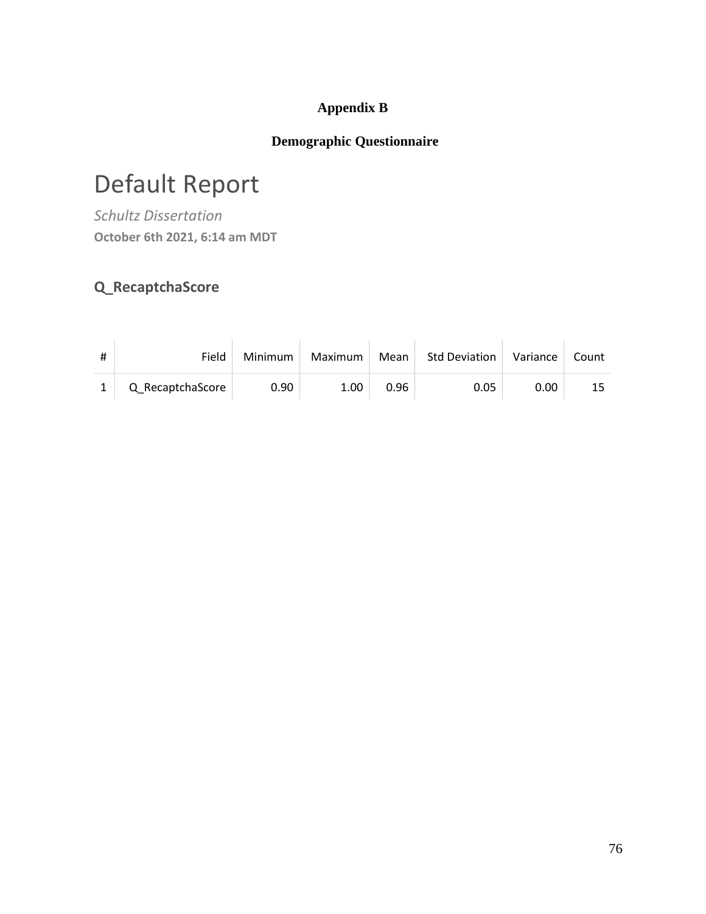**Appendix B**

**Demographic Questionnaire**

# Default Report

*Schultz Dissertation*

**October 6th 2021, 6:14 am MDT**

## Q_RecaptchaScore

| # | Field | Minimum | Maximum | Mean | Std Deviation | Variance | Count |
|---|---|---|---|---|---|---|---|
| 1 | Q_RecaptchaScore | 0.90 | 1.00 | 0.96 | 0.05 | 0.00 | 15 |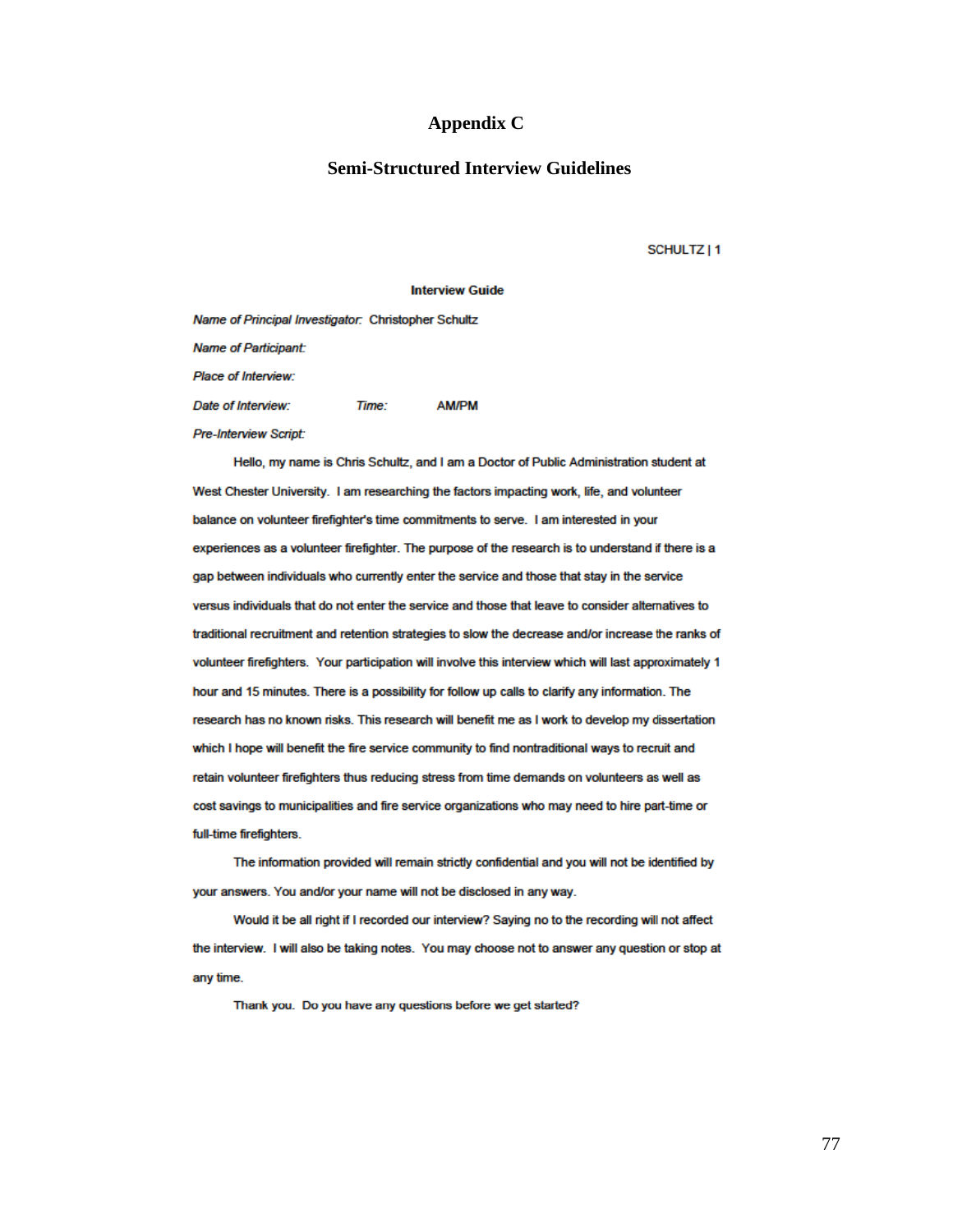# Appendix C

## Semi-Structured Interview Guidelines

SCHULTZ | 1

**Interview Guide**

*Name of Principal Investigator:* Christopher Schultz

*Name of Participant:*

*Place of Interview:*

*Date of Interview:* *Time:* AM/PM

*Pre-Interview Script:*

Hello, my name is Chris Schultz, and I am a Doctor of Public Administration student at West Chester University. I am researching the factors impacting work, life, and volunteer balance on volunteer firefighter's time commitments to serve. I am interested in your experiences as a volunteer firefighter. The purpose of the research is to understand if there is a gap between individuals who currently enter the service and those that stay in the service versus individuals that do not enter the service and those that leave to consider alternatives to traditional recruitment and retention strategies to slow the decrease and/or increase the ranks of volunteer firefighters. Your participation will involve this interview which will last approximately 1 hour and 15 minutes. There is a possibility for follow up calls to clarify any information. The research has no known risks. This research will benefit me as I work to develop my dissertation which I hope will benefit the fire service community to find nontraditional ways to recruit and retain volunteer firefighters thus reducing stress from time demands on volunteers as well as cost savings to municipalities and fire service organizations who may need to hire part-time or full-time firefighters.

The information provided will remain strictly confidential and you will not be identified by your answers. You and/or your name will not be disclosed in any way.

Would it be all right if I recorded our interview? Saying no to the recording will not affect the interview. I will also be taking notes. You may choose not to answer any question or stop at any time.

Thank you. Do you have any questions before we get started?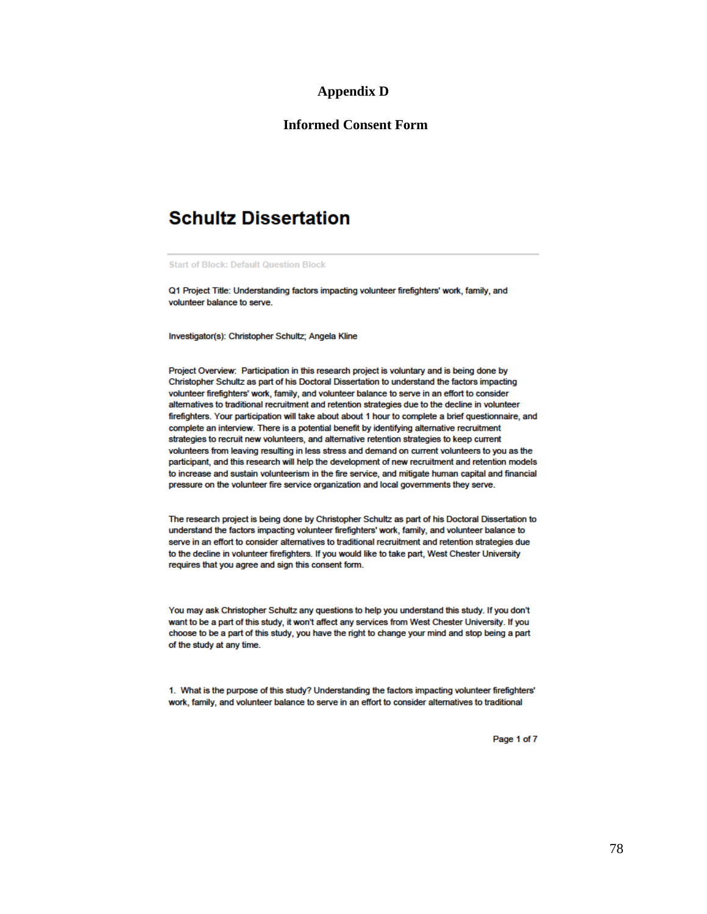# Appendix D

## Informed Consent Form

# Schultz Dissertation

Start of Block: Default Question Block

Q1 Project Title: Understanding factors impacting volunteer firefighters' work, family, and volunteer balance to serve.

Investigator(s): Christopher Schultz; Angela Kline

Project Overview: Participation in this research project is voluntary and is being done by Christopher Schultz as part of his Doctoral Dissertation to understand the factors impacting volunteer firefighters' work, family, and volunteer balance to serve in an effort to consider alternatives to traditional recruitment and retention strategies due to the decline in volunteer firefighters. Your participation will take about about 1 hour to complete a brief questionnaire, and complete an interview. There is a potential benefit by identifying alternative recruitment strategies to recruit new volunteers, and alternative retention strategies to keep current volunteers from leaving resulting in less stress and demand on current volunteers to you as the participant, and this research will help the development of new recruitment and retention models to increase and sustain volunteerism in the fire service, and mitigate human capital and financial pressure on the volunteer fire service organization and local governments they serve.

The research project is being done by Christopher Schultz as part of his Doctoral Dissertation to understand the factors impacting volunteer firefighters' work, family, and volunteer balance to serve in an effort to consider alternatives to traditional recruitment and retention strategies due to the decline in volunteer firefighters. If you would like to take part, West Chester University requires that you agree and sign this consent form.

You may ask Christopher Schultz any questions to help you understand this study. If you don't want to be a part of this study, it won't affect any services from West Chester University. If you choose to be a part of this study, you have the right to change your mind and stop being a part of the study at any time.

1. What is the purpose of this study? Understanding the factors impacting volunteer firefighters' work, family, and volunteer balance to serve in an effort to consider alternatives to traditional